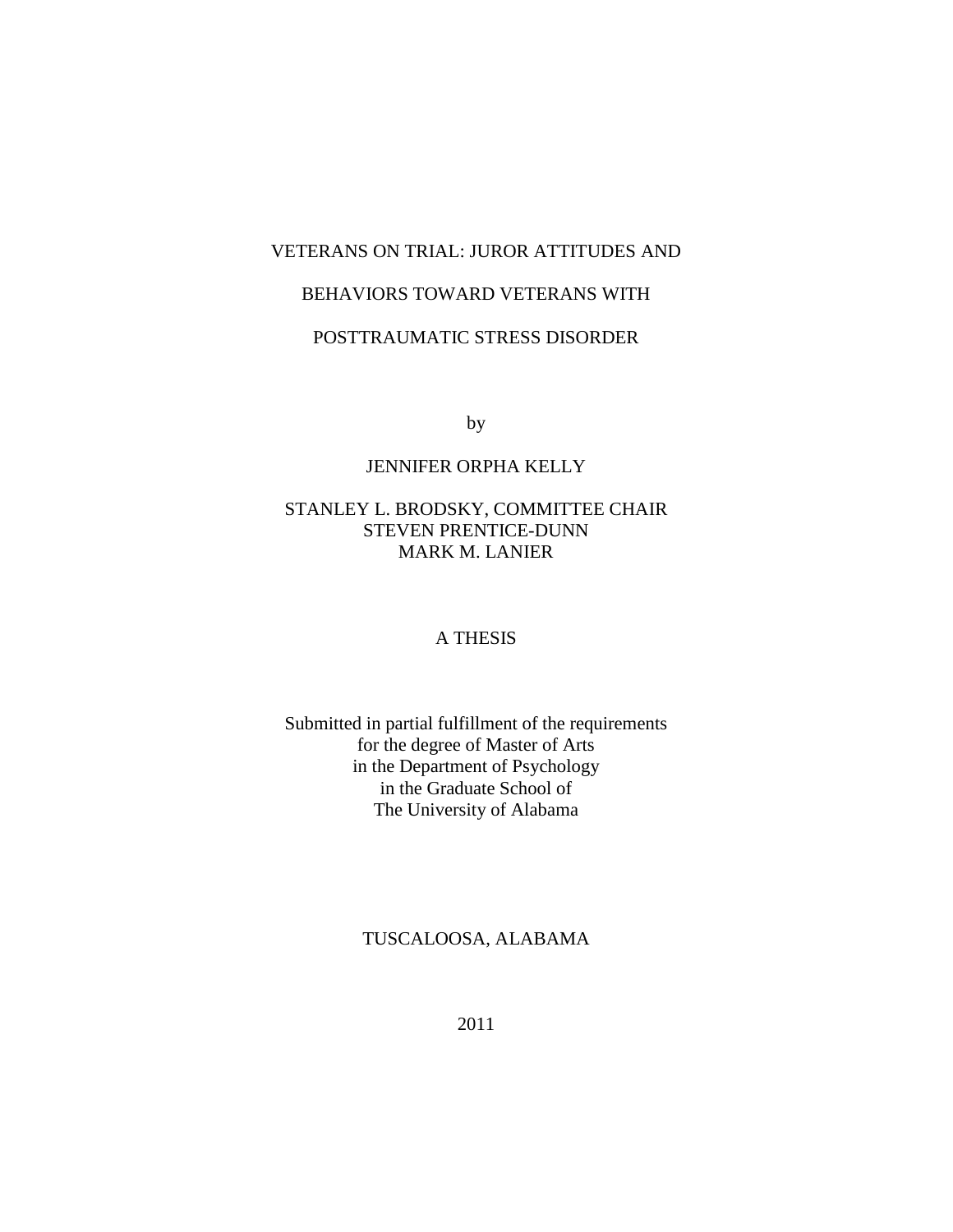# VETERANS ON TRIAL: JUROR ATTITUDES AND BEHAVIORS TOWARD VETERANS WITH POSTTRAUMATIC STRESS DISORDER

by

JENNIFER ORPHA KELLY

STANLEY L. BRODSKY, COMMITTEE CHAIR
STEVEN PRENTICE-DUNN
MARK M. LANIER

A THESIS

Submitted in partial fulfillment of the requirements
for the degree of Master of Arts
in the Department of Psychology
in the Graduate School of
The University of Alabama

TUSCALOOSA, ALABAMA

2011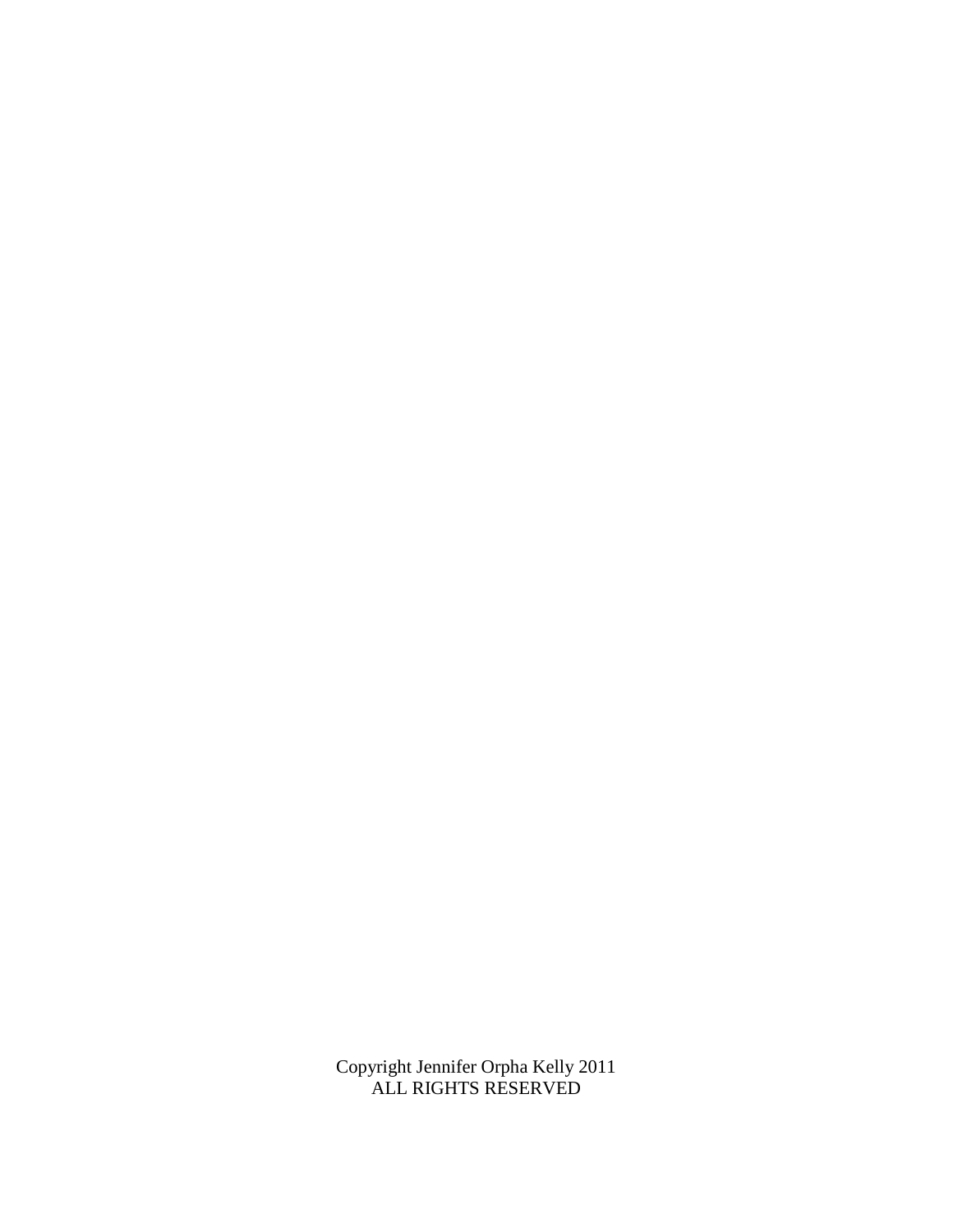Copyright Jennifer Orpha Kelly 2011
ALL RIGHTS RESERVED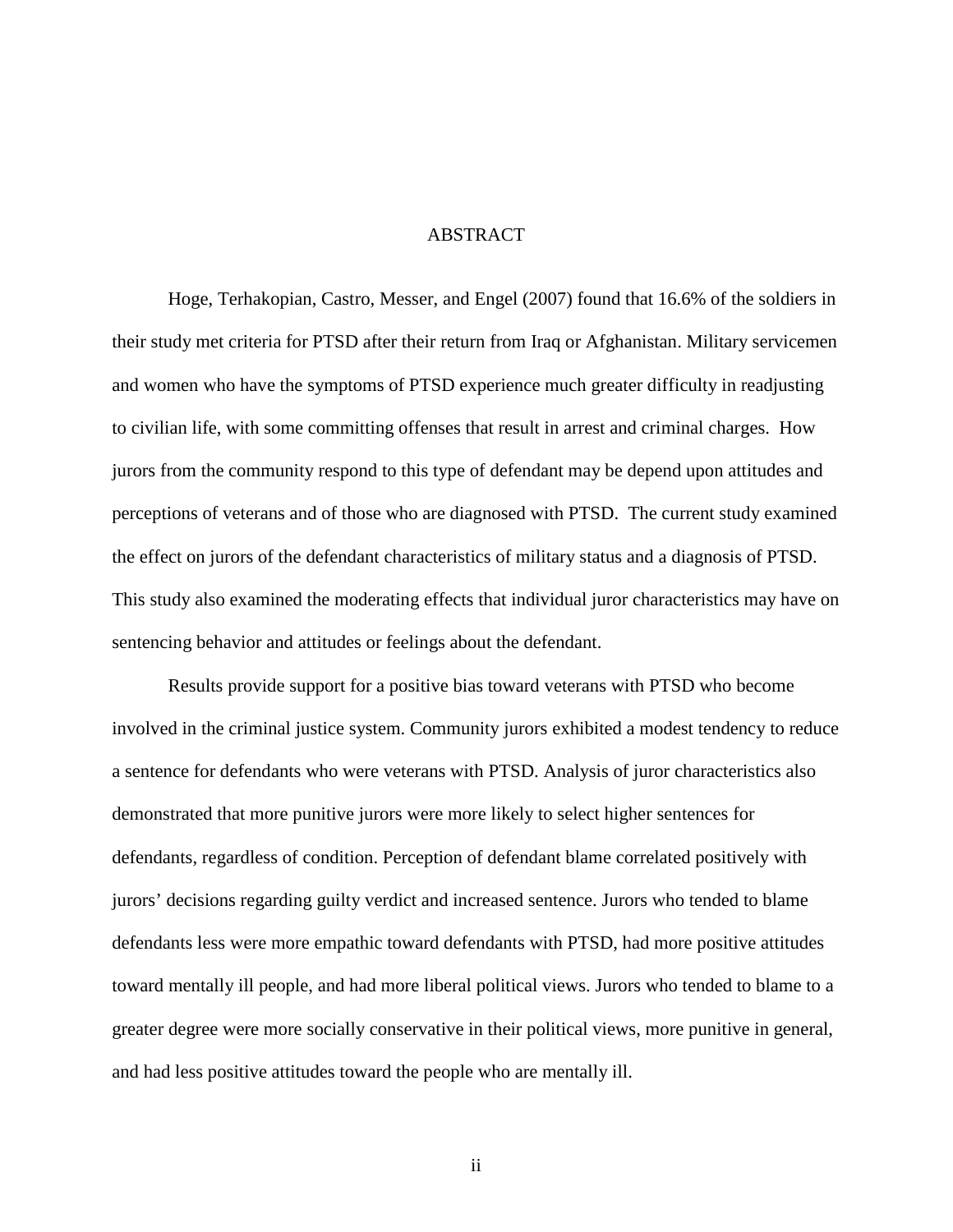# ABSTRACT

Hoge, Terhakopian, Castro, Messer, and Engel (2007) found that 16.6% of the soldiers in their study met criteria for PTSD after their return from Iraq or Afghanistan. Military servicemen and women who have the symptoms of PTSD experience much greater difficulty in readjusting to civilian life, with some committing offenses that result in arrest and criminal charges. How jurors from the community respond to this type of defendant may be depend upon attitudes and perceptions of veterans and of those who are diagnosed with PTSD. The current study examined the effect on jurors of the defendant characteristics of military status and a diagnosis of PTSD. This study also examined the moderating effects that individual juror characteristics may have on sentencing behavior and attitudes or feelings about the defendant.

Results provide support for a positive bias toward veterans with PTSD who become involved in the criminal justice system. Community jurors exhibited a modest tendency to reduce a sentence for defendants who were veterans with PTSD. Analysis of juror characteristics also demonstrated that more punitive jurors were more likely to select higher sentences for defendants, regardless of condition. Perception of defendant blame correlated positively with jurors' decisions regarding guilty verdict and increased sentence. Jurors who tended to blame defendants less were more empathic toward defendants with PTSD, had more positive attitudes toward mentally ill people, and had more liberal political views. Jurors who tended to blame to a greater degree were more socially conservative in their political views, more punitive in general, and had less positive attitudes toward the people who are mentally ill.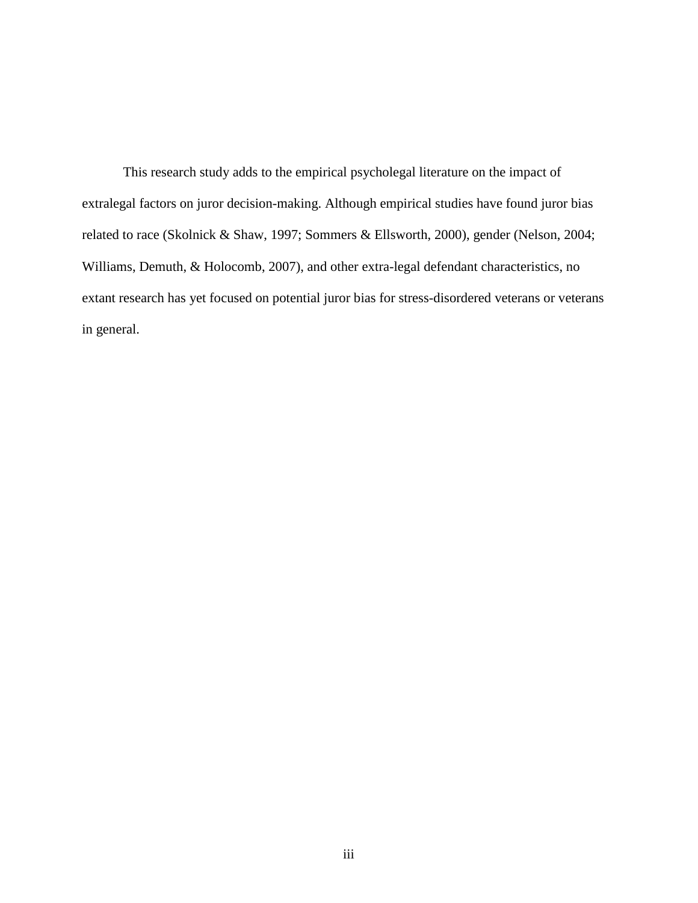This research study adds to the empirical psycholegal literature on the impact of extralegal factors on juror decision-making. Although empirical studies have found juror bias related to race (Skolnick & Shaw, 1997; Sommers & Ellsworth, 2000), gender (Nelson, 2004; Williams, Demuth, & Holocomb, 2007), and other extra-legal defendant characteristics, no extant research has yet focused on potential juror bias for stress-disordered veterans or veterans in general.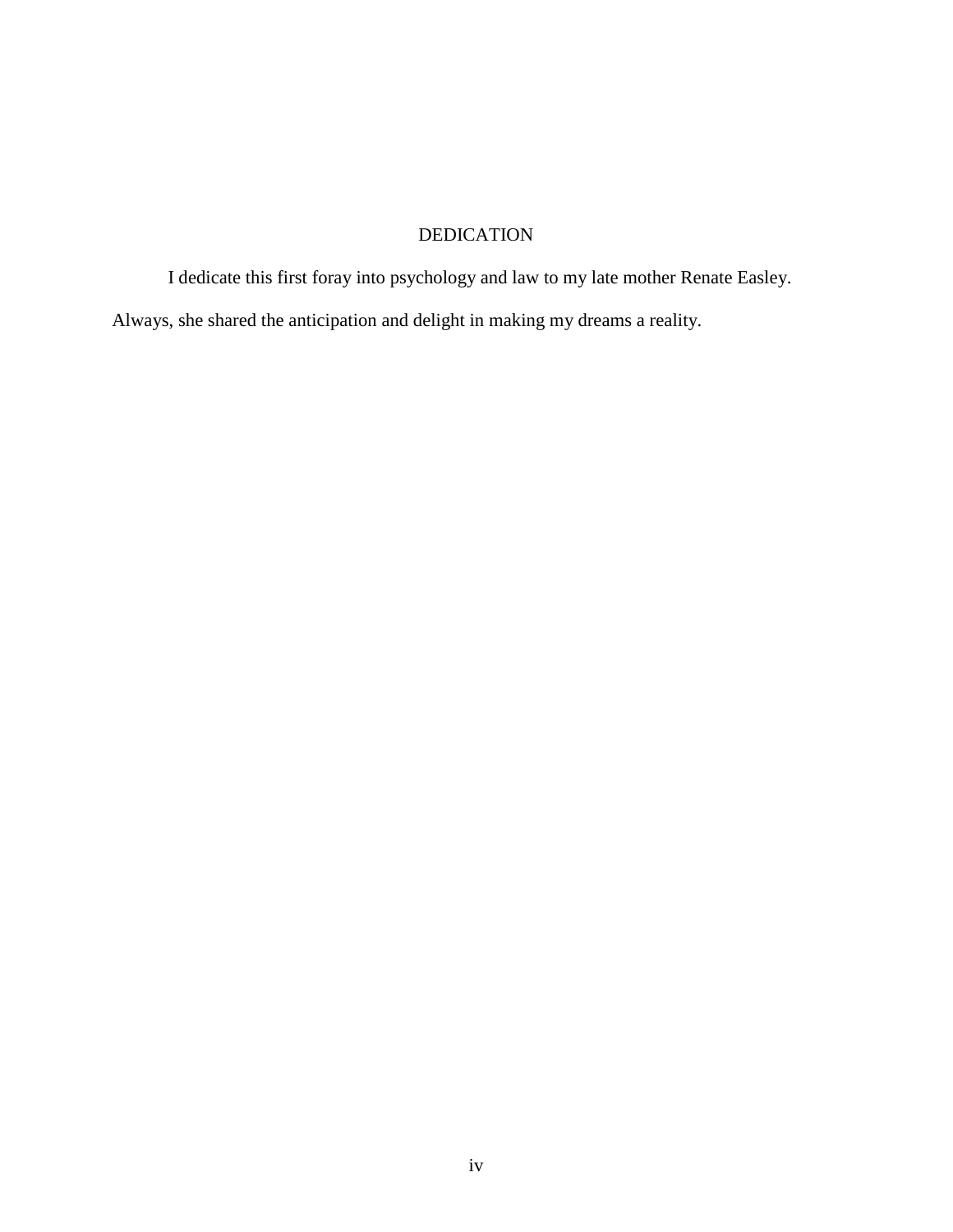# DEDICATION

I dedicate this first foray into psychology and law to my late mother Renate Easley. Always, she shared the anticipation and delight in making my dreams a reality.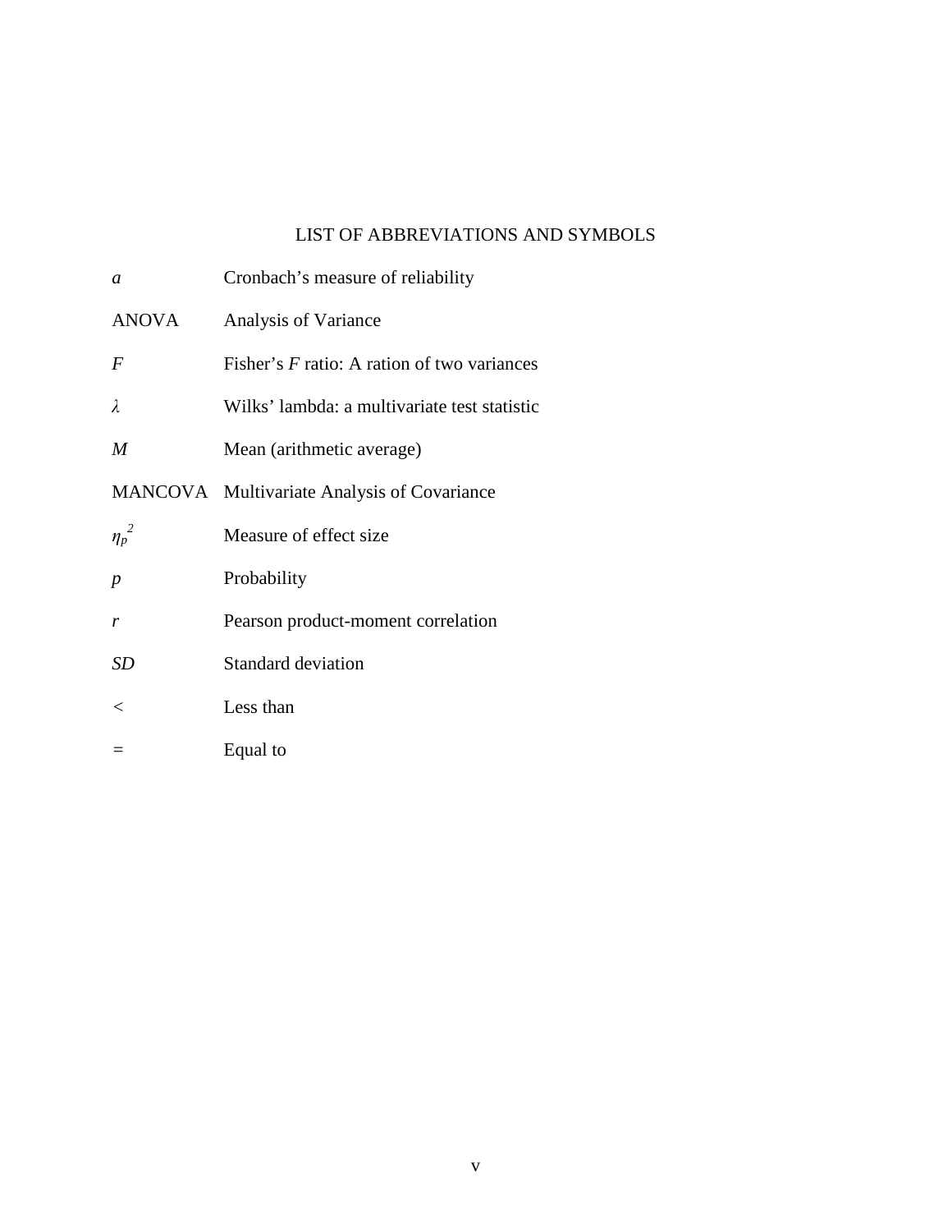# LIST OF ABBREVIATIONS AND SYMBOLS

| | |
|---|---|
| *a* | Cronbach's measure of reliability |
| ANOVA | Analysis of Variance |
| *F* | Fisher's *F* ratio: A ration of two variances |
| $\lambda$ | Wilks' lambda: a multivariate test statistic |
| *M* | Mean (arithmetic average) |
| MANCOVA | Multivariate Analysis of Covariance |
| $\eta_p^2$ | Measure of effect size |
| *p* | Probability |
| *r* | Pearson product-moment correlation |
| *SD* | Standard deviation |
| $<$ | Less than |
| $=$ | Equal to |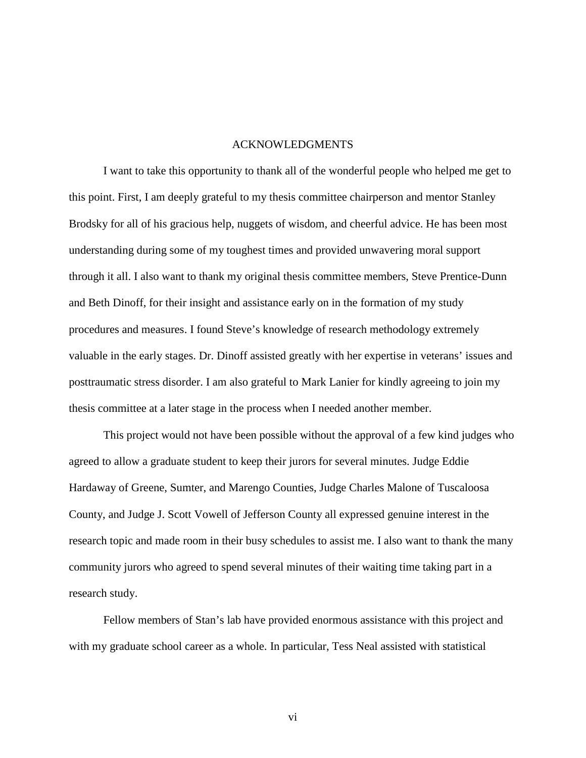# ACKNOWLEDGMENTS

I want to take this opportunity to thank all of the wonderful people who helped me get to this point. First, I am deeply grateful to my thesis committee chairperson and mentor Stanley Brodsky for all of his gracious help, nuggets of wisdom, and cheerful advice. He has been most understanding during some of my toughest times and provided unwavering moral support through it all. I also want to thank my original thesis committee members, Steve Prentice-Dunn and Beth Dinoff, for their insight and assistance early on in the formation of my study procedures and measures. I found Steve's knowledge of research methodology extremely valuable in the early stages. Dr. Dinoff assisted greatly with her expertise in veterans' issues and posttraumatic stress disorder. I am also grateful to Mark Lanier for kindly agreeing to join my thesis committee at a later stage in the process when I needed another member.

This project would not have been possible without the approval of a few kind judges who agreed to allow a graduate student to keep their jurors for several minutes. Judge Eddie Hardaway of Greene, Sumter, and Marengo Counties, Judge Charles Malone of Tuscaloosa County, and Judge J. Scott Vowell of Jefferson County all expressed genuine interest in the research topic and made room in their busy schedules to assist me. I also want to thank the many community jurors who agreed to spend several minutes of their waiting time taking part in a research study.

Fellow members of Stan's lab have provided enormous assistance with this project and with my graduate school career as a whole. In particular, Tess Neal assisted with statistical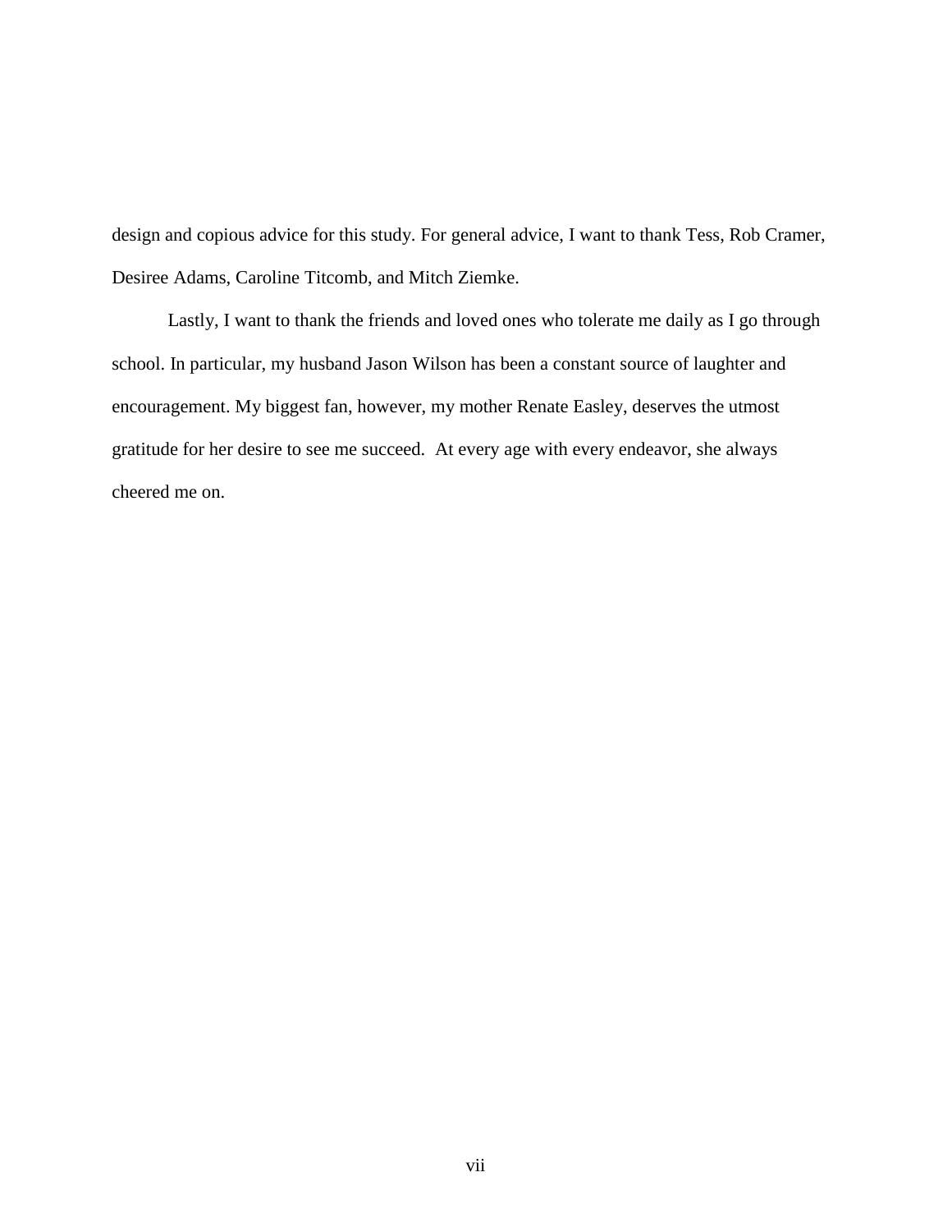design and copious advice for this study. For general advice, I want to thank Tess, Rob Cramer, Desiree Adams, Caroline Titcomb, and Mitch Ziemke.

Lastly, I want to thank the friends and loved ones who tolerate me daily as I go through school. In particular, my husband Jason Wilson has been a constant source of laughter and encouragement. My biggest fan, however, my mother Renate Easley, deserves the utmost gratitude for her desire to see me succeed.  At every age with every endeavor, she always cheered me on.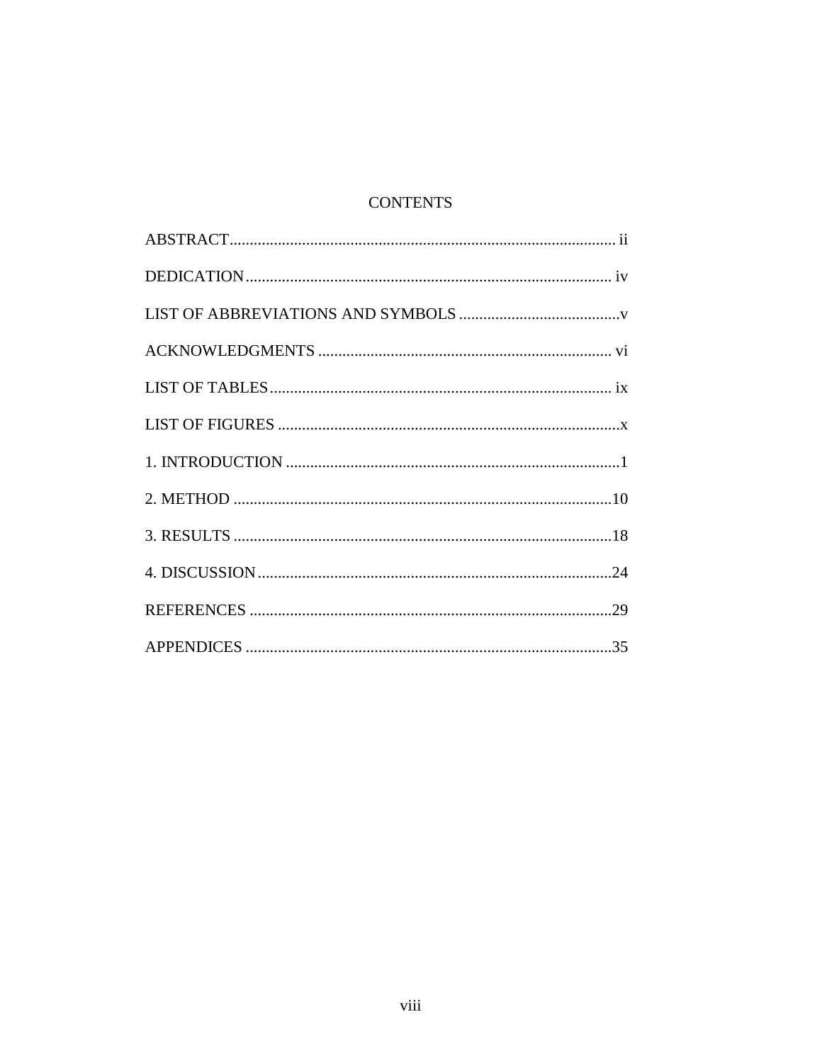# CONTENTS

ABSTRACT ........................................................................................ ii

DEDICATION ..................................................................................... iv

LIST OF ABBREVIATIONS AND SYMBOLS ........................................ v

ACKNOWLEDGMENTS ...................................................................... vi

LIST OF TABLES ............................................................................... ix

LIST OF FIGURES ............................................................................... x

1. INTRODUCTION ............................................................................... 1

2. METHOD .......................................................................................... 10

3. RESULTS .......................................................................................... 18

4. DISCUSSION ..................................................................................... 24

REFERENCES ...................................................................................... 29

APPENDICES ....................................................................................... 35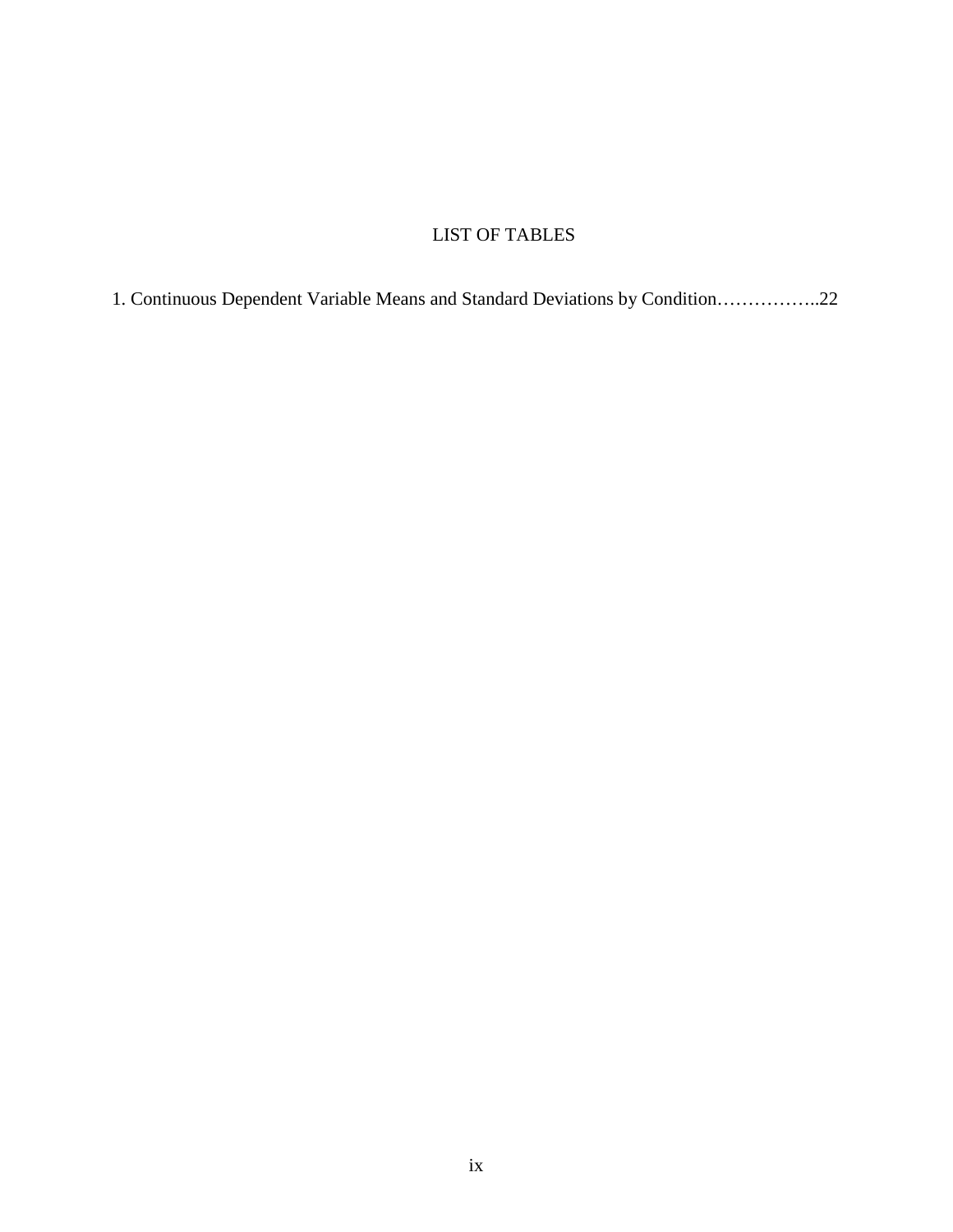# LIST OF TABLES

1. Continuous Dependent Variable Means and Standard Deviations by Condition……………..22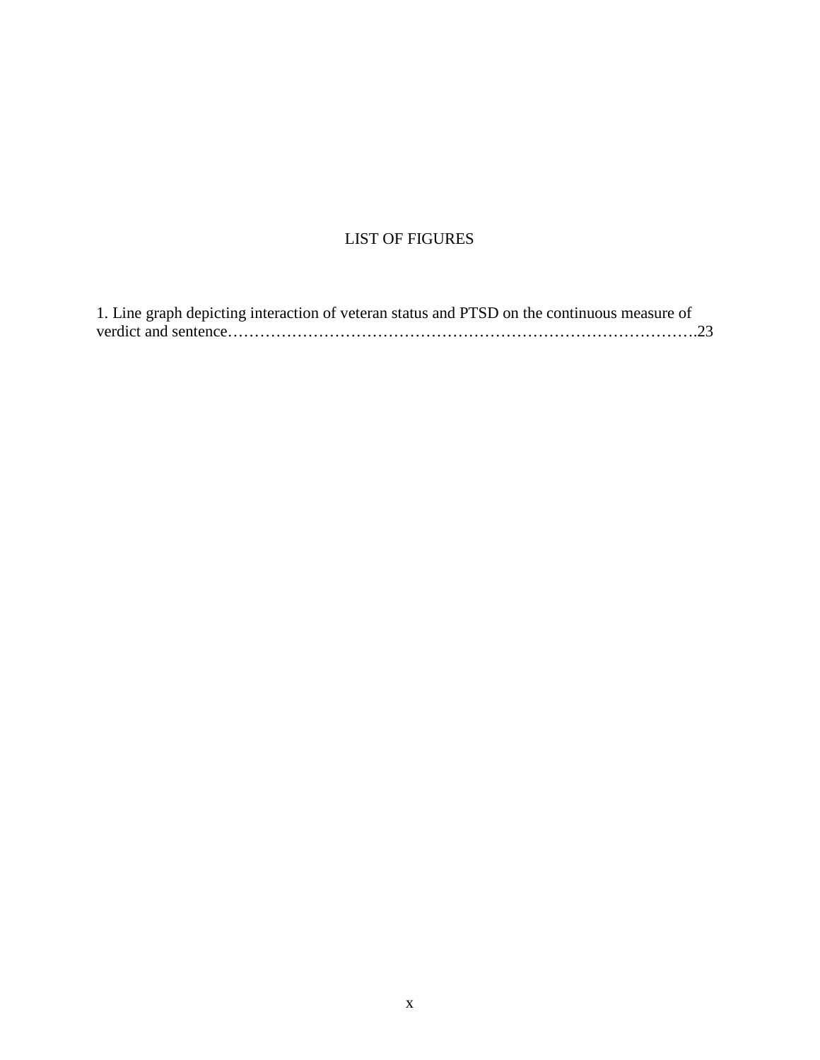# LIST OF FIGURES

1. Line graph depicting interaction of veteran status and PTSD on the continuous measure of verdict and sentence……………………………………………………………………………23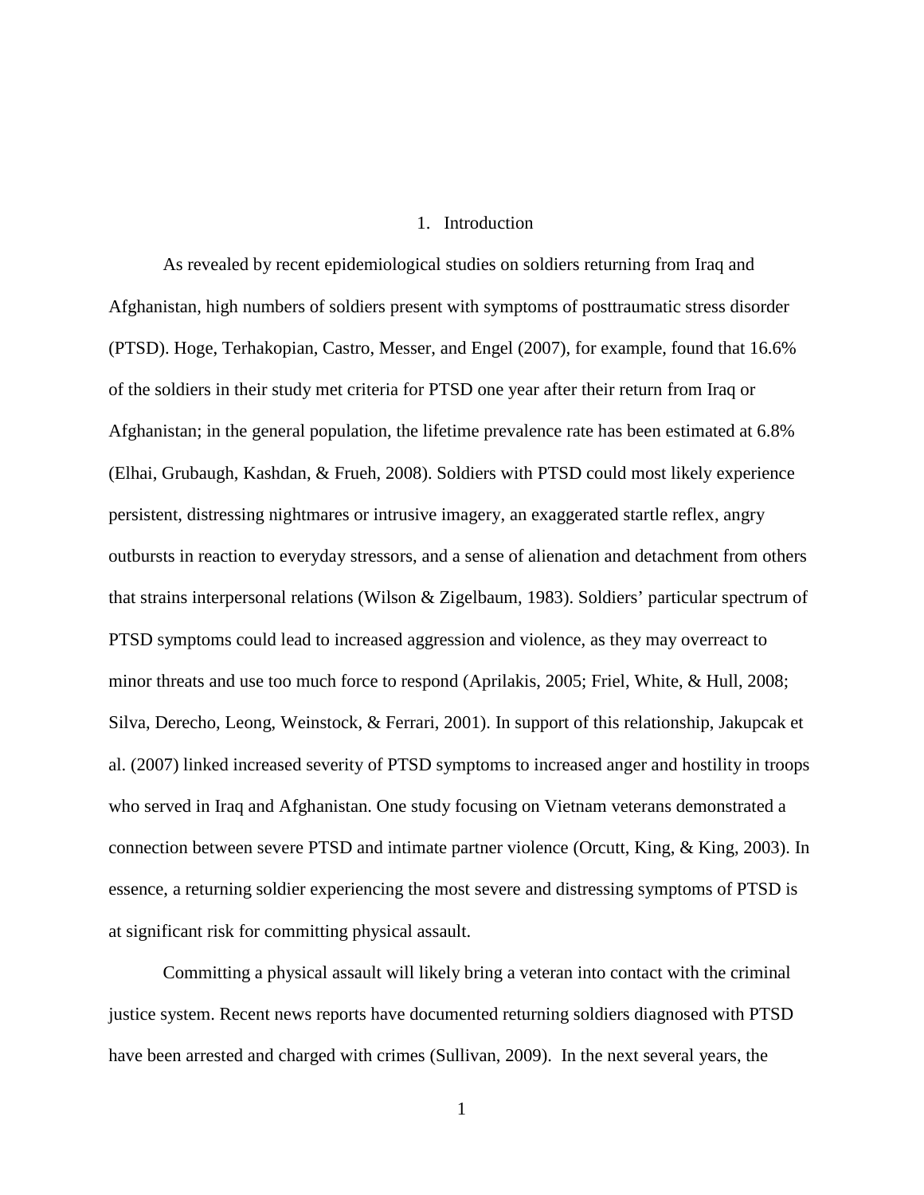# 1. Introduction

As revealed by recent epidemiological studies on soldiers returning from Iraq and Afghanistan, high numbers of soldiers present with symptoms of posttraumatic stress disorder (PTSD). Hoge, Terhakopian, Castro, Messer, and Engel (2007), for example, found that 16.6% of the soldiers in their study met criteria for PTSD one year after their return from Iraq or Afghanistan; in the general population, the lifetime prevalence rate has been estimated at 6.8% (Elhai, Grubaugh, Kashdan, & Frueh, 2008). Soldiers with PTSD could most likely experience persistent, distressing nightmares or intrusive imagery, an exaggerated startle reflex, angry outbursts in reaction to everyday stressors, and a sense of alienation and detachment from others that strains interpersonal relations (Wilson & Zigelbaum, 1983). Soldiers' particular spectrum of PTSD symptoms could lead to increased aggression and violence, as they may overreact to minor threats and use too much force to respond (Aprilakis, 2005; Friel, White, & Hull, 2008; Silva, Derecho, Leong, Weinstock, & Ferrari, 2001). In support of this relationship, Jakupcak et al. (2007) linked increased severity of PTSD symptoms to increased anger and hostility in troops who served in Iraq and Afghanistan. One study focusing on Vietnam veterans demonstrated a connection between severe PTSD and intimate partner violence (Orcutt, King, & King, 2003). In essence, a returning soldier experiencing the most severe and distressing symptoms of PTSD is at significant risk for committing physical assault.

Committing a physical assault will likely bring a veteran into contact with the criminal justice system. Recent news reports have documented returning soldiers diagnosed with PTSD have been arrested and charged with crimes (Sullivan, 2009). In the next several years, the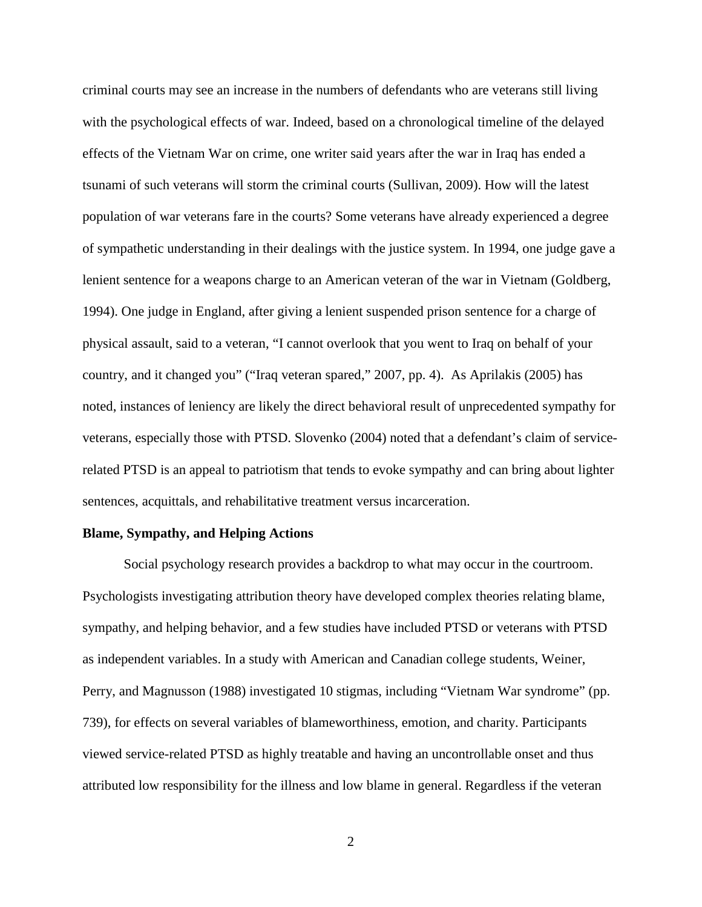criminal courts may see an increase in the numbers of defendants who are veterans still living with the psychological effects of war. Indeed, based on a chronological timeline of the delayed effects of the Vietnam War on crime, one writer said years after the war in Iraq has ended a tsunami of such veterans will storm the criminal courts (Sullivan, 2009). How will the latest population of war veterans fare in the courts? Some veterans have already experienced a degree of sympathetic understanding in their dealings with the justice system. In 1994, one judge gave a lenient sentence for a weapons charge to an American veteran of the war in Vietnam (Goldberg, 1994). One judge in England, after giving a lenient suspended prison sentence for a charge of physical assault, said to a veteran, "I cannot overlook that you went to Iraq on behalf of your country, and it changed you" ("Iraq veteran spared," 2007, pp. 4). As Aprilakis (2005) has noted, instances of leniency are likely the direct behavioral result of unprecedented sympathy for veterans, especially those with PTSD. Slovenko (2004) noted that a defendant's claim of service-related PTSD is an appeal to patriotism that tends to evoke sympathy and can bring about lighter sentences, acquittals, and rehabilitative treatment versus incarceration.

**Blame, Sympathy, and Helping Actions**

Social psychology research provides a backdrop to what may occur in the courtroom. Psychologists investigating attribution theory have developed complex theories relating blame, sympathy, and helping behavior, and a few studies have included PTSD or veterans with PTSD as independent variables. In a study with American and Canadian college students, Weiner, Perry, and Magnusson (1988) investigated 10 stigmas, including "Vietnam War syndrome" (pp. 739), for effects on several variables of blameworthiness, emotion, and charity. Participants viewed service-related PTSD as highly treatable and having an uncontrollable onset and thus attributed low responsibility for the illness and low blame in general. Regardless if the veteran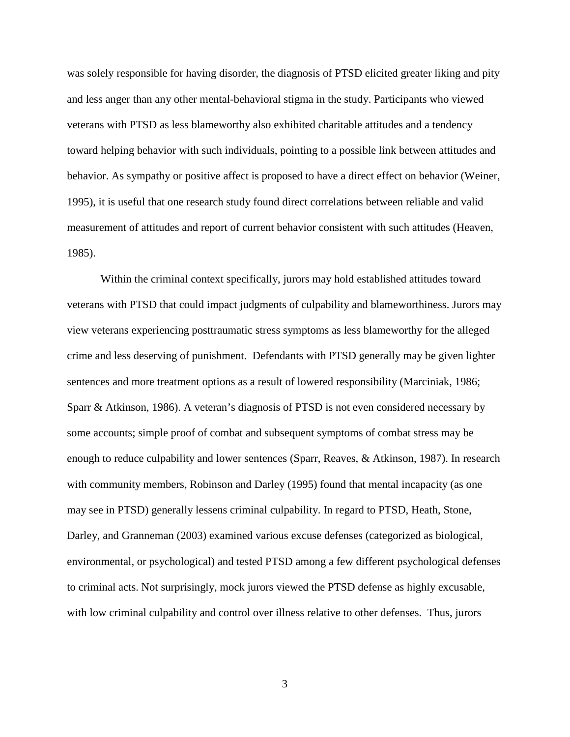was solely responsible for having disorder, the diagnosis of PTSD elicited greater liking and pity and less anger than any other mental-behavioral stigma in the study. Participants who viewed veterans with PTSD as less blameworthy also exhibited charitable attitudes and a tendency toward helping behavior with such individuals, pointing to a possible link between attitudes and behavior. As sympathy or positive affect is proposed to have a direct effect on behavior (Weiner, 1995), it is useful that one research study found direct correlations between reliable and valid measurement of attitudes and report of current behavior consistent with such attitudes (Heaven, 1985).

Within the criminal context specifically, jurors may hold established attitudes toward veterans with PTSD that could impact judgments of culpability and blameworthiness. Jurors may view veterans experiencing posttraumatic stress symptoms as less blameworthy for the alleged crime and less deserving of punishment. Defendants with PTSD generally may be given lighter sentences and more treatment options as a result of lowered responsibility (Marciniak, 1986; Sparr & Atkinson, 1986). A veteran's diagnosis of PTSD is not even considered necessary by some accounts; simple proof of combat and subsequent symptoms of combat stress may be enough to reduce culpability and lower sentences (Sparr, Reaves, & Atkinson, 1987). In research with community members, Robinson and Darley (1995) found that mental incapacity (as one may see in PTSD) generally lessens criminal culpability. In regard to PTSD, Heath, Stone, Darley, and Granneman (2003) examined various excuse defenses (categorized as biological, environmental, or psychological) and tested PTSD among a few different psychological defenses to criminal acts. Not surprisingly, mock jurors viewed the PTSD defense as highly excusable, with low criminal culpability and control over illness relative to other defenses. Thus, jurors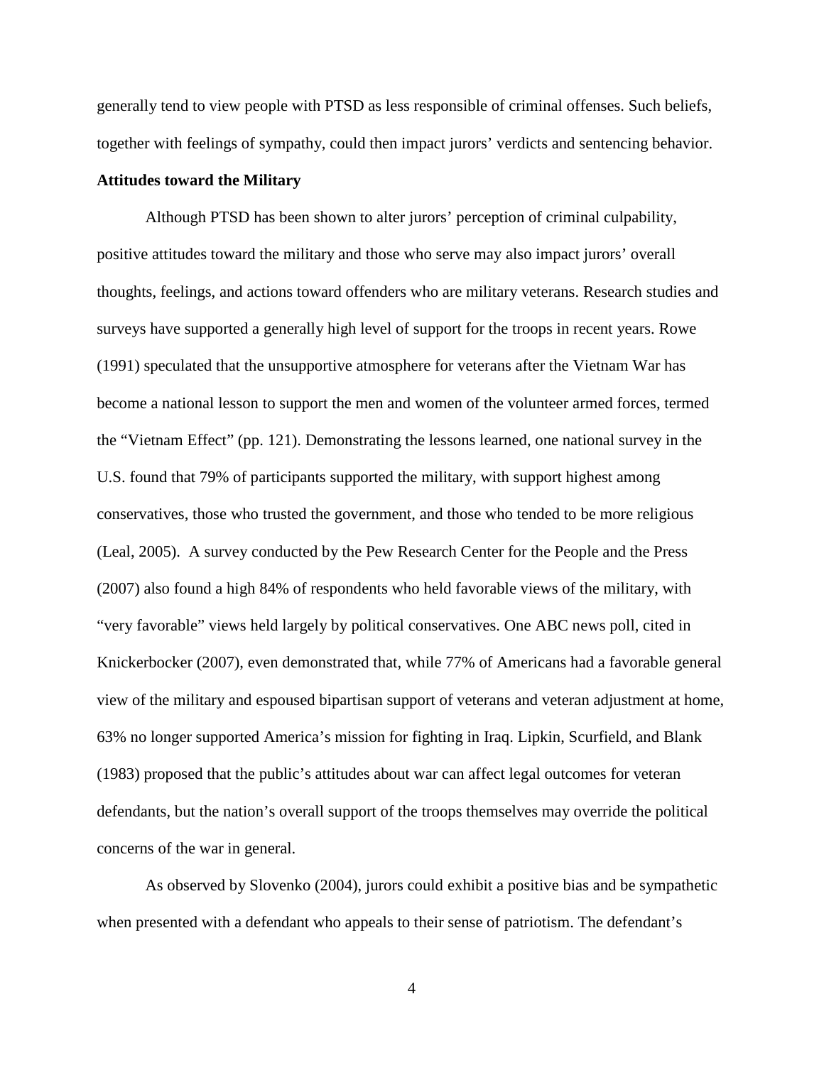generally tend to view people with PTSD as less responsible of criminal offenses. Such beliefs, together with feelings of sympathy, could then impact jurors' verdicts and sentencing behavior.

**Attitudes toward the Military**

Although PTSD has been shown to alter jurors' perception of criminal culpability, positive attitudes toward the military and those who serve may also impact jurors' overall thoughts, feelings, and actions toward offenders who are military veterans. Research studies and surveys have supported a generally high level of support for the troops in recent years. Rowe (1991) speculated that the unsupportive atmosphere for veterans after the Vietnam War has become a national lesson to support the men and women of the volunteer armed forces, termed the "Vietnam Effect" (pp. 121). Demonstrating the lessons learned, one national survey in the U.S. found that 79% of participants supported the military, with support highest among conservatives, those who trusted the government, and those who tended to be more religious (Leal, 2005). A survey conducted by the Pew Research Center for the People and the Press (2007) also found a high 84% of respondents who held favorable views of the military, with "very favorable" views held largely by political conservatives. One ABC news poll, cited in Knickerbocker (2007), even demonstrated that, while 77% of Americans had a favorable general view of the military and espoused bipartisan support of veterans and veteran adjustment at home, 63% no longer supported America's mission for fighting in Iraq. Lipkin, Scurfield, and Blank (1983) proposed that the public's attitudes about war can affect legal outcomes for veteran defendants, but the nation's overall support of the troops themselves may override the political concerns of the war in general.

As observed by Slovenko (2004), jurors could exhibit a positive bias and be sympathetic when presented with a defendant who appeals to their sense of patriotism. The defendant's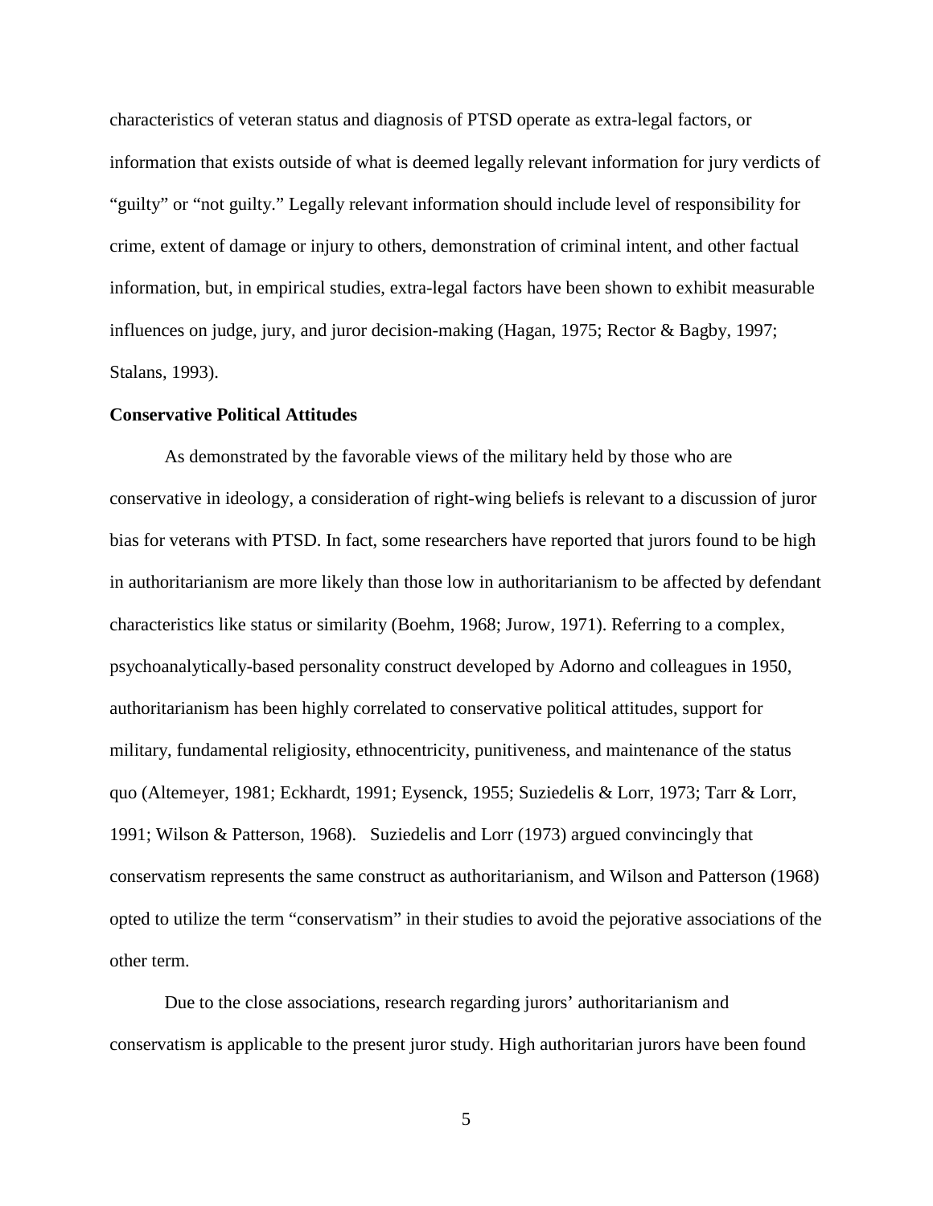characteristics of veteran status and diagnosis of PTSD operate as extra-legal factors, or information that exists outside of what is deemed legally relevant information for jury verdicts of "guilty" or "not guilty." Legally relevant information should include level of responsibility for crime, extent of damage or injury to others, demonstration of criminal intent, and other factual information, but, in empirical studies, extra-legal factors have been shown to exhibit measurable influences on judge, jury, and juror decision-making (Hagan, 1975; Rector & Bagby, 1997; Stalans, 1993).

**Conservative Political Attitudes**

As demonstrated by the favorable views of the military held by those who are conservative in ideology, a consideration of right-wing beliefs is relevant to a discussion of juror bias for veterans with PTSD. In fact, some researchers have reported that jurors found to be high in authoritarianism are more likely than those low in authoritarianism to be affected by defendant characteristics like status or similarity (Boehm, 1968; Jurow, 1971). Referring to a complex, psychoanalytically-based personality construct developed by Adorno and colleagues in 1950, authoritarianism has been highly correlated to conservative political attitudes, support for military, fundamental religiosity, ethnocentricity, punitiveness, and maintenance of the status quo (Altemeyer, 1981; Eckhardt, 1991; Eysenck, 1955; Suziedelis & Lorr, 1973; Tarr & Lorr, 1991; Wilson & Patterson, 1968). Suziedelis and Lorr (1973) argued convincingly that conservatism represents the same construct as authoritarianism, and Wilson and Patterson (1968) opted to utilize the term "conservatism" in their studies to avoid the pejorative associations of the other term.

Due to the close associations, research regarding jurors' authoritarianism and conservatism is applicable to the present juror study. High authoritarian jurors have been found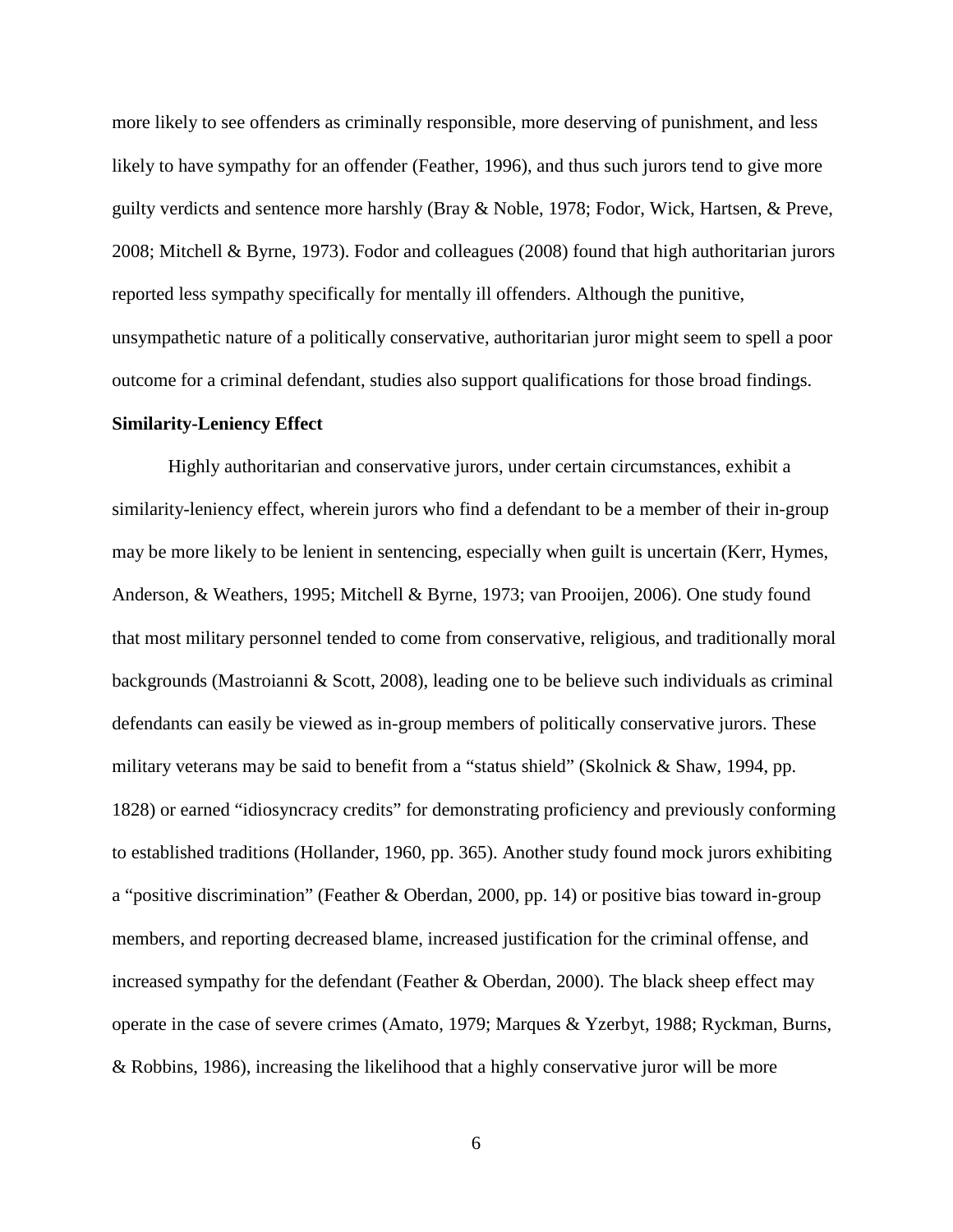more likely to see offenders as criminally responsible, more deserving of punishment, and less likely to have sympathy for an offender (Feather, 1996), and thus such jurors tend to give more guilty verdicts and sentence more harshly (Bray & Noble, 1978; Fodor, Wick, Hartsen, & Preve, 2008; Mitchell & Byrne, 1973). Fodor and colleagues (2008) found that high authoritarian jurors reported less sympathy specifically for mentally ill offenders. Although the punitive, unsympathetic nature of a politically conservative, authoritarian juror might seem to spell a poor outcome for a criminal defendant, studies also support qualifications for those broad findings.

**Similarity-Leniency Effect**

Highly authoritarian and conservative jurors, under certain circumstances, exhibit a similarity-leniency effect, wherein jurors who find a defendant to be a member of their in-group may be more likely to be lenient in sentencing, especially when guilt is uncertain (Kerr, Hymes, Anderson, & Weathers, 1995; Mitchell & Byrne, 1973; van Prooijen, 2006). One study found that most military personnel tended to come from conservative, religious, and traditionally moral backgrounds (Mastroianni & Scott, 2008), leading one to be believe such individuals as criminal defendants can easily be viewed as in-group members of politically conservative jurors. These military veterans may be said to benefit from a "status shield" (Skolnick & Shaw, 1994, pp. 1828) or earned "idiosyncracy credits" for demonstrating proficiency and previously conforming to established traditions (Hollander, 1960, pp. 365). Another study found mock jurors exhibiting a "positive discrimination" (Feather & Oberdan, 2000, pp. 14) or positive bias toward in-group members, and reporting decreased blame, increased justification for the criminal offense, and increased sympathy for the defendant (Feather & Oberdan, 2000). The black sheep effect may operate in the case of severe crimes (Amato, 1979; Marques & Yzerbyt, 1988; Ryckman, Burns, & Robbins, 1986), increasing the likelihood that a highly conservative juror will be more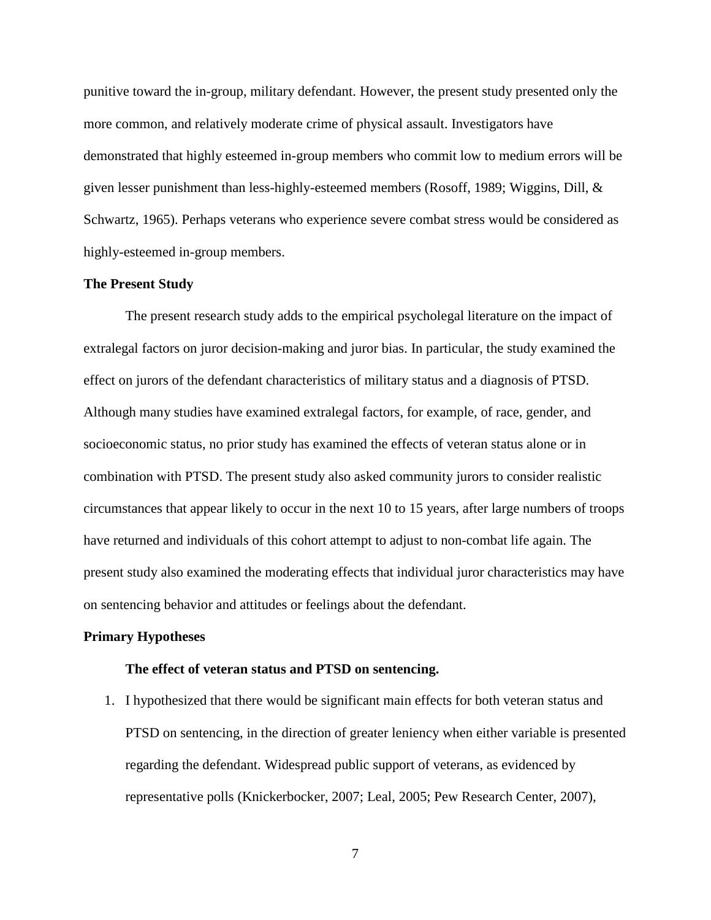punitive toward the in-group, military defendant. However, the present study presented only the more common, and relatively moderate crime of physical assault. Investigators have demonstrated that highly esteemed in-group members who commit low to medium errors will be given lesser punishment than less-highly-esteemed members (Rosoff, 1989; Wiggins, Dill, & Schwartz, 1965). Perhaps veterans who experience severe combat stress would be considered as highly-esteemed in-group members.

## The Present Study

The present research study adds to the empirical psycholegal literature on the impact of extralegal factors on juror decision-making and juror bias. In particular, the study examined the effect on jurors of the defendant characteristics of military status and a diagnosis of PTSD. Although many studies have examined extralegal factors, for example, of race, gender, and socioeconomic status, no prior study has examined the effects of veteran status alone or in combination with PTSD. The present study also asked community jurors to consider realistic circumstances that appear likely to occur in the next 10 to 15 years, after large numbers of troops have returned and individuals of this cohort attempt to adjust to non-combat life again. The present study also examined the moderating effects that individual juror characteristics may have on sentencing behavior and attitudes or feelings about the defendant.

## Primary Hypotheses

### The effect of veteran status and PTSD on sentencing.

1. I hypothesized that there would be significant main effects for both veteran status and PTSD on sentencing, in the direction of greater leniency when either variable is presented regarding the defendant. Widespread public support of veterans, as evidenced by representative polls (Knickerbocker, 2007; Leal, 2005; Pew Research Center, 2007),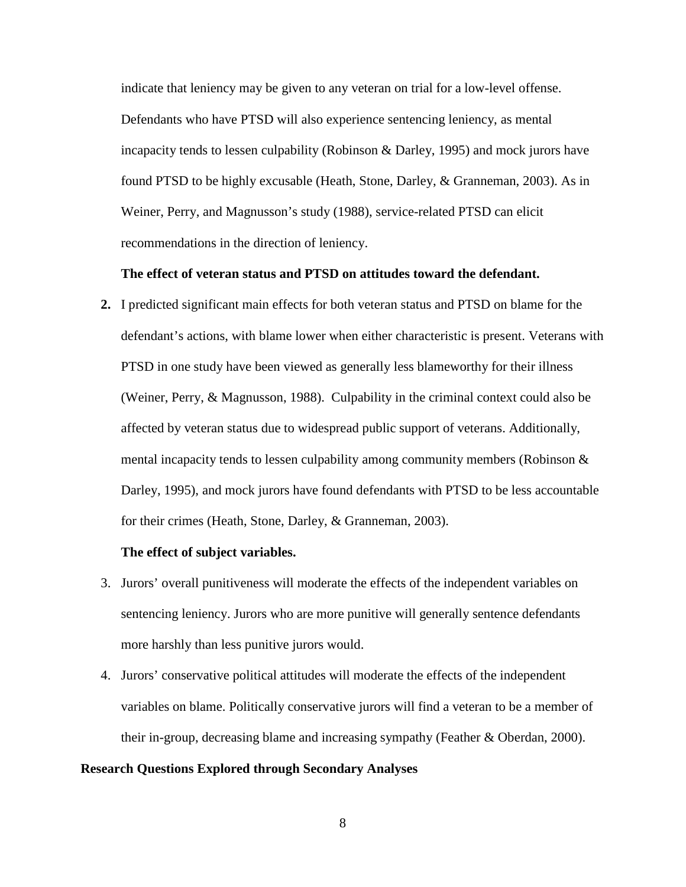indicate that leniency may be given to any veteran on trial for a low-level offense. Defendants who have PTSD will also experience sentencing leniency, as mental incapacity tends to lessen culpability (Robinson & Darley, 1995) and mock jurors have found PTSD to be highly excusable (Heath, Stone, Darley, & Granneman, 2003). As in Weiner, Perry, and Magnusson's study (1988), service-related PTSD can elicit recommendations in the direction of leniency.

**The effect of veteran status and PTSD on attitudes toward the defendant.**

**2.** I predicted significant main effects for both veteran status and PTSD on blame for the defendant's actions, with blame lower when either characteristic is present. Veterans with PTSD in one study have been viewed as generally less blameworthy for their illness (Weiner, Perry, & Magnusson, 1988). Culpability in the criminal context could also be affected by veteran status due to widespread public support of veterans. Additionally, mental incapacity tends to lessen culpability among community members (Robinson & Darley, 1995), and mock jurors have found defendants with PTSD to be less accountable for their crimes (Heath, Stone, Darley, & Granneman, 2003).

**The effect of subject variables.**

3. Jurors' overall punitiveness will moderate the effects of the independent variables on sentencing leniency. Jurors who are more punitive will generally sentence defendants more harshly than less punitive jurors would.
4. Jurors' conservative political attitudes will moderate the effects of the independent variables on blame. Politically conservative jurors will find a veteran to be a member of their in-group, decreasing blame and increasing sympathy (Feather & Oberdan, 2000).

**Research Questions Explored through Secondary Analyses**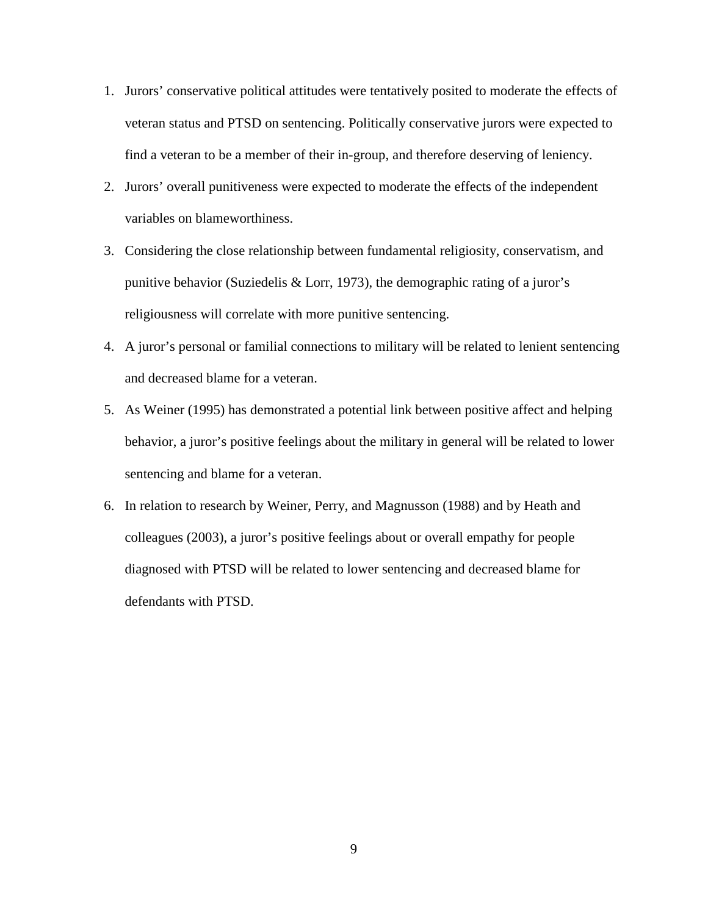1. Jurors' conservative political attitudes were tentatively posited to moderate the effects of veteran status and PTSD on sentencing. Politically conservative jurors were expected to find a veteran to be a member of their in-group, and therefore deserving of leniency.
2. Jurors' overall punitiveness were expected to moderate the effects of the independent variables on blameworthiness.
3. Considering the close relationship between fundamental religiosity, conservatism, and punitive behavior (Suziedelis & Lorr, 1973), the demographic rating of a juror's religiousness will correlate with more punitive sentencing.
4. A juror's personal or familial connections to military will be related to lenient sentencing and decreased blame for a veteran.
5. As Weiner (1995) has demonstrated a potential link between positive affect and helping behavior, a juror's positive feelings about the military in general will be related to lower sentencing and blame for a veteran.
6. In relation to research by Weiner, Perry, and Magnusson (1988) and by Heath and colleagues (2003), a juror's positive feelings about or overall empathy for people diagnosed with PTSD will be related to lower sentencing and decreased blame for defendants with PTSD.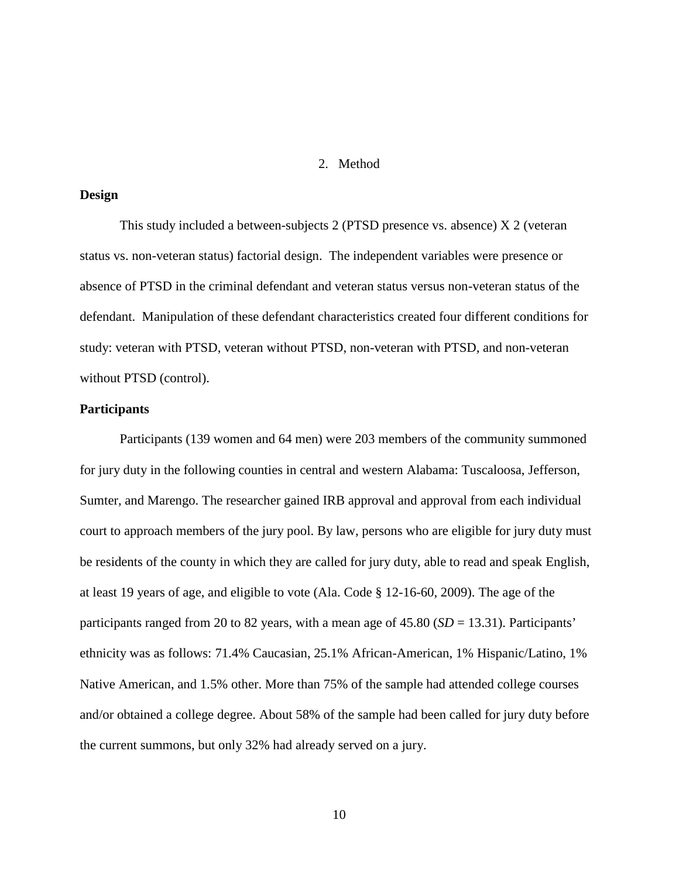# 2. Method

**Design**

This study included a between-subjects 2 (PTSD presence vs. absence) X 2 (veteran status vs. non-veteran status) factorial design. The independent variables were presence or absence of PTSD in the criminal defendant and veteran status versus non-veteran status of the defendant. Manipulation of these defendant characteristics created four different conditions for study: veteran with PTSD, veteran without PTSD, non-veteran with PTSD, and non-veteran without PTSD (control).

**Participants**

Participants (139 women and 64 men) were 203 members of the community summoned for jury duty in the following counties in central and western Alabama: Tuscaloosa, Jefferson, Sumter, and Marengo. The researcher gained IRB approval and approval from each individual court to approach members of the jury pool. By law, persons who are eligible for jury duty must be residents of the county in which they are called for jury duty, able to read and speak English, at least 19 years of age, and eligible to vote (Ala. Code § 12-16-60, 2009). The age of the participants ranged from 20 to 82 years, with a mean age of 45.80 ($SD = 13.31$). Participants' ethnicity was as follows: 71.4% Caucasian, 25.1% African-American, 1% Hispanic/Latino, 1% Native American, and 1.5% other. More than 75% of the sample had attended college courses and/or obtained a college degree. About 58% of the sample had been called for jury duty before the current summons, but only 32% had already served on a jury.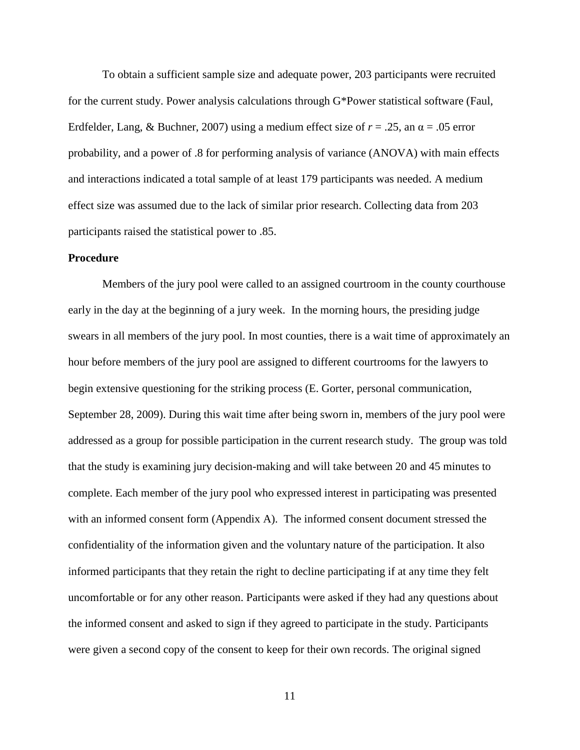To obtain a sufficient sample size and adequate power, 203 participants were recruited for the current study. Power analysis calculations through G*Power statistical software (Faul, Erdfelder, Lang, & Buchner, 2007) using a medium effect size of $r = .25$, an $\alpha = .05$ error probability, and a power of .8 for performing analysis of variance (ANOVA) with main effects and interactions indicated a total sample of at least 179 participants was needed. A medium effect size was assumed due to the lack of similar prior research. Collecting data from 203 participants raised the statistical power to .85.

**Procedure**

Members of the jury pool were called to an assigned courtroom in the county courthouse early in the day at the beginning of a jury week. In the morning hours, the presiding judge swears in all members of the jury pool. In most counties, there is a wait time of approximately an hour before members of the jury pool are assigned to different courtrooms for the lawyers to begin extensive questioning for the striking process (E. Gorter, personal communication, September 28, 2009). During this wait time after being sworn in, members of the jury pool were addressed as a group for possible participation in the current research study. The group was told that the study is examining jury decision-making and will take between 20 and 45 minutes to complete. Each member of the jury pool who expressed interest in participating was presented with an informed consent form (Appendix A). The informed consent document stressed the confidentiality of the information given and the voluntary nature of the participation. It also informed participants that they retain the right to decline participating if at any time they felt uncomfortable or for any other reason. Participants were asked if they had any questions about the informed consent and asked to sign if they agreed to participate in the study. Participants were given a second copy of the consent to keep for their own records. The original signed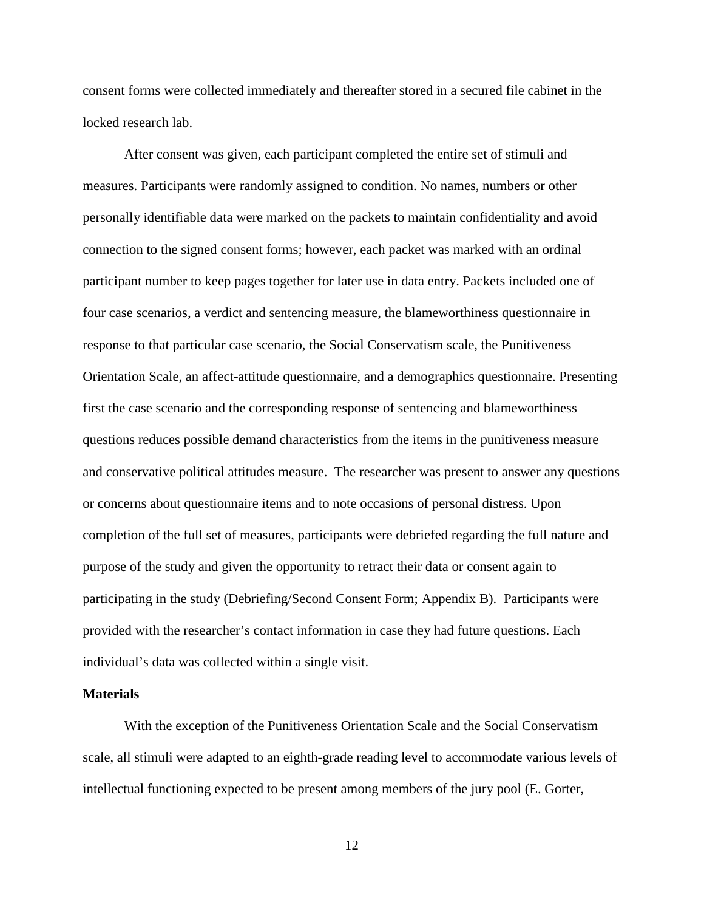consent forms were collected immediately and thereafter stored in a secured file cabinet in the locked research lab.

After consent was given, each participant completed the entire set of stimuli and measures. Participants were randomly assigned to condition. No names, numbers or other personally identifiable data were marked on the packets to maintain confidentiality and avoid connection to the signed consent forms; however, each packet was marked with an ordinal participant number to keep pages together for later use in data entry. Packets included one of four case scenarios, a verdict and sentencing measure, the blameworthiness questionnaire in response to that particular case scenario, the Social Conservatism scale, the Punitiveness Orientation Scale, an affect-attitude questionnaire, and a demographics questionnaire. Presenting first the case scenario and the corresponding response of sentencing and blameworthiness questions reduces possible demand characteristics from the items in the punitiveness measure and conservative political attitudes measure. The researcher was present to answer any questions or concerns about questionnaire items and to note occasions of personal distress. Upon completion of the full set of measures, participants were debriefed regarding the full nature and purpose of the study and given the opportunity to retract their data or consent again to participating in the study (Debriefing/Second Consent Form; Appendix B). Participants were provided with the researcher's contact information in case they had future questions. Each individual's data was collected within a single visit.

**Materials**

With the exception of the Punitiveness Orientation Scale and the Social Conservatism scale, all stimuli were adapted to an eighth-grade reading level to accommodate various levels of intellectual functioning expected to be present among members of the jury pool (E. Gorter,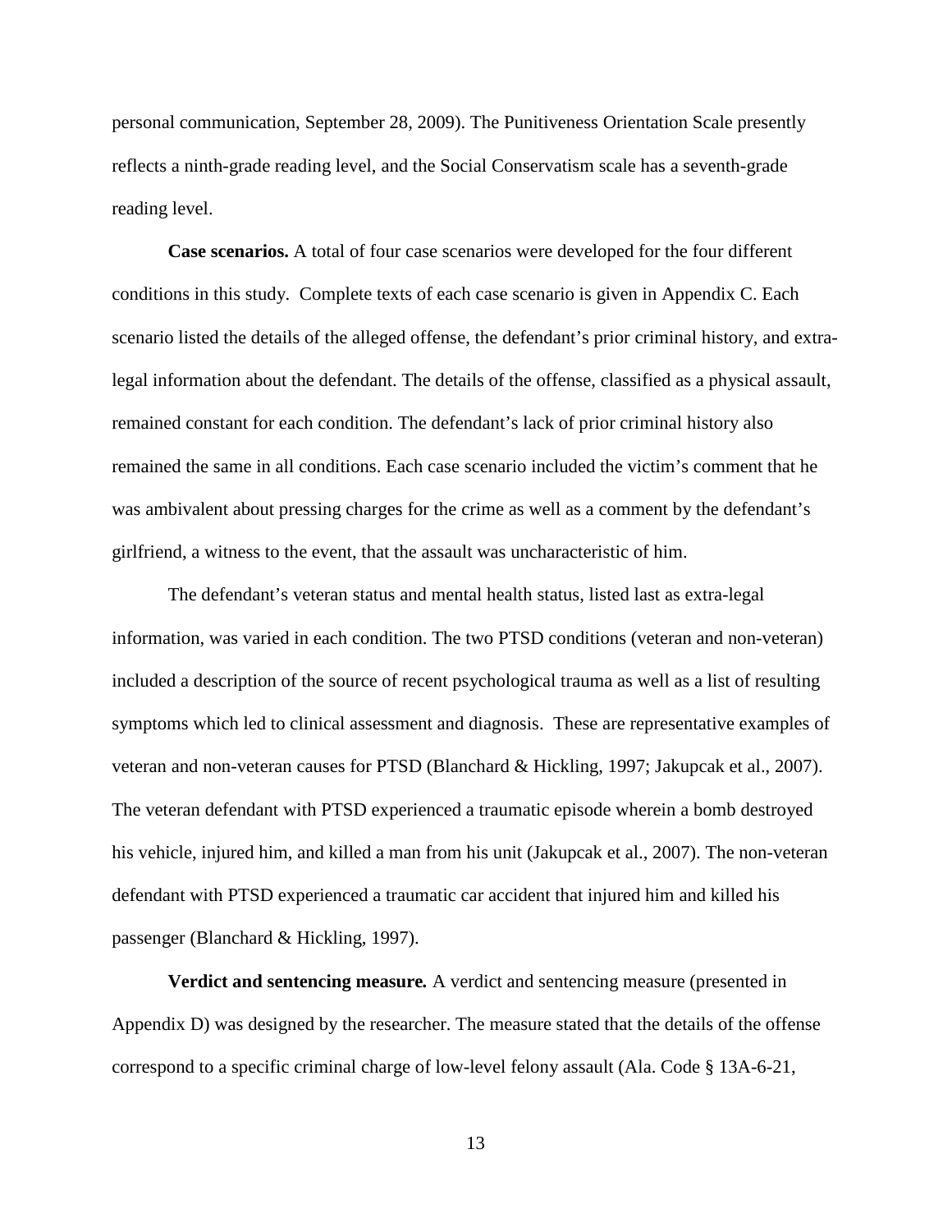personal communication, September 28, 2009). The Punitiveness Orientation Scale presently reflects a ninth-grade reading level, and the Social Conservatism scale has a seventh-grade reading level.

**Case scenarios.** A total of four case scenarios were developed for the four different conditions in this study. Complete texts of each case scenario is given in Appendix C. Each scenario listed the details of the alleged offense, the defendant's prior criminal history, and extra-legal information about the defendant. The details of the offense, classified as a physical assault, remained constant for each condition. The defendant's lack of prior criminal history also remained the same in all conditions. Each case scenario included the victim's comment that he was ambivalent about pressing charges for the crime as well as a comment by the defendant's girlfriend, a witness to the event, that the assault was uncharacteristic of him.

The defendant's veteran status and mental health status, listed last as extra-legal information, was varied in each condition. The two PTSD conditions (veteran and non-veteran) included a description of the source of recent psychological trauma as well as a list of resulting symptoms which led to clinical assessment and diagnosis. These are representative examples of veteran and non-veteran causes for PTSD (Blanchard & Hickling, 1997; Jakupcak et al., 2007). The veteran defendant with PTSD experienced a traumatic episode wherein a bomb destroyed his vehicle, injured him, and killed a man from his unit (Jakupcak et al., 2007). The non-veteran defendant with PTSD experienced a traumatic car accident that injured him and killed his passenger (Blanchard & Hickling, 1997).

***Verdict and sentencing measure.*** A verdict and sentencing measure (presented in Appendix D) was designed by the researcher. The measure stated that the details of the offense correspond to a specific criminal charge of low-level felony assault (Ala. Code § 13A-6-21,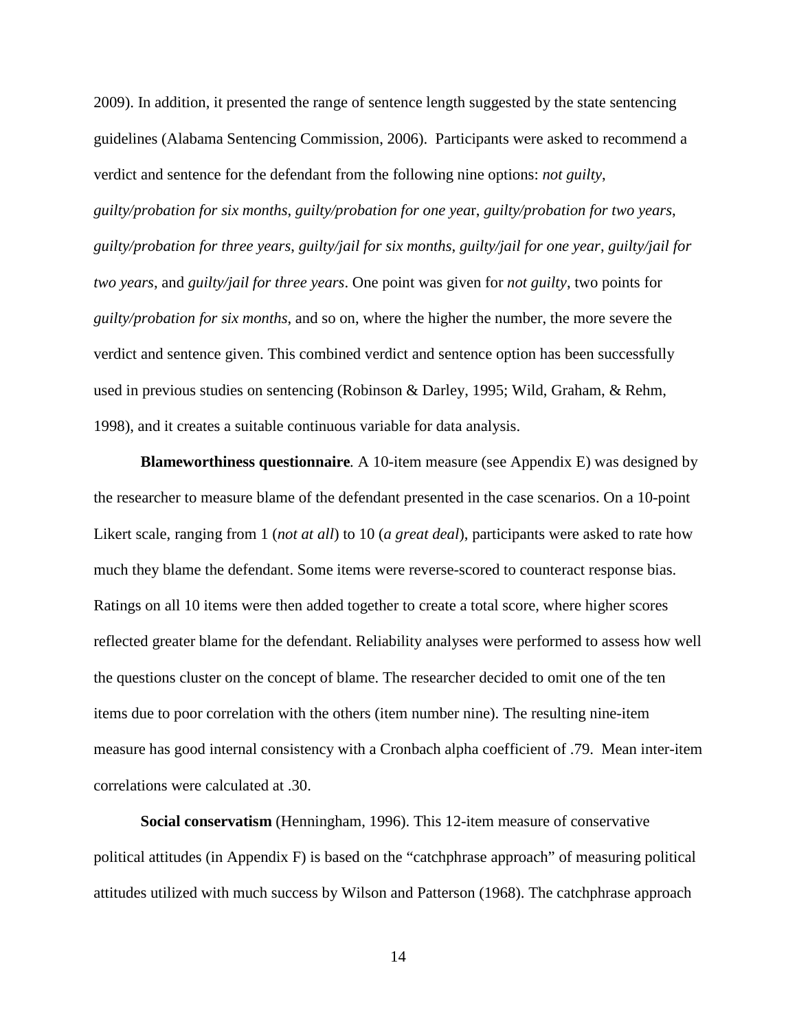2009). In addition, it presented the range of sentence length suggested by the state sentencing guidelines (Alabama Sentencing Commission, 2006). Participants were asked to recommend a verdict and sentence for the defendant from the following nine options: *not guilty*, *guilty/probation for six months*, *guilty/probation for one yea*r, *guilty/probation for two years*, *guilty/probation for three years*, *guilty/jail for six months*, *guilty/jail for one year*, *guilty/jail for two years*, and *guilty/jail for three years*. One point was given for *not guilty*, two points for *guilty/probation for six months*, and so on, where the higher the number, the more severe the verdict and sentence given. This combined verdict and sentence option has been successfully used in previous studies on sentencing (Robinson & Darley, 1995; Wild, Graham, & Rehm, 1998), and it creates a suitable continuous variable for data analysis.

**Blameworthiness questionnaire***.* A 10-item measure (see Appendix E) was designed by the researcher to measure blame of the defendant presented in the case scenarios. On a 10-point Likert scale, ranging from 1 (*not at all*) to 10 (*a great deal*), participants were asked to rate how much they blame the defendant. Some items were reverse-scored to counteract response bias. Ratings on all 10 items were then added together to create a total score, where higher scores reflected greater blame for the defendant. Reliability analyses were performed to assess how well the questions cluster on the concept of blame. The researcher decided to omit one of the ten items due to poor correlation with the others (item number nine). The resulting nine-item measure has good internal consistency with a Cronbach alpha coefficient of .79. Mean inter-item correlations were calculated at .30.

**Social conservatism** (Henningham, 1996). This 12-item measure of conservative political attitudes (in Appendix F) is based on the "catchphrase approach" of measuring political attitudes utilized with much success by Wilson and Patterson (1968). The catchphrase approach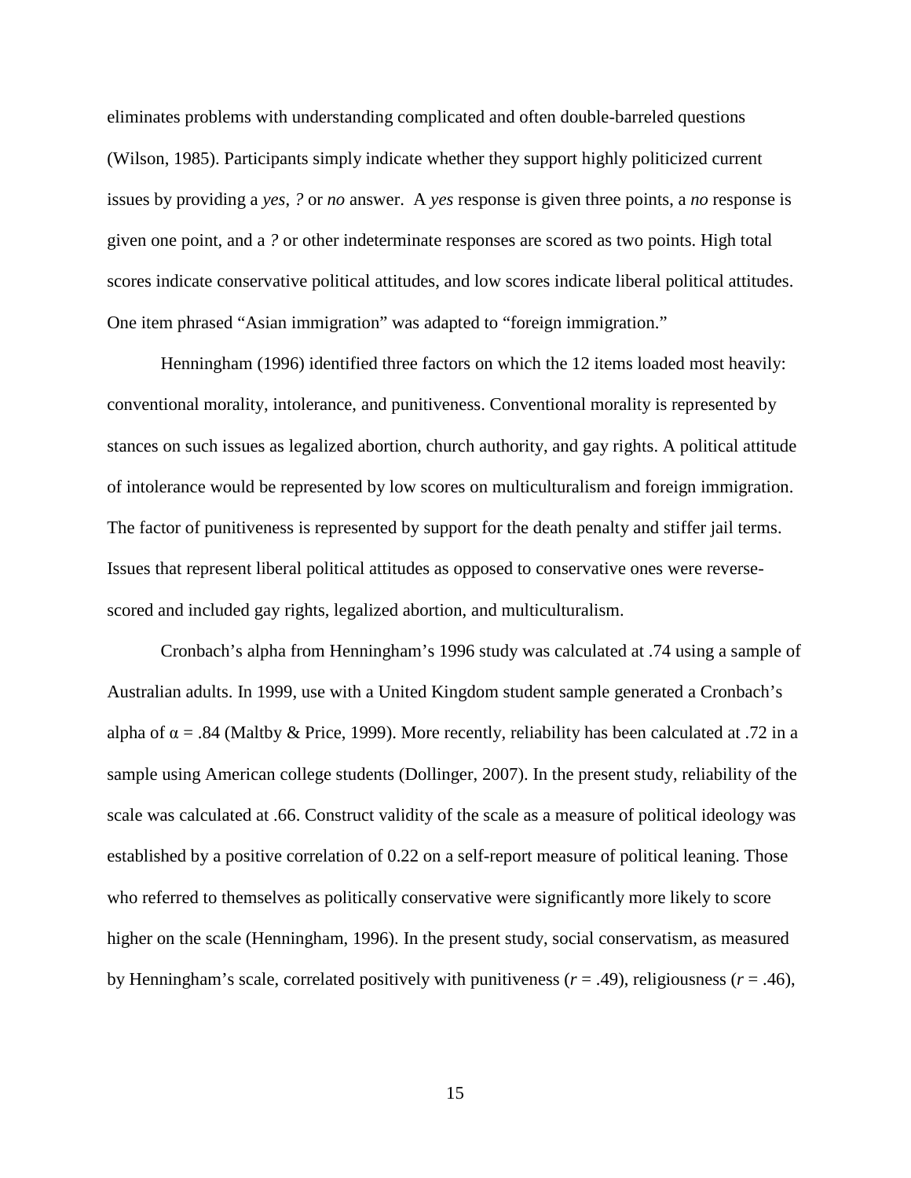eliminates problems with understanding complicated and often double-barreled questions (Wilson, 1985). Participants simply indicate whether they support highly politicized current issues by providing a *yes*, *?* or *no* answer. A *yes* response is given three points, a *no* response is given one point, and a *?* or other indeterminate responses are scored as two points. High total scores indicate conservative political attitudes, and low scores indicate liberal political attitudes. One item phrased "Asian immigration" was adapted to "foreign immigration."

Henningham (1996) identified three factors on which the 12 items loaded most heavily: conventional morality, intolerance, and punitiveness. Conventional morality is represented by stances on such issues as legalized abortion, church authority, and gay rights. A political attitude of intolerance would be represented by low scores on multiculturalism and foreign immigration. The factor of punitiveness is represented by support for the death penalty and stiffer jail terms. Issues that represent liberal political attitudes as opposed to conservative ones were reverse-scored and included gay rights, legalized abortion, and multiculturalism.

Cronbach's alpha from Henningham's 1996 study was calculated at .74 using a sample of Australian adults. In 1999, use with a United Kingdom student sample generated a Cronbach's alpha of $\alpha = .84$ (Maltby & Price, 1999). More recently, reliability has been calculated at .72 in a sample using American college students (Dollinger, 2007). In the present study, reliability of the scale was calculated at .66. Construct validity of the scale as a measure of political ideology was established by a positive correlation of 0.22 on a self-report measure of political leaning. Those who referred to themselves as politically conservative were significantly more likely to score higher on the scale (Henningham, 1996). In the present study, social conservatism, as measured by Henningham's scale, correlated positively with punitiveness ($r = .49$), religiousness ($r = .46$),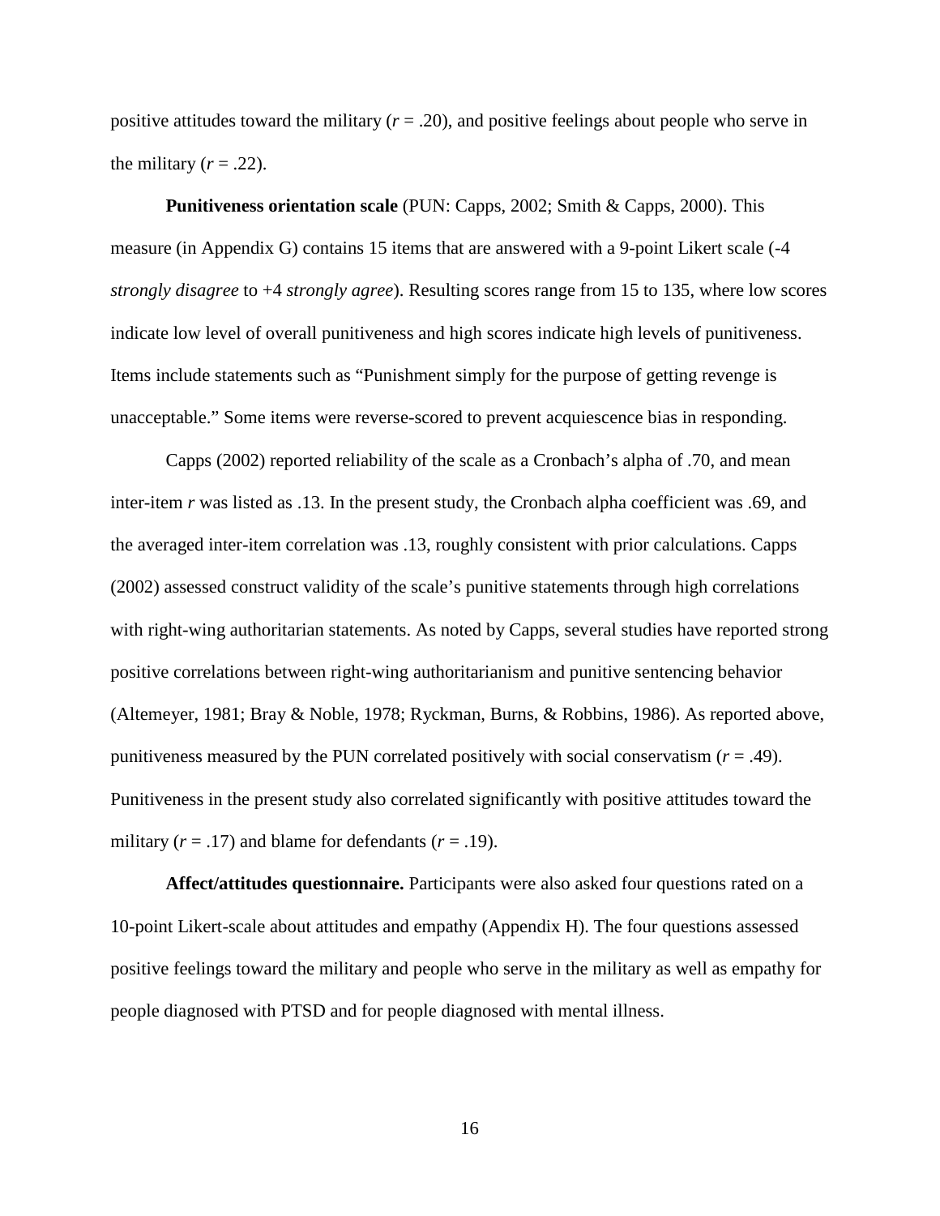positive attitudes toward the military ($r = .20$), and positive feelings about people who serve in the military ($r = .22$).

**Punitiveness orientation scale** (PUN: Capps, 2002; Smith & Capps, 2000). This measure (in Appendix G) contains 15 items that are answered with a 9-point Likert scale (-4 *strongly disagree* to +4 *strongly agree*). Resulting scores range from 15 to 135, where low scores indicate low level of overall punitiveness and high scores indicate high levels of punitiveness. Items include statements such as "Punishment simply for the purpose of getting revenge is unacceptable." Some items were reverse-scored to prevent acquiescence bias in responding.

Capps (2002) reported reliability of the scale as a Cronbach's alpha of .70, and mean inter-item $r$ was listed as .13. In the present study, the Cronbach alpha coefficient was .69, and the averaged inter-item correlation was .13, roughly consistent with prior calculations. Capps (2002) assessed construct validity of the scale's punitive statements through high correlations with right-wing authoritarian statements. As noted by Capps, several studies have reported strong positive correlations between right-wing authoritarianism and punitive sentencing behavior (Altemeyer, 1981; Bray & Noble, 1978; Ryckman, Burns, & Robbins, 1986). As reported above, punitiveness measured by the PUN correlated positively with social conservatism ($r = .49$). Punitiveness in the present study also correlated significantly with positive attitudes toward the military ($r = .17$) and blame for defendants ($r = .19$).

**Affect/attitudes questionnaire.** Participants were also asked four questions rated on a 10-point Likert-scale about attitudes and empathy (Appendix H). The four questions assessed positive feelings toward the military and people who serve in the military as well as empathy for people diagnosed with PTSD and for people diagnosed with mental illness.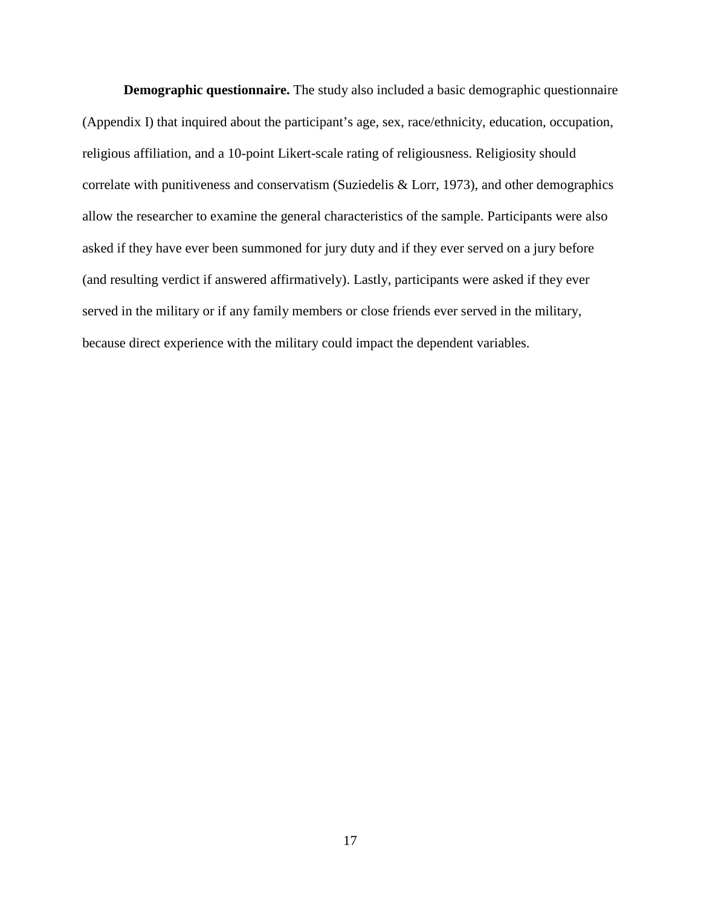**Demographic questionnaire.** The study also included a basic demographic questionnaire (Appendix I) that inquired about the participant's age, sex, race/ethnicity, education, occupation, religious affiliation, and a 10-point Likert-scale rating of religiousness. Religiosity should correlate with punitiveness and conservatism (Suziedelis & Lorr, 1973), and other demographics allow the researcher to examine the general characteristics of the sample. Participants were also asked if they have ever been summoned for jury duty and if they ever served on a jury before (and resulting verdict if answered affirmatively). Lastly, participants were asked if they ever served in the military or if any family members or close friends ever served in the military, because direct experience with the military could impact the dependent variables.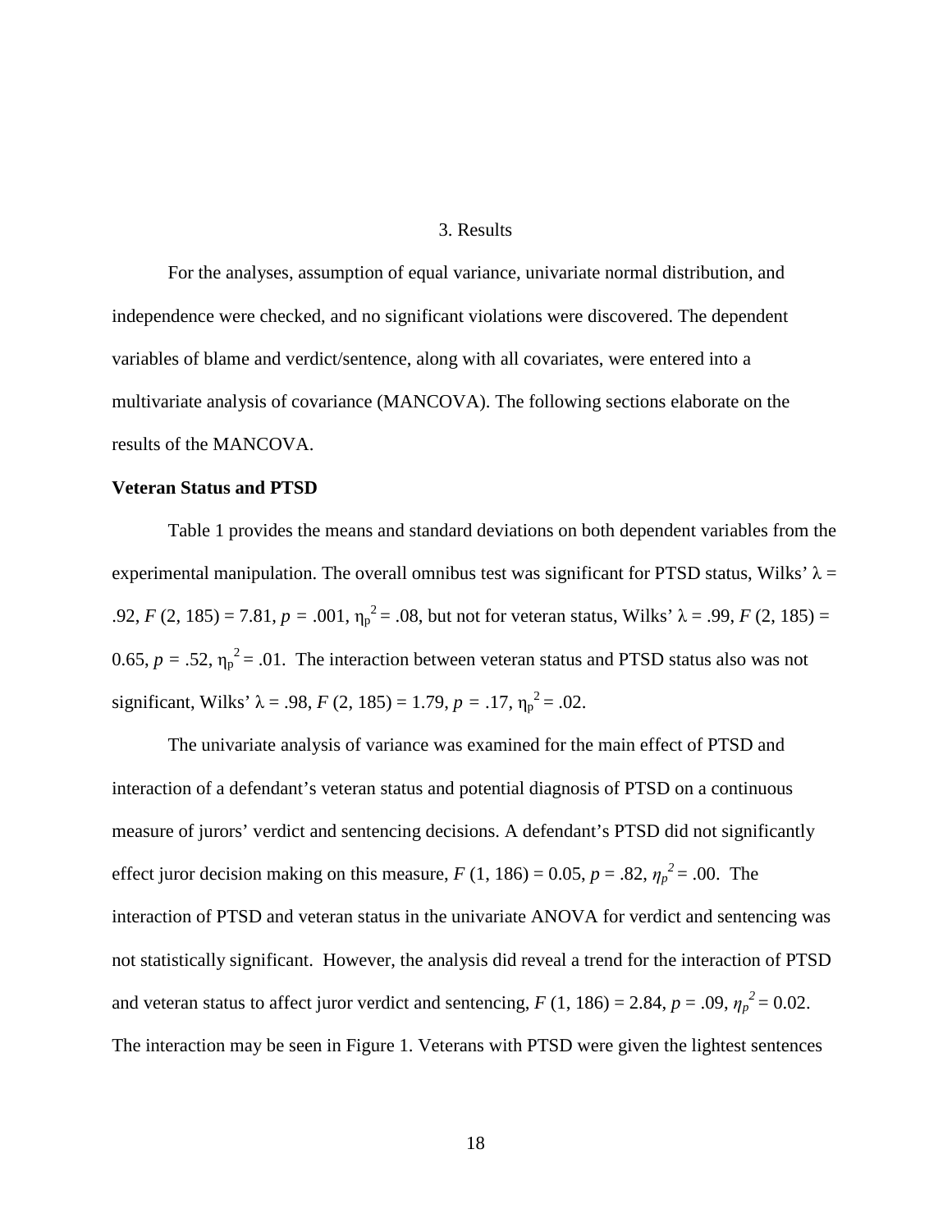# 3. Results

For the analyses, assumption of equal variance, univariate normal distribution, and independence were checked, and no significant violations were discovered. The dependent variables of blame and verdict/sentence, along with all covariates, were entered into a multivariate analysis of covariance (MANCOVA). The following sections elaborate on the results of the MANCOVA.

**Veteran Status and PTSD**

Table 1 provides the means and standard deviations on both dependent variables from the experimental manipulation. The overall omnibus test was significant for PTSD status, Wilks' $\lambda$ = .92, $F$ (2, 185) = 7.81, $p$ = .001, $\eta_p^2$ = .08, but not for veteran status, Wilks' $\lambda$ = .99, $F$ (2, 185) = 0.65, $p$ = .52, $\eta_p^2$ = .01. The interaction between veteran status and PTSD status also was not significant, Wilks' $\lambda$ = .98, $F$ (2, 185) = 1.79, $p$ = .17, $\eta_p^2$ = .02.

The univariate analysis of variance was examined for the main effect of PTSD and interaction of a defendant's veteran status and potential diagnosis of PTSD on a continuous measure of jurors' verdict and sentencing decisions. A defendant's PTSD did not significantly effect juror decision making on this measure, $F$ (1, 186) = 0.05, $p$ = .82, $\eta_p^2$ = .00. The interaction of PTSD and veteran status in the univariate ANOVA for verdict and sentencing was not statistically significant. However, the analysis did reveal a trend for the interaction of PTSD and veteran status to affect juror verdict and sentencing, $F$ (1, 186) = 2.84, $p$ = .09, $\eta_p^2$ = 0.02. The interaction may be seen in Figure 1. Veterans with PTSD were given the lightest sentences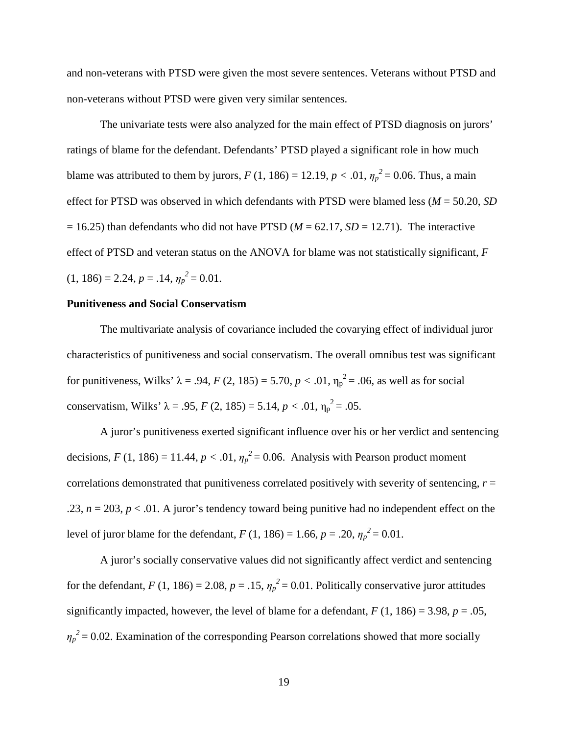and non-veterans with PTSD were given the most severe sentences. Veterans without PTSD and non-veterans without PTSD were given very similar sentences.

The univariate tests were also analyzed for the main effect of PTSD diagnosis on jurors' ratings of blame for the defendant. Defendants' PTSD played a significant role in how much blame was attributed to them by jurors, $F$ (1, 186) = 12.19, $p$ < .01, $\eta_p^2$ = 0.06. Thus, a main effect for PTSD was observed in which defendants with PTSD were blamed less ($M$ = 50.20, $SD$ = 16.25) than defendants who did not have PTSD ($M$ = 62.17, $SD$ = 12.71). The interactive effect of PTSD and veteran status on the ANOVA for blame was not statistically significant, $F$ (1, 186) = 2.24, $p$ = .14, $\eta_p^2$ = 0.01.

**Punitiveness and Social Conservatism**

The multivariate analysis of covariance included the covarying effect of individual juror characteristics of punitiveness and social conservatism. The overall omnibus test was significant for punitiveness, Wilks' $\lambda$ = .94, $F$ (2, 185) = 5.70, $p$ < .01, $\eta_p^2$ = .06, as well as for social conservatism, Wilks' $\lambda$ = .95, $F$ (2, 185) = 5.14, $p$ < .01, $\eta_p^2$ = .05.

A juror's punitiveness exerted significant influence over his or her verdict and sentencing decisions, $F$ (1, 186) = 11.44, $p$ < .01, $\eta_p^2$ = 0.06. Analysis with Pearson product moment correlations demonstrated that punitiveness correlated positively with severity of sentencing, $r$ = .23, $n$ = 203, $p$ < .01. A juror's tendency toward being punitive had no independent effect on the level of juror blame for the defendant, $F$ (1, 186) = 1.66, $p$ = .20, $\eta_p^2$ = 0.01.

A juror's socially conservative values did not significantly affect verdict and sentencing for the defendant, $F$ (1, 186) = 2.08, $p$ = .15, $\eta_p^2$ = 0.01. Politically conservative juror attitudes significantly impacted, however, the level of blame for a defendant, $F$ (1, 186) = 3.98, $p$ = .05, $\eta_p^2$ = 0.02. Examination of the corresponding Pearson correlations showed that more socially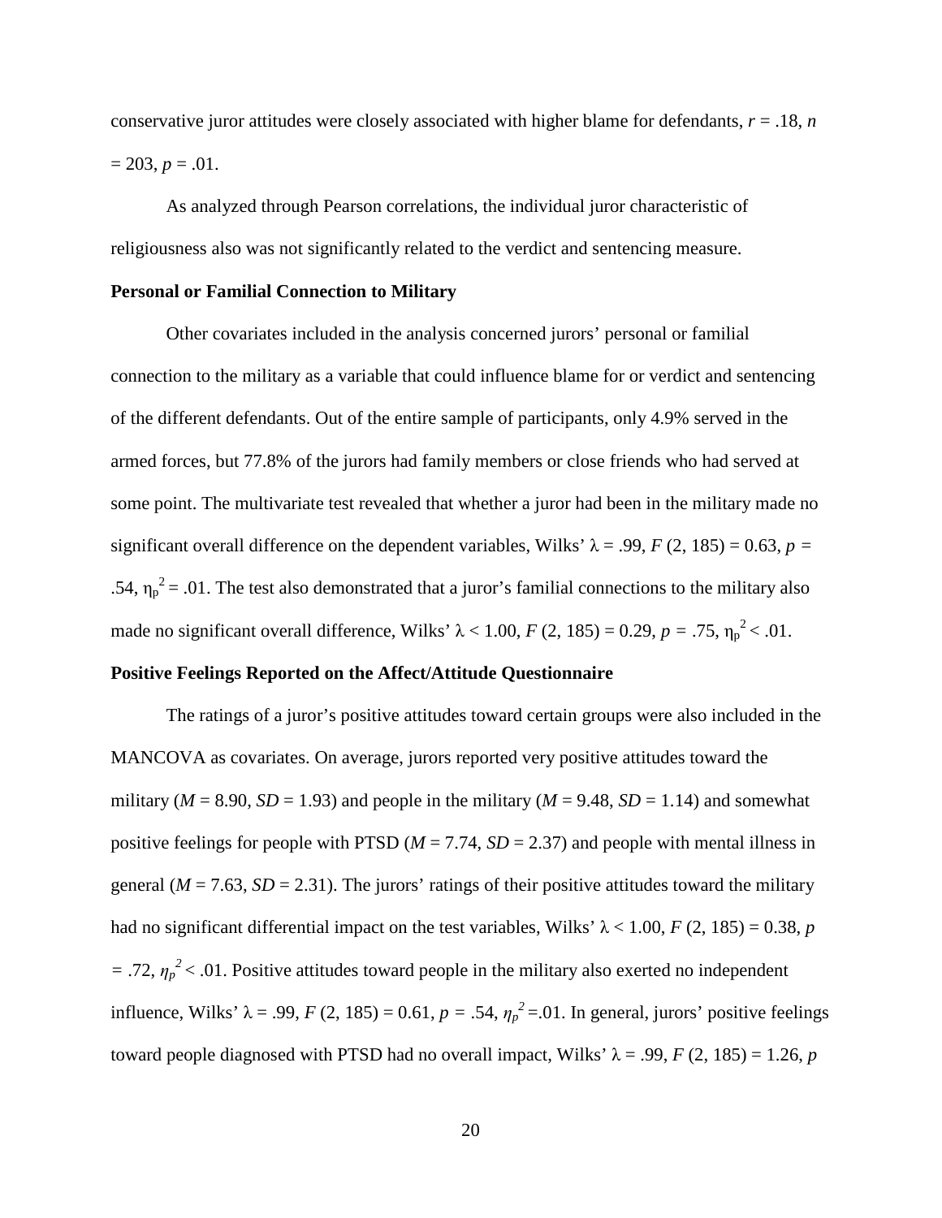conservative juror attitudes were closely associated with higher blame for defendants, $r = .18$, $n = 203$, $p = .01$.

As analyzed through Pearson correlations, the individual juror characteristic of religiousness also was not significantly related to the verdict and sentencing measure.

**Personal or Familial Connection to Military**

Other covariates included in the analysis concerned jurors' personal or familial connection to the military as a variable that could influence blame for or verdict and sentencing of the different defendants. Out of the entire sample of participants, only 4.9% served in the armed forces, but 77.8% of the jurors had family members or close friends who had served at some point. The multivariate test revealed that whether a juror had been in the military made no significant overall difference on the dependent variables, Wilks' $\lambda = .99$, $F$ (2, 185) = 0.63, $p = .54$, $\eta_p^2 = .01$. The test also demonstrated that a juror's familial connections to the military also made no significant overall difference, Wilks' $\lambda < 1.00$, $F$ (2, 185) = 0.29, $p = .75$, $\eta_p^2 < .01$.

**Positive Feelings Reported on the Affect/Attitude Questionnaire**

The ratings of a juror's positive attitudes toward certain groups were also included in the MANCOVA as covariates. On average, jurors reported very positive attitudes toward the military ($M = 8.90$, $SD = 1.93$) and people in the military ($M = 9.48$, $SD = 1.14$) and somewhat positive feelings for people with PTSD ($M = 7.74$, $SD = 2.37$) and people with mental illness in general ($M = 7.63$, $SD = 2.31$). The jurors' ratings of their positive attitudes toward the military had no significant differential impact on the test variables, Wilks' $\lambda < 1.00$, $F$ (2, 185) = 0.38, $p = .72$, $\eta_p^2 < .01$. Positive attitudes toward people in the military also exerted no independent influence, Wilks' $\lambda = .99$, $F$ (2, 185) = 0.61, $p = .54$, $\eta_p^2 = .01$. In general, jurors' positive feelings toward people diagnosed with PTSD had no overall impact, Wilks' $\lambda = .99$, $F$ (2, 185) = 1.26, $p$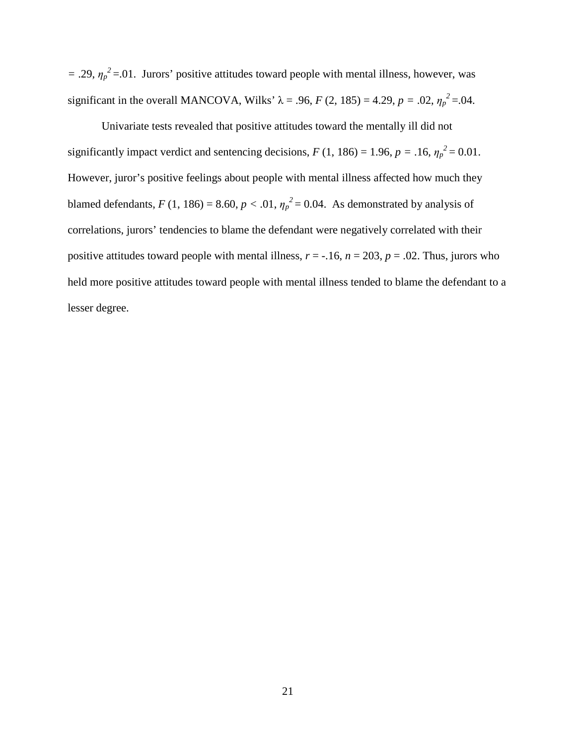$= .29$, $\eta_p^2 = .01$. Jurors' positive attitudes toward people with mental illness, however, was significant in the overall MANCOVA, Wilks' $\lambda = .96$, $F(2, 185) = 4.29$, $p = .02$, $\eta_p^2 = .04$.

Univariate tests revealed that positive attitudes toward the mentally ill did not significantly impact verdict and sentencing decisions, $F(1, 186) = 1.96$, $p = .16$, $\eta_p^2 = 0.01$. However, juror's positive feelings about people with mental illness affected how much they blamed defendants, $F(1, 186) = 8.60$, $p < .01$, $\eta_p^2 = 0.04$. As demonstrated by analysis of correlations, jurors' tendencies to blame the defendant were negatively correlated with their positive attitudes toward people with mental illness, $r = -.16$, $n = 203$, $p = .02$. Thus, jurors who held more positive attitudes toward people with mental illness tended to blame the defendant to a lesser degree.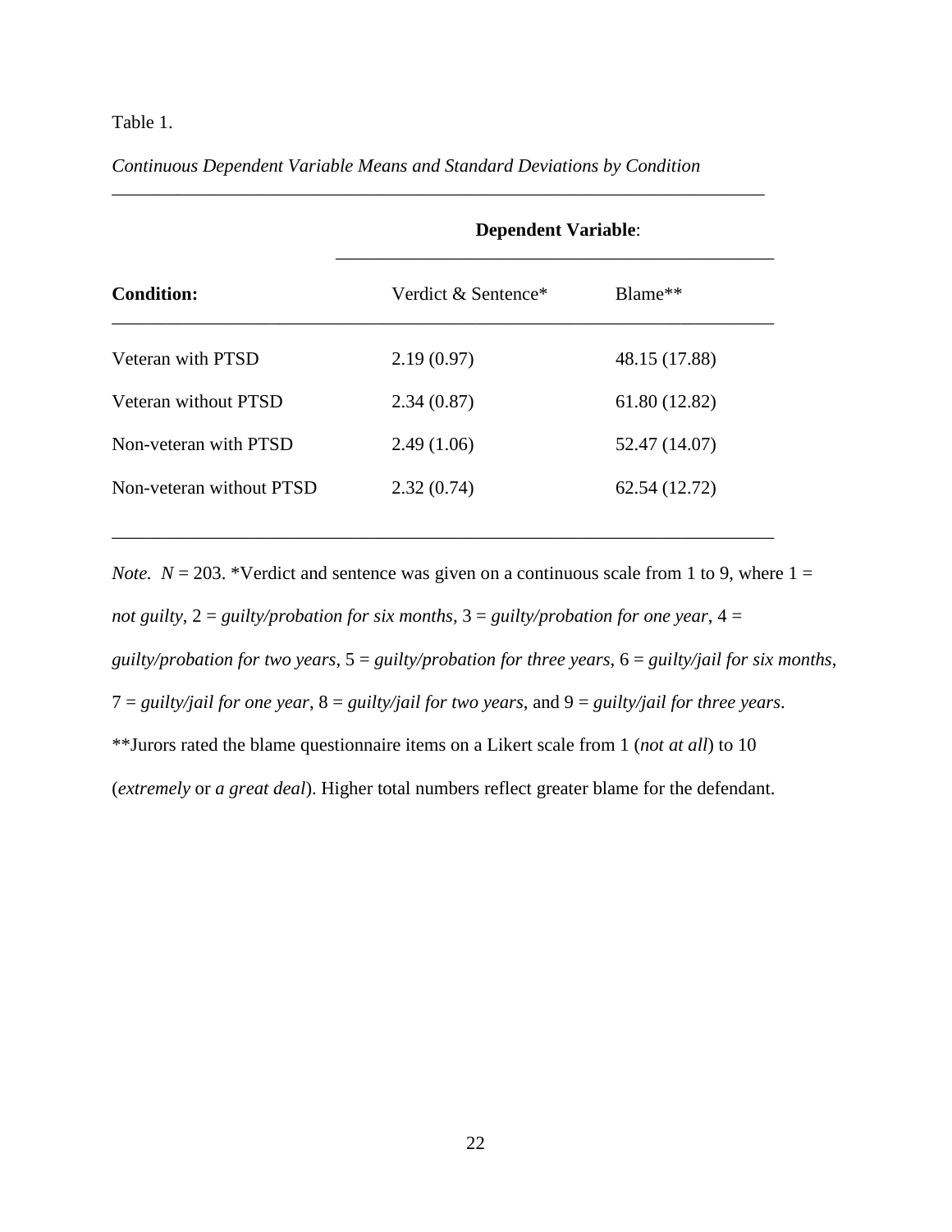Table 1.

*Continuous Dependent Variable Means and Standard Deviations by Condition*

| | **Dependent Variable**: | |
|---|---|---|
| **Condition:** | Verdict & Sentence* | Blame** |
| Veteran with PTSD | 2.19 (0.97) | 48.15 (17.88) |
| Veteran without PTSD | 2.34 (0.87) | 61.80 (12.82) |
| Non-veteran with PTSD | 2.49 (1.06) | 52.47 (14.07) |
| Non-veteran without PTSD | 2.32 (0.74) | 62.54 (12.72) |

*Note.* $N$ = 203. *Verdict and sentence was given on a continuous scale from 1 to 9, where 1 = *not guilty*, 2 = *guilty/probation for six months*, 3 = *guilty/probation for one year*, 4 = *guilty/probation for two years*, 5 = *guilty/probation for three years*, 6 = *guilty/jail for six months*, 7 = *guilty/jail for one year*, 8 = *guilty/jail for two years*, and 9 = *guilty/jail for three years*. **Jurors rated the blame questionnaire items on a Likert scale from 1 (*not at all*) to 10 (*extremely* or *a great deal*). Higher total numbers reflect greater blame for the defendant.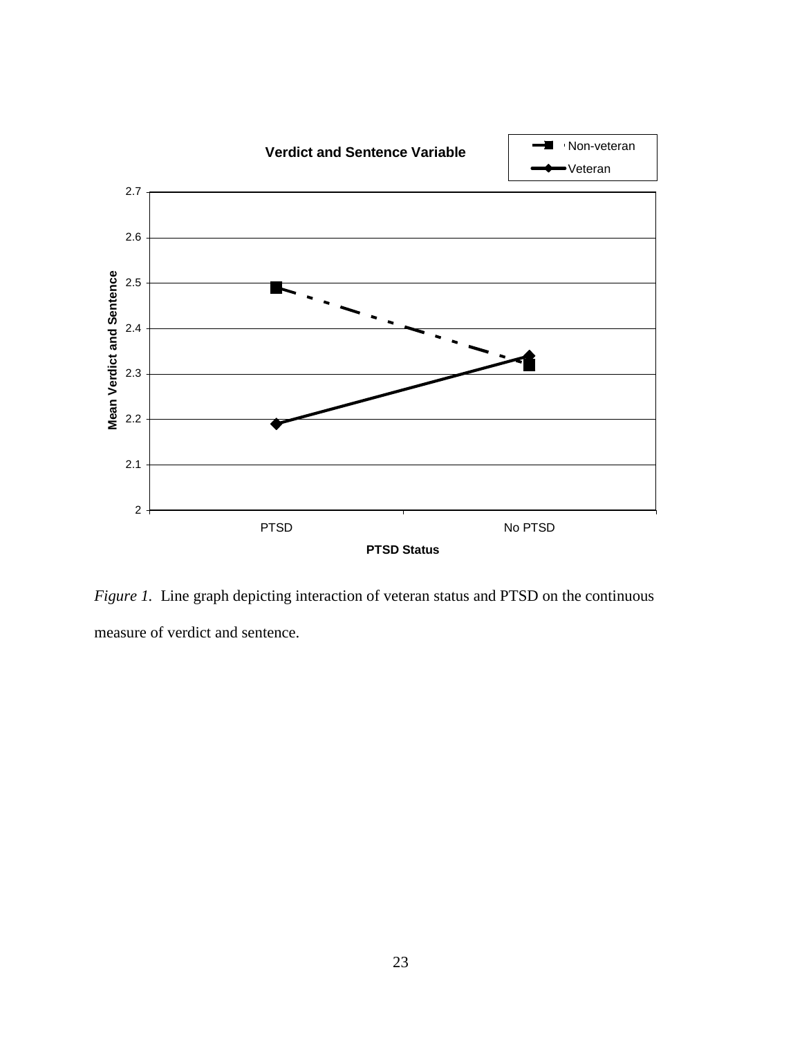**Verdict and Sentence Variable**

*Figure 1.* Line graph depicting interaction of veteran status and PTSD on the continuous measure of verdict and sentence.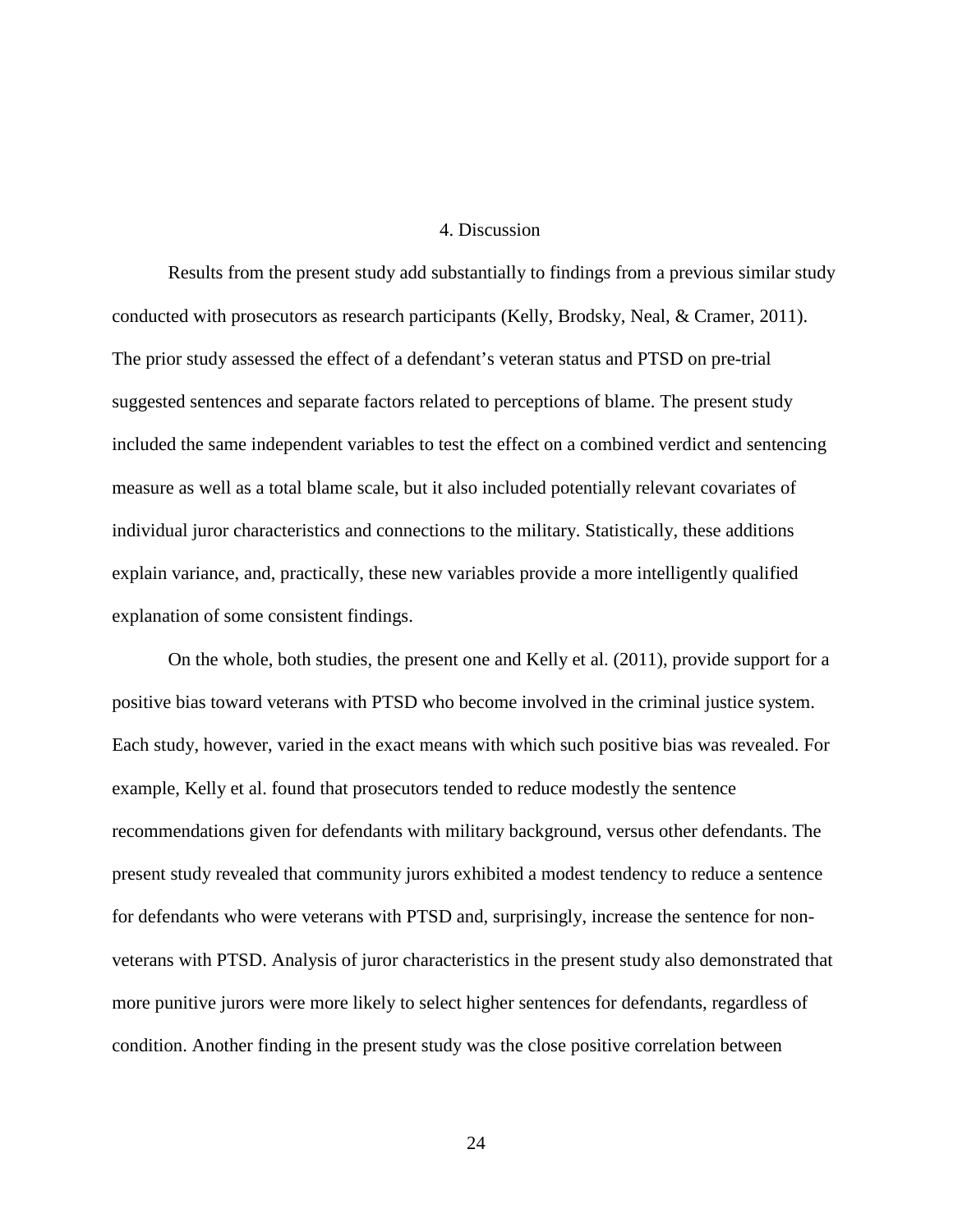# 4. Discussion

Results from the present study add substantially to findings from a previous similar study conducted with prosecutors as research participants (Kelly, Brodsky, Neal, & Cramer, 2011). The prior study assessed the effect of a defendant's veteran status and PTSD on pre-trial suggested sentences and separate factors related to perceptions of blame. The present study included the same independent variables to test the effect on a combined verdict and sentencing measure as well as a total blame scale, but it also included potentially relevant covariates of individual juror characteristics and connections to the military. Statistically, these additions explain variance, and, practically, these new variables provide a more intelligently qualified explanation of some consistent findings.

On the whole, both studies, the present one and Kelly et al. (2011), provide support for a positive bias toward veterans with PTSD who become involved in the criminal justice system. Each study, however, varied in the exact means with which such positive bias was revealed. For example, Kelly et al. found that prosecutors tended to reduce modestly the sentence recommendations given for defendants with military background, versus other defendants. The present study revealed that community jurors exhibited a modest tendency to reduce a sentence for defendants who were veterans with PTSD and, surprisingly, increase the sentence for non-veterans with PTSD. Analysis of juror characteristics in the present study also demonstrated that more punitive jurors were more likely to select higher sentences for defendants, regardless of condition. Another finding in the present study was the close positive correlation between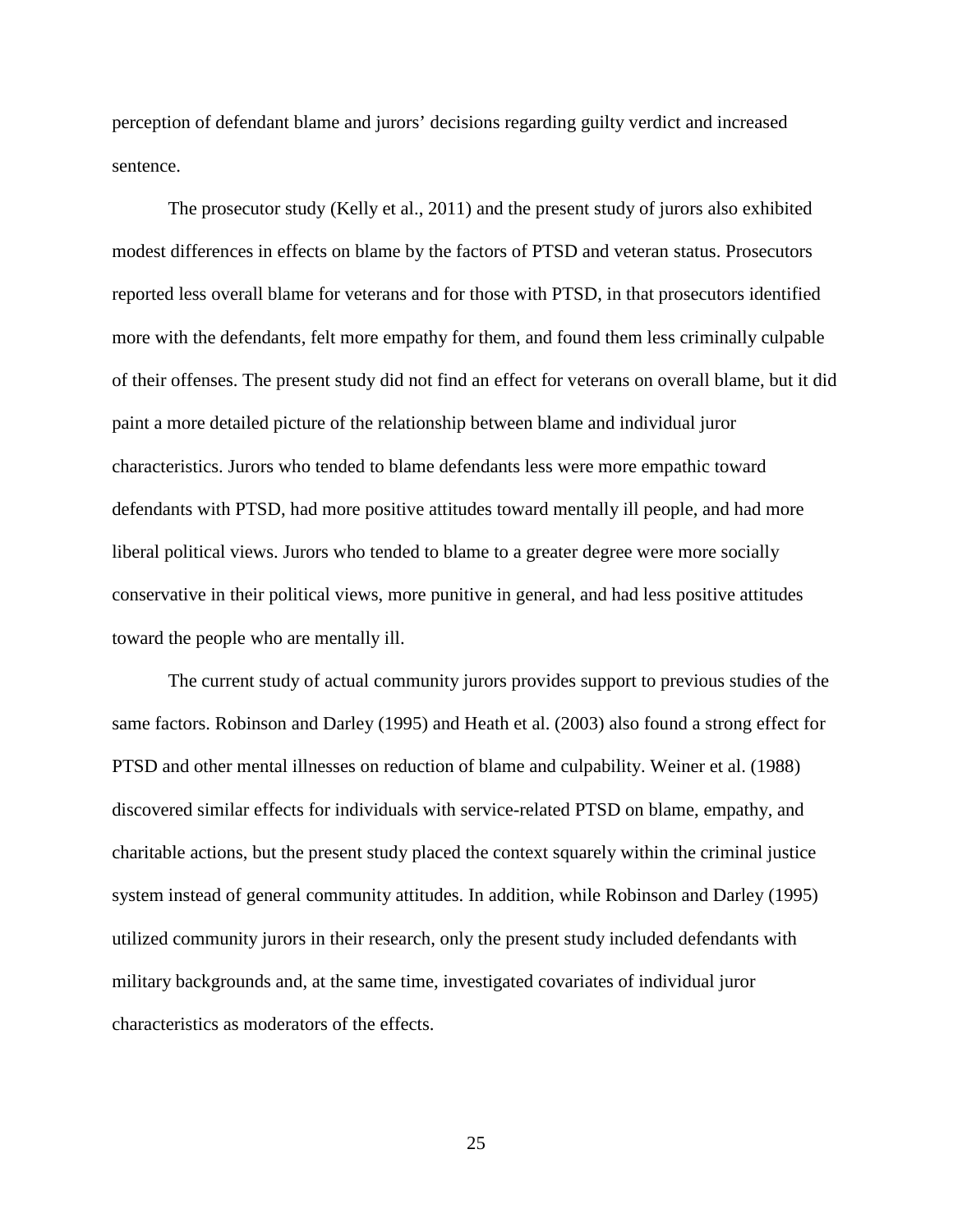perception of defendant blame and jurors' decisions regarding guilty verdict and increased sentence.

The prosecutor study (Kelly et al., 2011) and the present study of jurors also exhibited modest differences in effects on blame by the factors of PTSD and veteran status. Prosecutors reported less overall blame for veterans and for those with PTSD, in that prosecutors identified more with the defendants, felt more empathy for them, and found them less criminally culpable of their offenses. The present study did not find an effect for veterans on overall blame, but it did paint a more detailed picture of the relationship between blame and individual juror characteristics. Jurors who tended to blame defendants less were more empathic toward defendants with PTSD, had more positive attitudes toward mentally ill people, and had more liberal political views. Jurors who tended to blame to a greater degree were more socially conservative in their political views, more punitive in general, and had less positive attitudes toward the people who are mentally ill.

The current study of actual community jurors provides support to previous studies of the same factors. Robinson and Darley (1995) and Heath et al. (2003) also found a strong effect for PTSD and other mental illnesses on reduction of blame and culpability. Weiner et al. (1988) discovered similar effects for individuals with service-related PTSD on blame, empathy, and charitable actions, but the present study placed the context squarely within the criminal justice system instead of general community attitudes. In addition, while Robinson and Darley (1995) utilized community jurors in their research, only the present study included defendants with military backgrounds and, at the same time, investigated covariates of individual juror characteristics as moderators of the effects.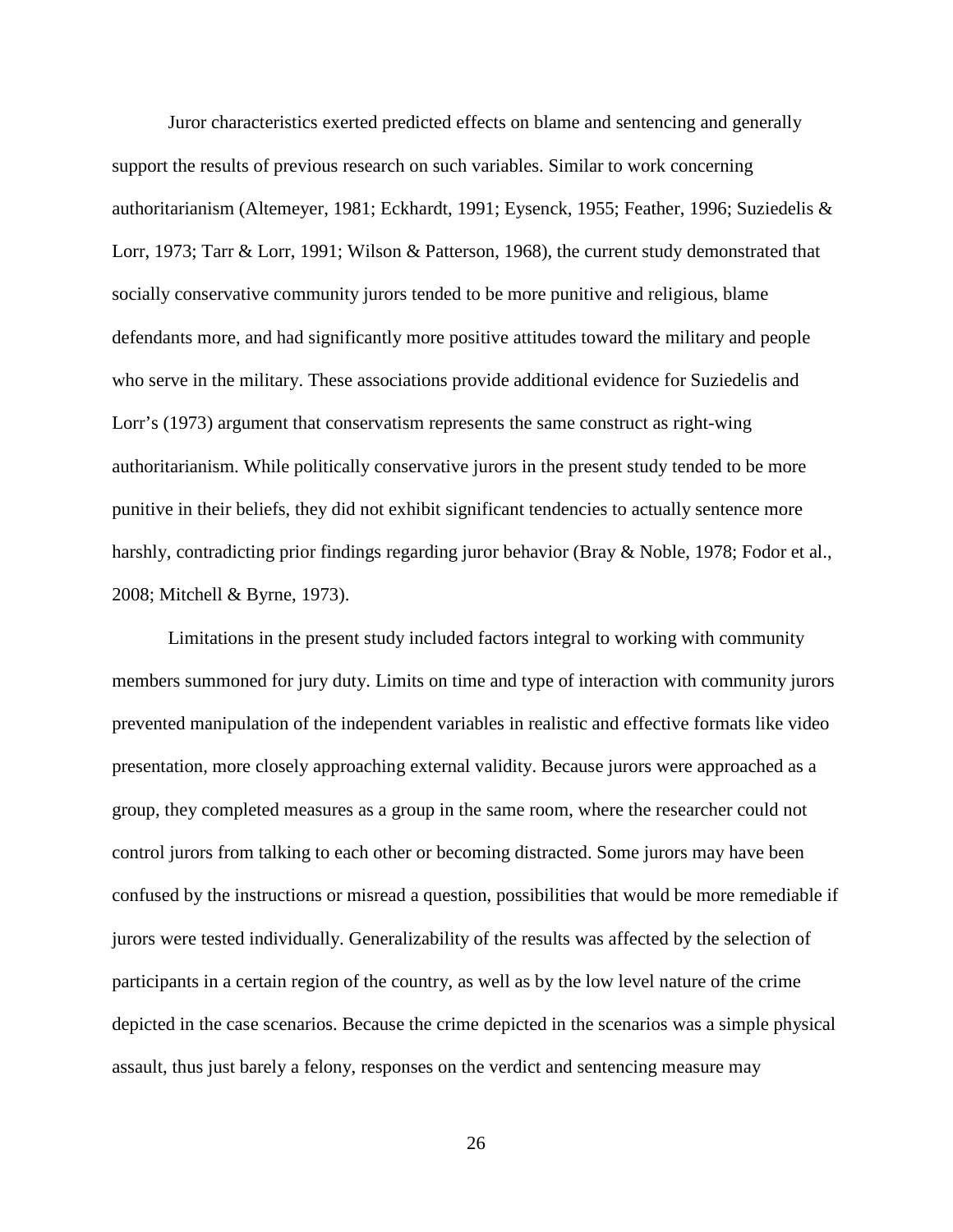Juror characteristics exerted predicted effects on blame and sentencing and generally support the results of previous research on such variables. Similar to work concerning authoritarianism (Altemeyer, 1981; Eckhardt, 1991; Eysenck, 1955; Feather, 1996; Suziedelis & Lorr, 1973; Tarr & Lorr, 1991; Wilson & Patterson, 1968), the current study demonstrated that socially conservative community jurors tended to be more punitive and religious, blame defendants more, and had significantly more positive attitudes toward the military and people who serve in the military. These associations provide additional evidence for Suziedelis and Lorr's (1973) argument that conservatism represents the same construct as right-wing authoritarianism. While politically conservative jurors in the present study tended to be more punitive in their beliefs, they did not exhibit significant tendencies to actually sentence more harshly, contradicting prior findings regarding juror behavior (Bray & Noble, 1978; Fodor et al., 2008; Mitchell & Byrne, 1973).

Limitations in the present study included factors integral to working with community members summoned for jury duty. Limits on time and type of interaction with community jurors prevented manipulation of the independent variables in realistic and effective formats like video presentation, more closely approaching external validity. Because jurors were approached as a group, they completed measures as a group in the same room, where the researcher could not control jurors from talking to each other or becoming distracted. Some jurors may have been confused by the instructions or misread a question, possibilities that would be more remediable if jurors were tested individually. Generalizability of the results was affected by the selection of participants in a certain region of the country, as well as by the low level nature of the crime depicted in the case scenarios. Because the crime depicted in the scenarios was a simple physical assault, thus just barely a felony, responses on the verdict and sentencing measure may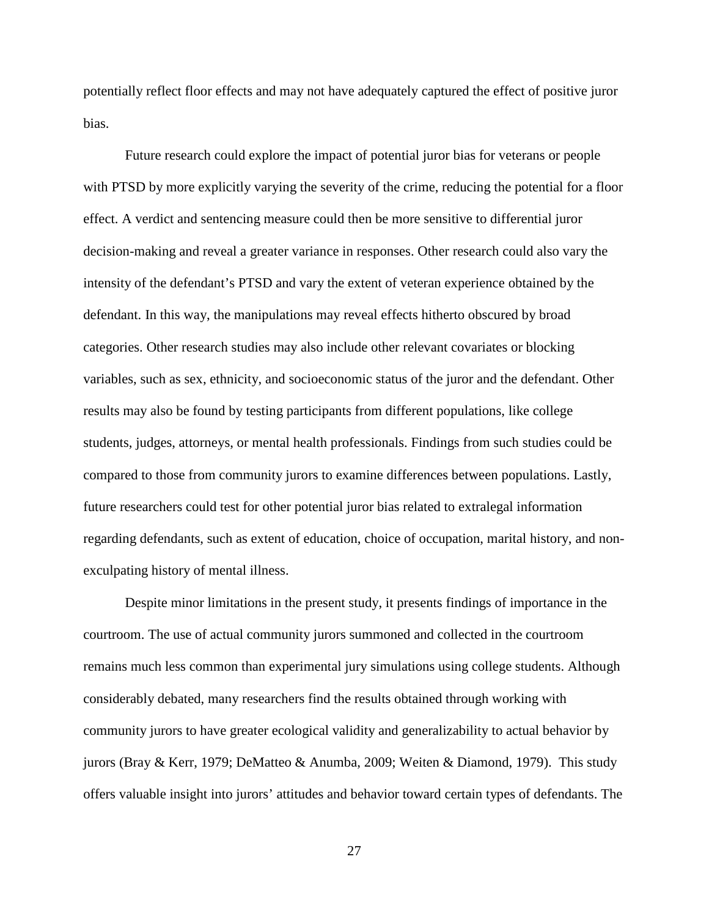potentially reflect floor effects and may not have adequately captured the effect of positive juror bias.

Future research could explore the impact of potential juror bias for veterans or people with PTSD by more explicitly varying the severity of the crime, reducing the potential for a floor effect. A verdict and sentencing measure could then be more sensitive to differential juror decision-making and reveal a greater variance in responses. Other research could also vary the intensity of the defendant's PTSD and vary the extent of veteran experience obtained by the defendant. In this way, the manipulations may reveal effects hitherto obscured by broad categories. Other research studies may also include other relevant covariates or blocking variables, such as sex, ethnicity, and socioeconomic status of the juror and the defendant. Other results may also be found by testing participants from different populations, like college students, judges, attorneys, or mental health professionals. Findings from such studies could be compared to those from community jurors to examine differences between populations. Lastly, future researchers could test for other potential juror bias related to extralegal information regarding defendants, such as extent of education, choice of occupation, marital history, and non-exculpating history of mental illness.

Despite minor limitations in the present study, it presents findings of importance in the courtroom. The use of actual community jurors summoned and collected in the courtroom remains much less common than experimental jury simulations using college students. Although considerably debated, many researchers find the results obtained through working with community jurors to have greater ecological validity and generalizability to actual behavior by jurors (Bray & Kerr, 1979; DeMatteo & Anumba, 2009; Weiten & Diamond, 1979). This study offers valuable insight into jurors' attitudes and behavior toward certain types of defendants. The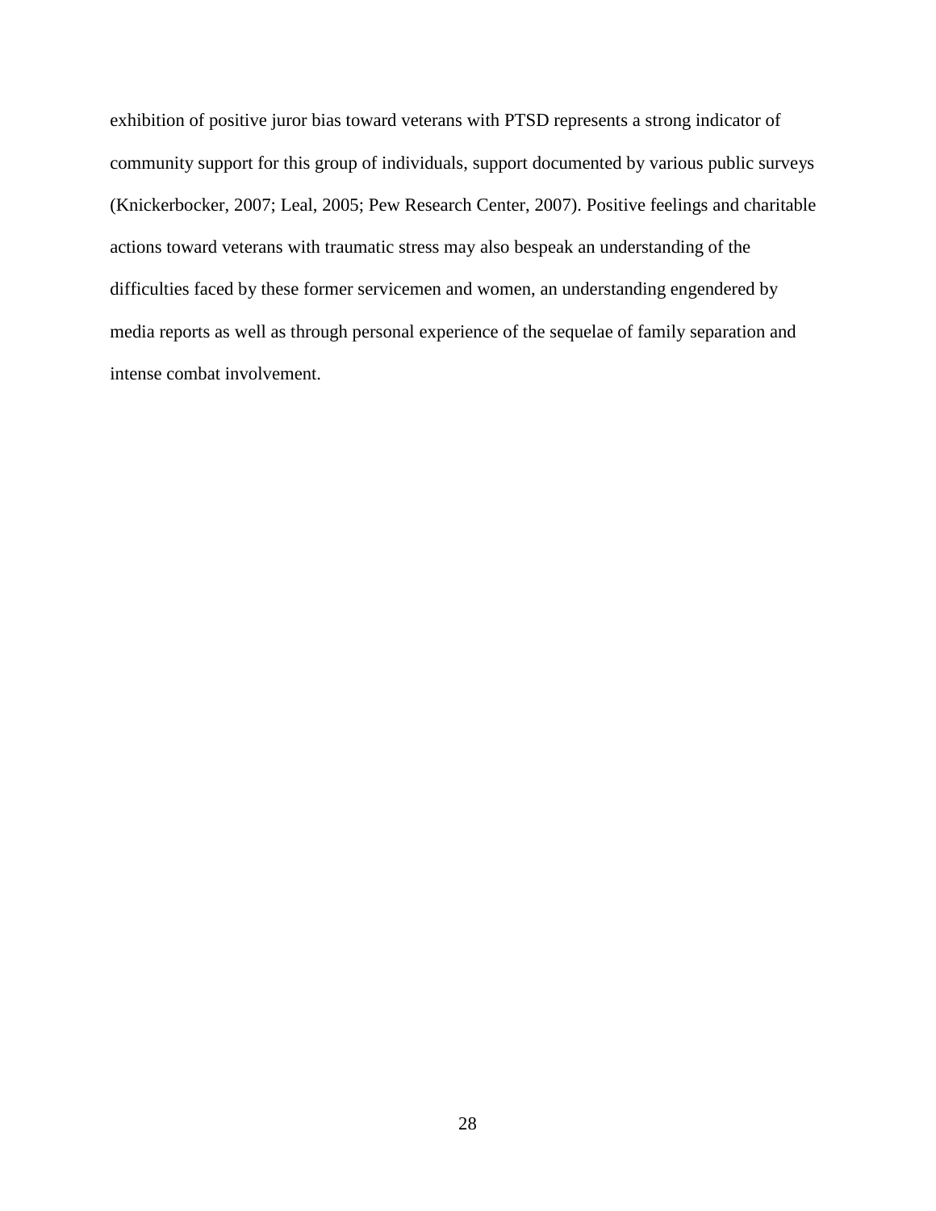exhibition of positive juror bias toward veterans with PTSD represents a strong indicator of community support for this group of individuals, support documented by various public surveys (Knickerbocker, 2007; Leal, 2005; Pew Research Center, 2007). Positive feelings and charitable actions toward veterans with traumatic stress may also bespeak an understanding of the difficulties faced by these former servicemen and women, an understanding engendered by media reports as well as through personal experience of the sequelae of family separation and intense combat involvement.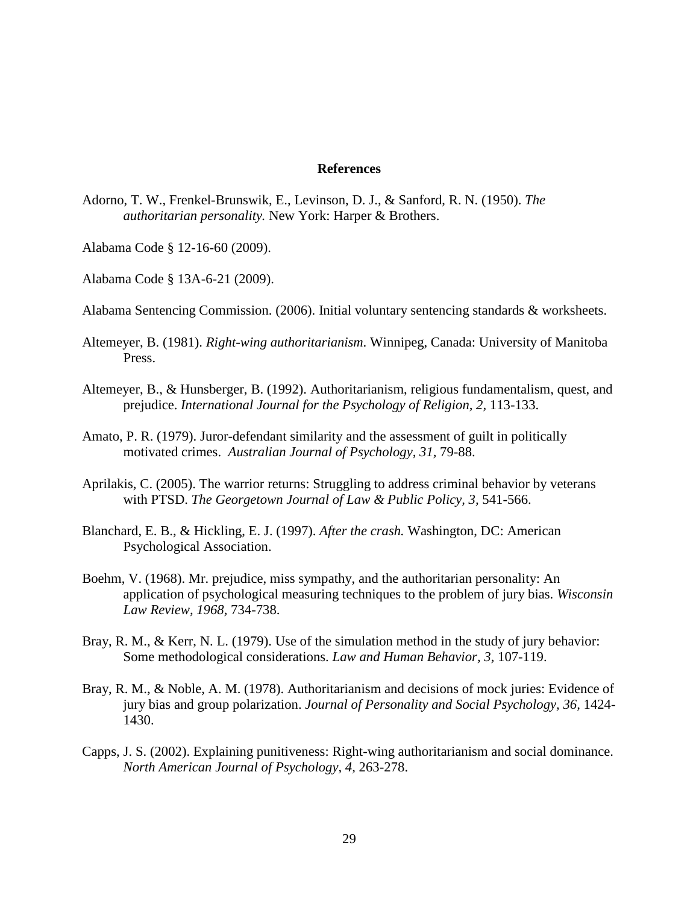# References

Adorno, T. W., Frenkel-Brunswik, E., Levinson, D. J., & Sanford, R. N. (1950). *The authoritarian personality.* New York: Harper & Brothers.

Alabama Code § 12-16-60 (2009).

Alabama Code § 13A-6-21 (2009).

Alabama Sentencing Commission. (2006). Initial voluntary sentencing standards & worksheets.

Altemeyer, B. (1981). *Right-wing authoritarianism*. Winnipeg, Canada: University of Manitoba Press.

Altemeyer, B., & Hunsberger, B. (1992). Authoritarianism, religious fundamentalism, quest, and prejudice. *International Journal for the Psychology of Religion, 2,* 113-133.

Amato, P. R. (1979). Juror-defendant similarity and the assessment of guilt in politically motivated crimes. *Australian Journal of Psychology, 31,* 79-88.

Aprilakis, C. (2005). The warrior returns: Struggling to address criminal behavior by veterans with PTSD. *The Georgetown Journal of Law & Public Policy, 3,* 541-566.

Blanchard, E. B., & Hickling, E. J. (1997). *After the crash.* Washington, DC: American Psychological Association.

Boehm, V. (1968). Mr. prejudice, miss sympathy, and the authoritarian personality: An application of psychological measuring techniques to the problem of jury bias. *Wisconsin Law Review, 1968,* 734-738.

Bray, R. M., & Kerr, N. L. (1979). Use of the simulation method in the study of jury behavior: Some methodological considerations. *Law and Human Behavior, 3,* 107-119.

Bray, R. M., & Noble, A. M. (1978). Authoritarianism and decisions of mock juries: Evidence of jury bias and group polarization. *Journal of Personality and Social Psychology, 36,* 1424-1430.

Capps, J. S. (2002). Explaining punitiveness: Right-wing authoritarianism and social dominance. *North American Journal of Psychology, 4,* 263-278.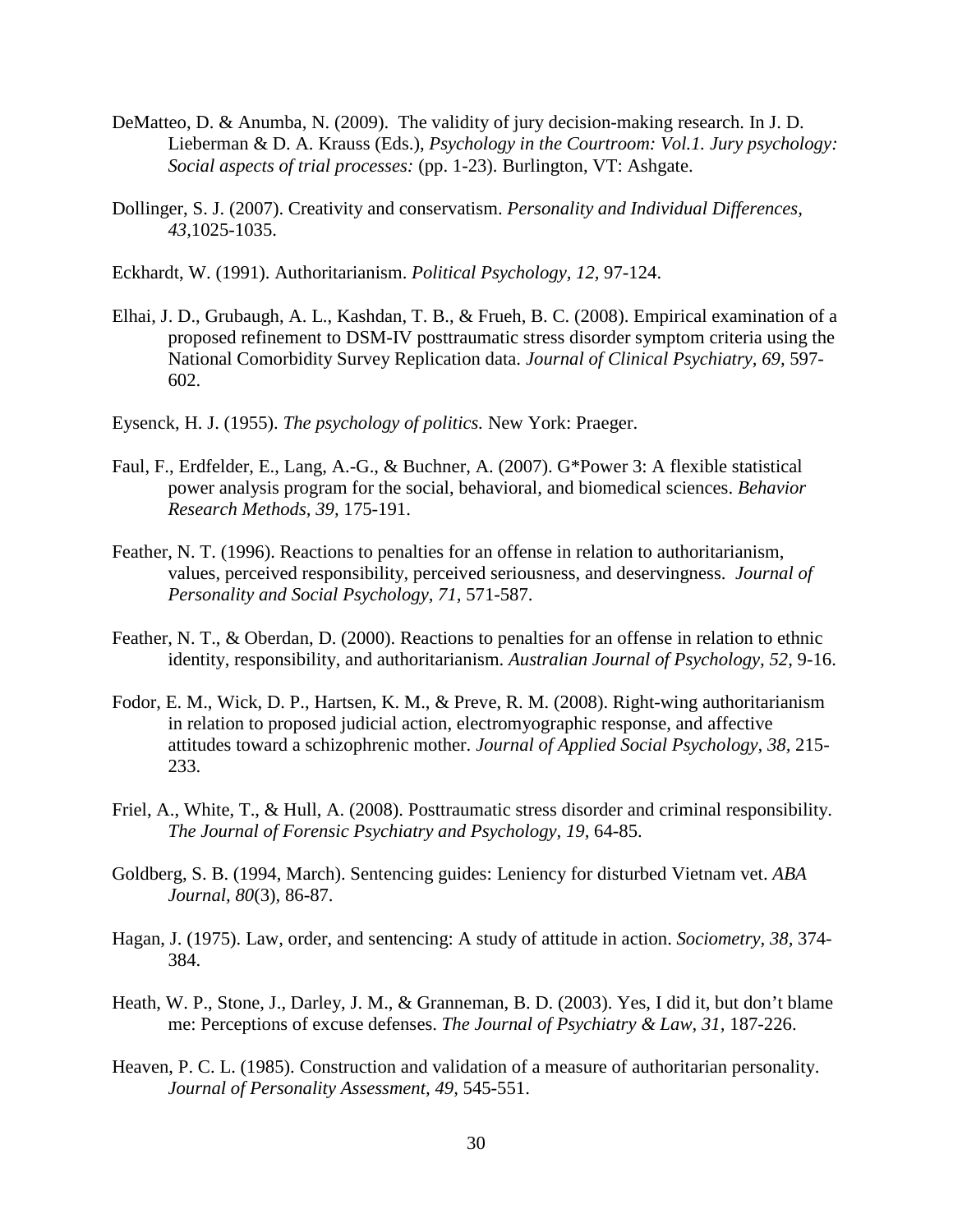DeMatteo, D. & Anumba, N. (2009). The validity of jury decision-making research. In J. D. Lieberman & D. A. Krauss (Eds.), *Psychology in the Courtroom: Vol.1. Jury psychology: Social aspects of trial processes:* (pp. 1-23). Burlington, VT: Ashgate.

Dollinger, S. J. (2007). Creativity and conservatism. *Personality and Individual Differences, 43,*1025-1035.

Eckhardt, W. (1991). Authoritarianism. *Political Psychology, 12,* 97-124.

Elhai, J. D., Grubaugh, A. L., Kashdan, T. B., & Frueh, B. C. (2008). Empirical examination of a proposed refinement to DSM-IV posttraumatic stress disorder symptom criteria using the National Comorbidity Survey Replication data. *Journal of Clinical Psychiatry, 69,* 597-602.

Eysenck, H. J. (1955). *The psychology of politics.* New York: Praeger.

Faul, F., Erdfelder, E., Lang, A.-G., & Buchner, A. (2007). G*Power 3: A flexible statistical power analysis program for the social, behavioral, and biomedical sciences. *Behavior Research Methods, 39,* 175-191.

Feather, N. T. (1996). Reactions to penalties for an offense in relation to authoritarianism, values, perceived responsibility, perceived seriousness, and deservingness. *Journal of Personality and Social Psychology, 71,* 571-587.

Feather, N. T., & Oberdan, D. (2000). Reactions to penalties for an offense in relation to ethnic identity, responsibility, and authoritarianism. *Australian Journal of Psychology, 52,* 9-16.

Fodor, E. M., Wick, D. P., Hartsen, K. M., & Preve, R. M. (2008). Right-wing authoritarianism in relation to proposed judicial action, electromyographic response, and affective attitudes toward a schizophrenic mother. *Journal of Applied Social Psychology, 38,* 215-233.

Friel, A., White, T., & Hull, A. (2008). Posttraumatic stress disorder and criminal responsibility. *The Journal of Forensic Psychiatry and Psychology, 19,* 64-85.

Goldberg, S. B. (1994, March). Sentencing guides: Leniency for disturbed Vietnam vet. *ABA Journal, 80*(3), 86-87.

Hagan, J. (1975). Law, order, and sentencing: A study of attitude in action. *Sociometry, 38*, 374-384.

Heath, W. P., Stone, J., Darley, J. M., & Granneman, B. D. (2003). Yes, I did it, but don't blame me: Perceptions of excuse defenses. *The Journal of Psychiatry & Law, 31,* 187-226.

Heaven, P. C. L. (1985). Construction and validation of a measure of authoritarian personality. *Journal of Personality Assessment, 49,* 545-551.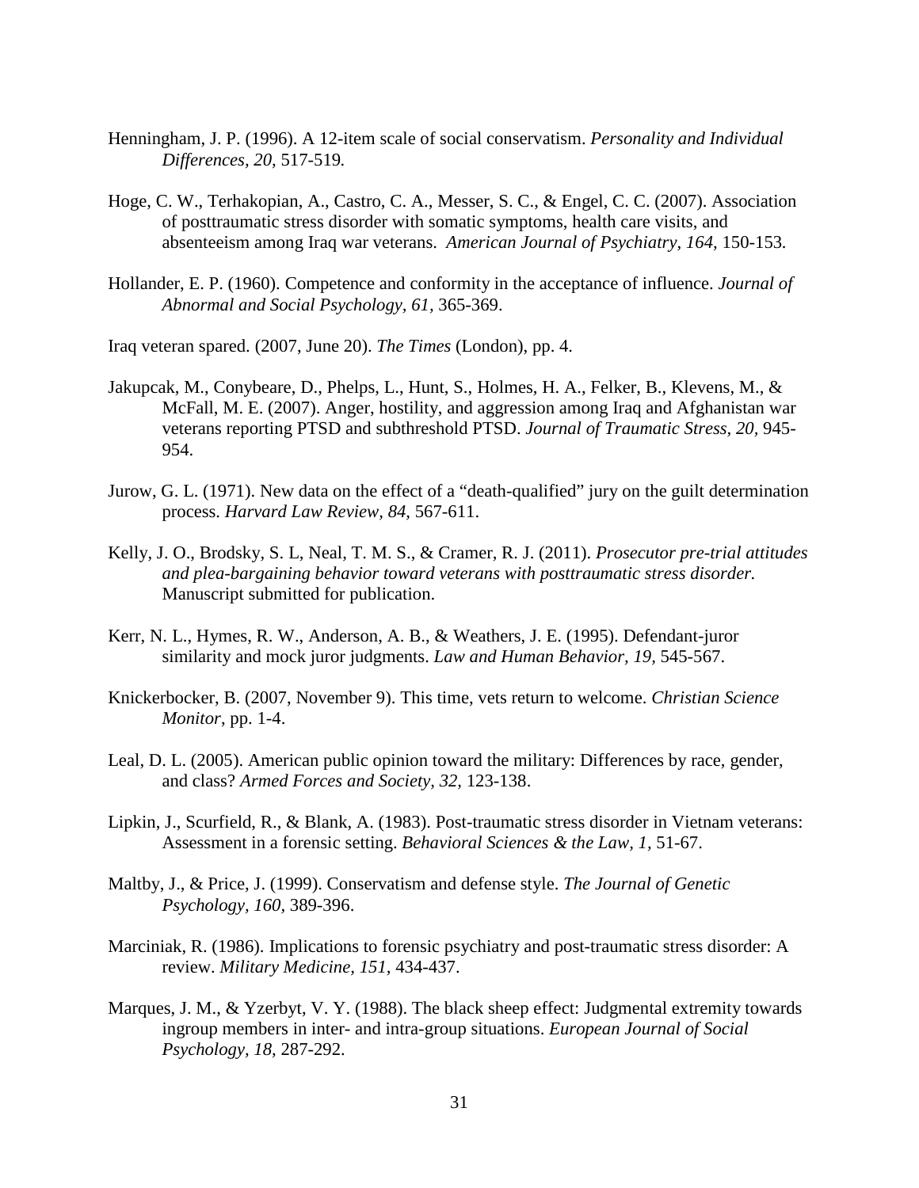Henningham, J. P. (1996). A 12-item scale of social conservatism. *Personality and Individual Differences, 20,* 517-519.

Hoge, C. W., Terhakopian, A., Castro, C. A., Messer, S. C., & Engel, C. C. (2007). Association of posttraumatic stress disorder with somatic symptoms, health care visits, and absenteeism among Iraq war veterans. *American Journal of Psychiatry, 164,* 150-153.

Hollander, E. P. (1960). Competence and conformity in the acceptance of influence. *Journal of Abnormal and Social Psychology, 61,* 365-369.

Iraq veteran spared. (2007, June 20). *The Times* (London), pp. 4.

Jakupcak, M., Conybeare, D., Phelps, L., Hunt, S., Holmes, H. A., Felker, B., Klevens, M., & McFall, M. E. (2007). Anger, hostility, and aggression among Iraq and Afghanistan war veterans reporting PTSD and subthreshold PTSD. *Journal of Traumatic Stress, 20,* 945-954.

Jurow, G. L. (1971). New data on the effect of a "death-qualified" jury on the guilt determination process. *Harvard Law Review, 84,* 567-611.

Kelly, J. O., Brodsky, S. L, Neal, T. M. S., & Cramer, R. J. (2011). *Prosecutor pre-trial attitudes and plea-bargaining behavior toward veterans with posttraumatic stress disorder.* Manuscript submitted for publication.

Kerr, N. L., Hymes, R. W., Anderson, A. B., & Weathers, J. E. (1995). Defendant-juror similarity and mock juror judgments. *Law and Human Behavior, 19,* 545-567.

Knickerbocker, B. (2007, November 9). This time, vets return to welcome. *Christian Science Monitor*, pp. 1-4.

Leal, D. L. (2005). American public opinion toward the military: Differences by race, gender, and class? *Armed Forces and Society, 32,* 123-138.

Lipkin, J., Scurfield, R., & Blank, A. (1983). Post-traumatic stress disorder in Vietnam veterans: Assessment in a forensic setting. *Behavioral Sciences & the Law, 1,* 51-67.

Maltby, J., & Price, J. (1999). Conservatism and defense style. *The Journal of Genetic Psychology, 160,* 389-396.

Marciniak, R. (1986). Implications to forensic psychiatry and post-traumatic stress disorder: A review. *Military Medicine, 151,* 434-437.

Marques, J. M., & Yzerbyt, V. Y. (1988). The black sheep effect: Judgmental extremity towards ingroup members in inter- and intra-group situations. *European Journal of Social Psychology, 18,* 287-292.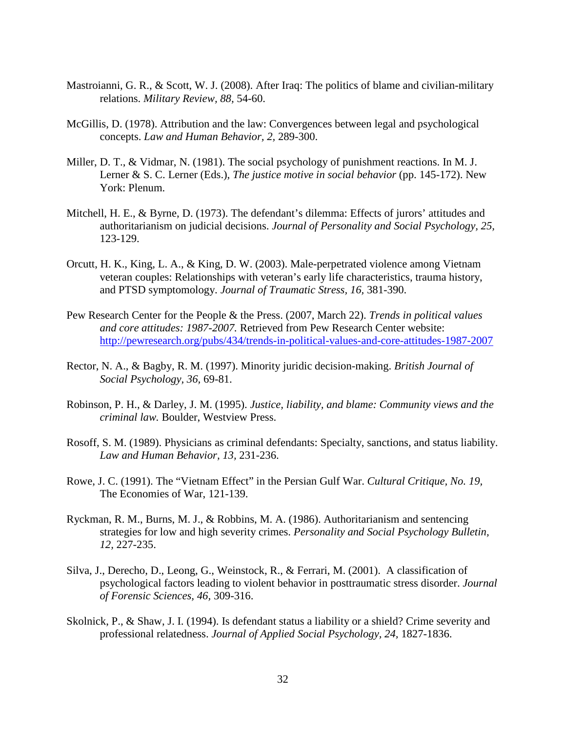Mastroianni, G. R., & Scott, W. J. (2008). After Iraq: The politics of blame and civilian-military relations. *Military Review, 88,* 54-60.

McGillis, D. (1978). Attribution and the law: Convergences between legal and psychological concepts. *Law and Human Behavior, 2,* 289-300.

Miller, D. T., & Vidmar, N. (1981). The social psychology of punishment reactions. In M. J. Lerner & S. C. Lerner (Eds.), *The justice motive in social behavior* (pp. 145-172). New York: Plenum.

Mitchell, H. E., & Byrne, D. (1973). The defendant's dilemma: Effects of jurors' attitudes and authoritarianism on judicial decisions. *Journal of Personality and Social Psychology, 25,* 123-129.

Orcutt, H. K., King, L. A., & King, D. W. (2003). Male-perpetrated violence among Vietnam veteran couples: Relationships with veteran's early life characteristics, trauma history, and PTSD symptomology. *Journal of Traumatic Stress, 16,* 381-390.

Pew Research Center for the People & the Press. (2007, March 22). *Trends in political values and core attitudes: 1987-2007.* Retrieved from Pew Research Center website: http://pewresearch.org/pubs/434/trends-in-political-values-and-core-attitudes-1987-2007

Rector, N. A., & Bagby, R. M. (1997). Minority juridic decision-making. *British Journal of Social Psychology, 36,* 69-81.

Robinson, P. H., & Darley, J. M. (1995). *Justice, liability, and blame: Community views and the criminal law.* Boulder, Westview Press.

Rosoff, S. M. (1989). Physicians as criminal defendants: Specialty, sanctions, and status liability. *Law and Human Behavior, 13,* 231-236.

Rowe, J. C. (1991). The "Vietnam Effect" in the Persian Gulf War. *Cultural Critique, No. 19,* The Economies of War, 121-139.

Ryckman, R. M., Burns, M. J., & Robbins, M. A. (1986). Authoritarianism and sentencing strategies for low and high severity crimes. *Personality and Social Psychology Bulletin, 12,* 227-235.

Silva, J., Derecho, D., Leong, G., Weinstock, R., & Ferrari, M. (2001). A classification of psychological factors leading to violent behavior in posttraumatic stress disorder. *Journal of Forensic Sciences, 46,* 309-316.

Skolnick, P., & Shaw, J. I. (1994). Is defendant status a liability or a shield? Crime severity and professional relatedness. *Journal of Applied Social Psychology, 24,* 1827-1836.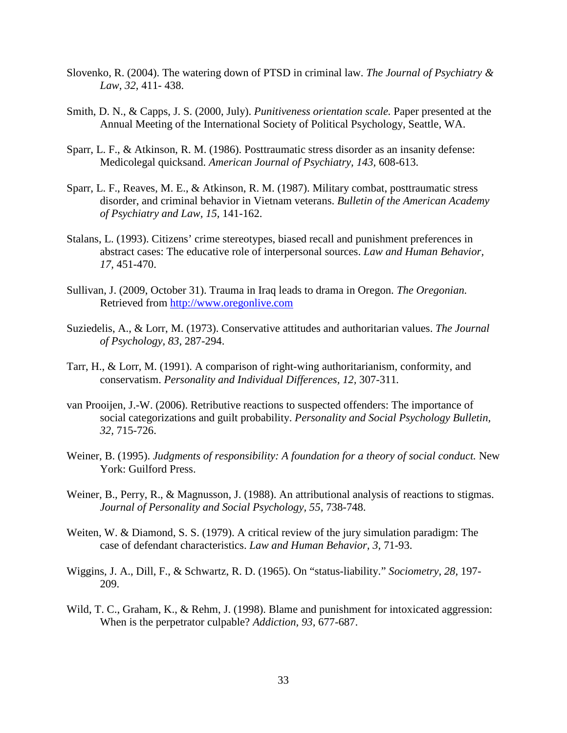Slovenko, R. (2004). The watering down of PTSD in criminal law. *The Journal of Psychiatry & Law, 32,* 411- 438.

Smith, D. N., & Capps, J. S. (2000, July). *Punitiveness orientation scale.* Paper presented at the Annual Meeting of the International Society of Political Psychology, Seattle, WA.

Sparr, L. F., & Atkinson, R. M. (1986). Posttraumatic stress disorder as an insanity defense: Medicolegal quicksand. *American Journal of Psychiatry, 143,* 608-613.

Sparr, L. F., Reaves, M. E., & Atkinson, R. M. (1987). Military combat, posttraumatic stress disorder, and criminal behavior in Vietnam veterans. *Bulletin of the American Academy of Psychiatry and Law, 15,* 141-162.

Stalans, L. (1993). Citizens' crime stereotypes, biased recall and punishment preferences in abstract cases: The educative role of interpersonal sources. *Law and Human Behavior, 17*, 451-470.

Sullivan, J. (2009, October 31). Trauma in Iraq leads to drama in Oregon. *The Oregonian.* Retrieved from http://www.oregonlive.com

Suziedelis, A., & Lorr, M. (1973). Conservative attitudes and authoritarian values. *The Journal of Psychology, 83,* 287-294.

Tarr, H., & Lorr, M. (1991). A comparison of right-wing authoritarianism, conformity, and conservatism. *Personality and Individual Differences, 12,* 307-311.

van Prooijen, J.-W. (2006). Retributive reactions to suspected offenders: The importance of social categorizations and guilt probability. *Personality and Social Psychology Bulletin, 32*, 715-726.

Weiner, B. (1995). *Judgments of responsibility: A foundation for a theory of social conduct.* New York: Guilford Press.

Weiner, B., Perry, R., & Magnusson, J. (1988). An attributional analysis of reactions to stigmas. *Journal of Personality and Social Psychology*, *55,* 738-748.

Weiten, W. & Diamond, S. S. (1979). A critical review of the jury simulation paradigm: The case of defendant characteristics. *Law and Human Behavior, 3,* 71-93.

Wiggins, J. A., Dill, F., & Schwartz, R. D. (1965). On "status-liability." *Sociometry, 28,* 197-209.

Wild, T. C., Graham, K., & Rehm, J. (1998). Blame and punishment for intoxicated aggression: When is the perpetrator culpable? *Addiction, 93*, 677-687.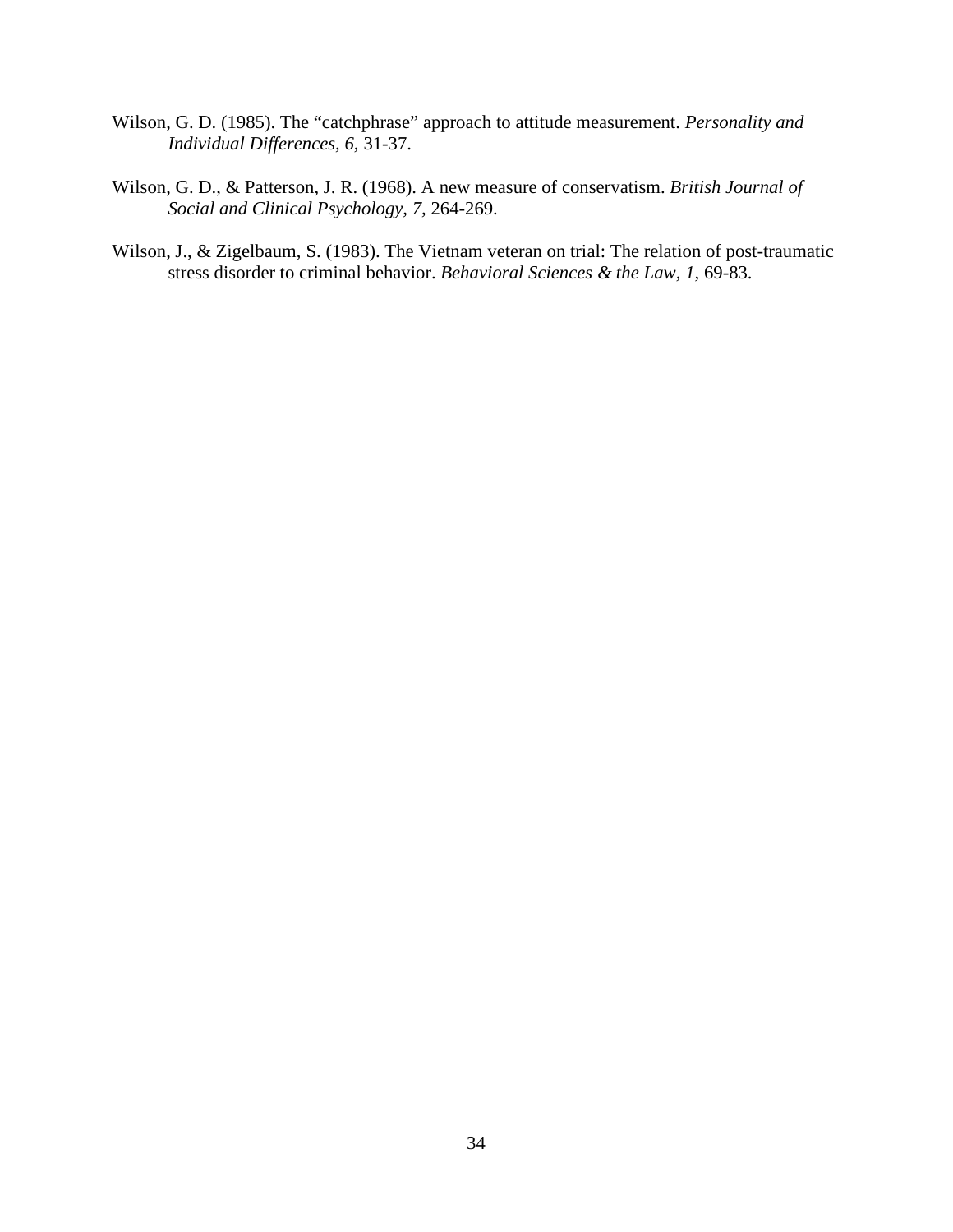Wilson, G. D. (1985). The “catchphrase” approach to attitude measurement. *Personality and Individual Differences, 6,* 31-37.

Wilson, G. D., & Patterson, J. R. (1968). A new measure of conservatism. *British Journal of Social and Clinical Psychology, 7,* 264-269.

Wilson, J., & Zigelbaum, S. (1983). The Vietnam veteran on trial: The relation of post-traumatic stress disorder to criminal behavior. *Behavioral Sciences & the Law, 1,* 69-83.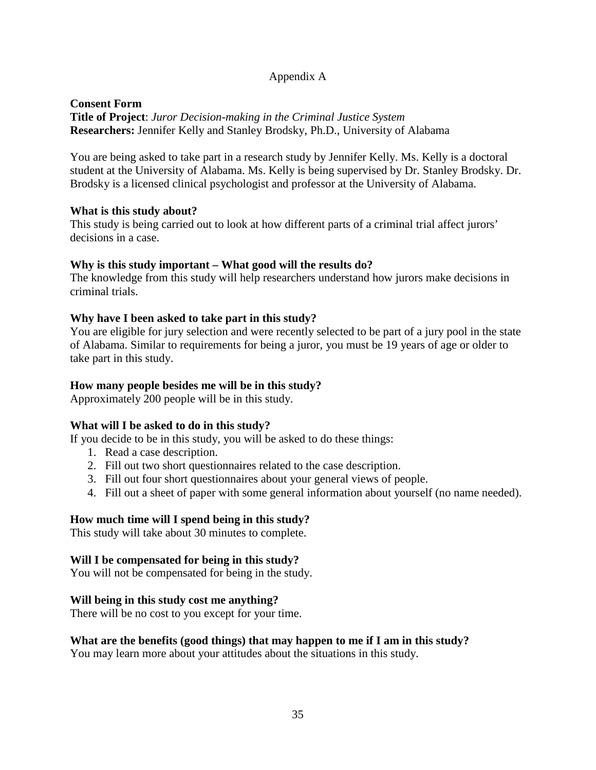Appendix A

**Consent Form**
**Title of Project**: *Juror Decision-making in the Criminal Justice System*
**Researchers:** Jennifer Kelly and Stanley Brodsky, Ph.D., University of Alabama

You are being asked to take part in a research study by Jennifer Kelly. Ms. Kelly is a doctoral student at the University of Alabama. Ms. Kelly is being supervised by Dr. Stanley Brodsky. Dr. Brodsky is a licensed clinical psychologist and professor at the University of Alabama.

**What is this study about?**
This study is being carried out to look at how different parts of a criminal trial affect jurors' decisions in a case.

**Why is this study important – What good will the results do?**
The knowledge from this study will help researchers understand how jurors make decisions in criminal trials.

**Why have I been asked to take part in this study?**
You are eligible for jury selection and were recently selected to be part of a jury pool in the state of Alabama. Similar to requirements for being a juror, you must be 19 years of age or older to take part in this study.

**How many people besides me will be in this study?**
Approximately 200 people will be in this study.

**What will I be asked to do in this study?**
If you decide to be in this study, you will be asked to do these things:

1. Read a case description.
2. Fill out two short questionnaires related to the case description.
3. Fill out four short questionnaires about your general views of people.
4. Fill out a sheet of paper with some general information about yourself (no name needed).

**How much time will I spend being in this study?**
This study will take about 30 minutes to complete.

**Will I be compensated for being in this study?**
You will not be compensated for being in the study.

**Will being in this study cost me anything?**
There will be no cost to you except for your time.

**What are the benefits (good things) that may happen to me if I am in this study?**
You may learn more about your attitudes about the situations in this study.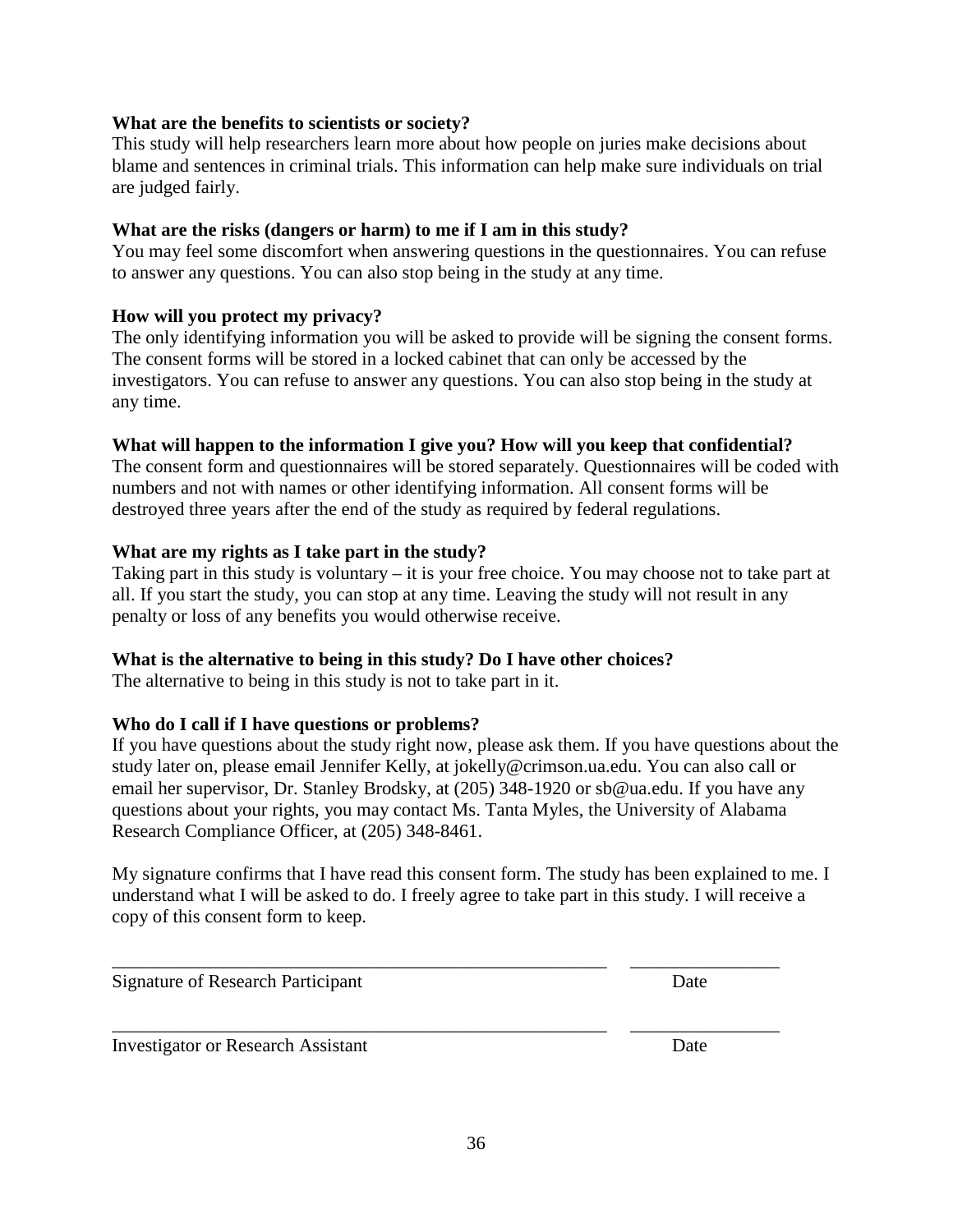**What are the benefits to scientists or society?**

This study will help researchers learn more about how people on juries make decisions about blame and sentences in criminal trials. This information can help make sure individuals on trial are judged fairly.

**What are the risks (dangers or harm) to me if I am in this study?**

You may feel some discomfort when answering questions in the questionnaires. You can refuse to answer any questions. You can also stop being in the study at any time.

**How will you protect my privacy?**

The only identifying information you will be asked to provide will be signing the consent forms. The consent forms will be stored in a locked cabinet that can only be accessed by the investigators. You can refuse to answer any questions. You can also stop being in the study at any time.

**What will happen to the information I give you? How will you keep that confidential?**

The consent form and questionnaires will be stored separately. Questionnaires will be coded with numbers and not with names or other identifying information. All consent forms will be destroyed three years after the end of the study as required by federal regulations.

**What are my rights as I take part in the study?**

Taking part in this study is voluntary – it is your free choice. You may choose not to take part at all. If you start the study, you can stop at any time. Leaving the study will not result in any penalty or loss of any benefits you would otherwise receive.

**What is the alternative to being in this study? Do I have other choices?**

The alternative to being in this study is not to take part in it.

**Who do I call if I have questions or problems?**

If you have questions about the study right now, please ask them. If you have questions about the study later on, please email Jennifer Kelly, at jokelly@crimson.ua.edu. You can also call or email her supervisor, Dr. Stanley Brodsky, at (205) 348-1920 or sb@ua.edu. If you have any questions about your rights, you may contact Ms. Tanta Myles, the University of Alabama Research Compliance Officer, at (205) 348-8461.

My signature confirms that I have read this consent form. The study has been explained to me. I understand what I will be asked to do. I freely agree to take part in this study. I will receive a copy of this consent form to keep.

\_\_\_\_\_\_\_\_\_\_\_\_\_\_\_\_\_\_\_\_\_\_\_\_\_\_\_\_\_\_\_\_\_\_\_\_\_\_\_\_\_\_\_\_\_\_\_\_ \_\_\_\_\_\_\_\_\_\_\_\_\_\_\_

Signature of Research Participant Date

\_\_\_\_\_\_\_\_\_\_\_\_\_\_\_\_\_\_\_\_\_\_\_\_\_\_\_\_\_\_\_\_\_\_\_\_\_\_\_\_\_\_\_\_\_\_\_\_ \_\_\_\_\_\_\_\_\_\_\_\_\_\_\_

Investigator or Research Assistant Date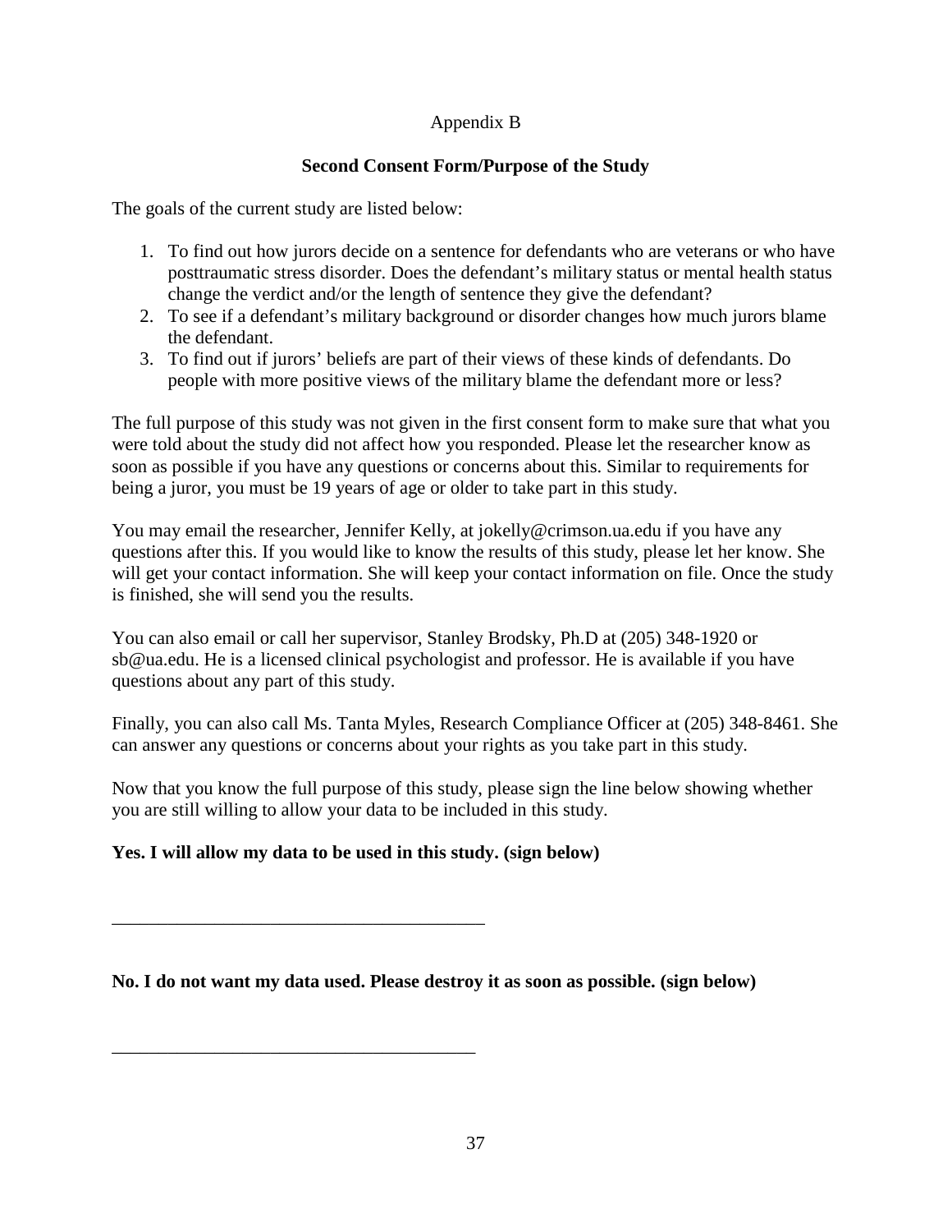Appendix B

**Second Consent Form/Purpose of the Study**

The goals of the current study are listed below:

1. To find out how jurors decide on a sentence for defendants who are veterans or who have posttraumatic stress disorder. Does the defendant's military status or mental health status change the verdict and/or the length of sentence they give the defendant?
2. To see if a defendant's military background or disorder changes how much jurors blame the defendant.
3. To find out if jurors' beliefs are part of their views of these kinds of defendants. Do people with more positive views of the military blame the defendant more or less?

The full purpose of this study was not given in the first consent form to make sure that what you were told about the study did not affect how you responded. Please let the researcher know as soon as possible if you have any questions or concerns about this. Similar to requirements for being a juror, you must be 19 years of age or older to take part in this study.

You may email the researcher, Jennifer Kelly, at jokelly@crimson.ua.edu if you have any questions after this. If you would like to know the results of this study, please let her know. She will get your contact information. She will keep your contact information on file. Once the study is finished, she will send you the results.

You can also email or call her supervisor, Stanley Brodsky, Ph.D at (205) 348-1920 or sb@ua.edu. He is a licensed clinical psychologist and professor. He is available if you have questions about any part of this study.

Finally, you can also call Ms. Tanta Myles, Research Compliance Officer at (205) 348-8461. She can answer any questions or concerns about your rights as you take part in this study.

Now that you know the full purpose of this study, please sign the line below showing whether you are still willing to allow your data to be included in this study.

**Yes. I will allow my data to be used in this study. (sign below)**

________________________________________

**No. I do not want my data used. Please destroy it as soon as possible. (sign below)**

________________________________________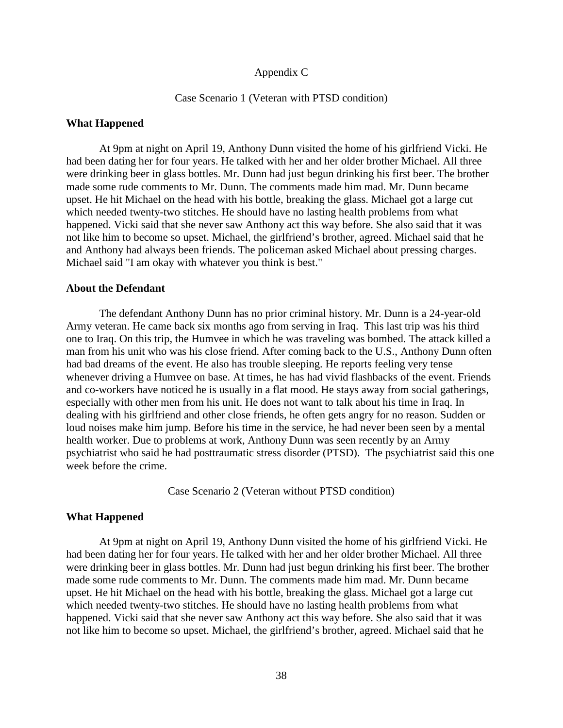# Appendix C

## Case Scenario 1 (Veteran with PTSD condition)

**What Happened**

At 9pm at night on April 19, Anthony Dunn visited the home of his girlfriend Vicki. He had been dating her for four years. He talked with her and her older brother Michael. All three were drinking beer in glass bottles. Mr. Dunn had just begun drinking his first beer. The brother made some rude comments to Mr. Dunn. The comments made him mad. Mr. Dunn became upset. He hit Michael on the head with his bottle, breaking the glass. Michael got a large cut which needed twenty-two stitches. He should have no lasting health problems from what happened. Vicki said that she never saw Anthony act this way before. She also said that it was not like him to become so upset. Michael, the girlfriend's brother, agreed. Michael said that he and Anthony had always been friends. The policeman asked Michael about pressing charges. Michael said "I am okay with whatever you think is best."

**About the Defendant**

The defendant Anthony Dunn has no prior criminal history. Mr. Dunn is a 24-year-old Army veteran. He came back six months ago from serving in Iraq. This last trip was his third one to Iraq. On this trip, the Humvee in which he was traveling was bombed. The attack killed a man from his unit who was his close friend. After coming back to the U.S., Anthony Dunn often had bad dreams of the event. He also has trouble sleeping. He reports feeling very tense whenever driving a Humvee on base. At times, he has had vivid flashbacks of the event. Friends and co-workers have noticed he is usually in a flat mood. He stays away from social gatherings, especially with other men from his unit. He does not want to talk about his time in Iraq. In dealing with his girlfriend and other close friends, he often gets angry for no reason. Sudden or loud noises make him jump. Before his time in the service, he had never been seen by a mental health worker. Due to problems at work, Anthony Dunn was seen recently by an Army psychiatrist who said he had posttraumatic stress disorder (PTSD). The psychiatrist said this one week before the crime.

## Case Scenario 2 (Veteran without PTSD condition)

**What Happened**

At 9pm at night on April 19, Anthony Dunn visited the home of his girlfriend Vicki. He had been dating her for four years. He talked with her and her older brother Michael. All three were drinking beer in glass bottles. Mr. Dunn had just begun drinking his first beer. The brother made some rude comments to Mr. Dunn. The comments made him mad. Mr. Dunn became upset. He hit Michael on the head with his bottle, breaking the glass. Michael got a large cut which needed twenty-two stitches. He should have no lasting health problems from what happened. Vicki said that she never saw Anthony act this way before. She also said that it was not like him to become so upset. Michael, the girlfriend's brother, agreed. Michael said that he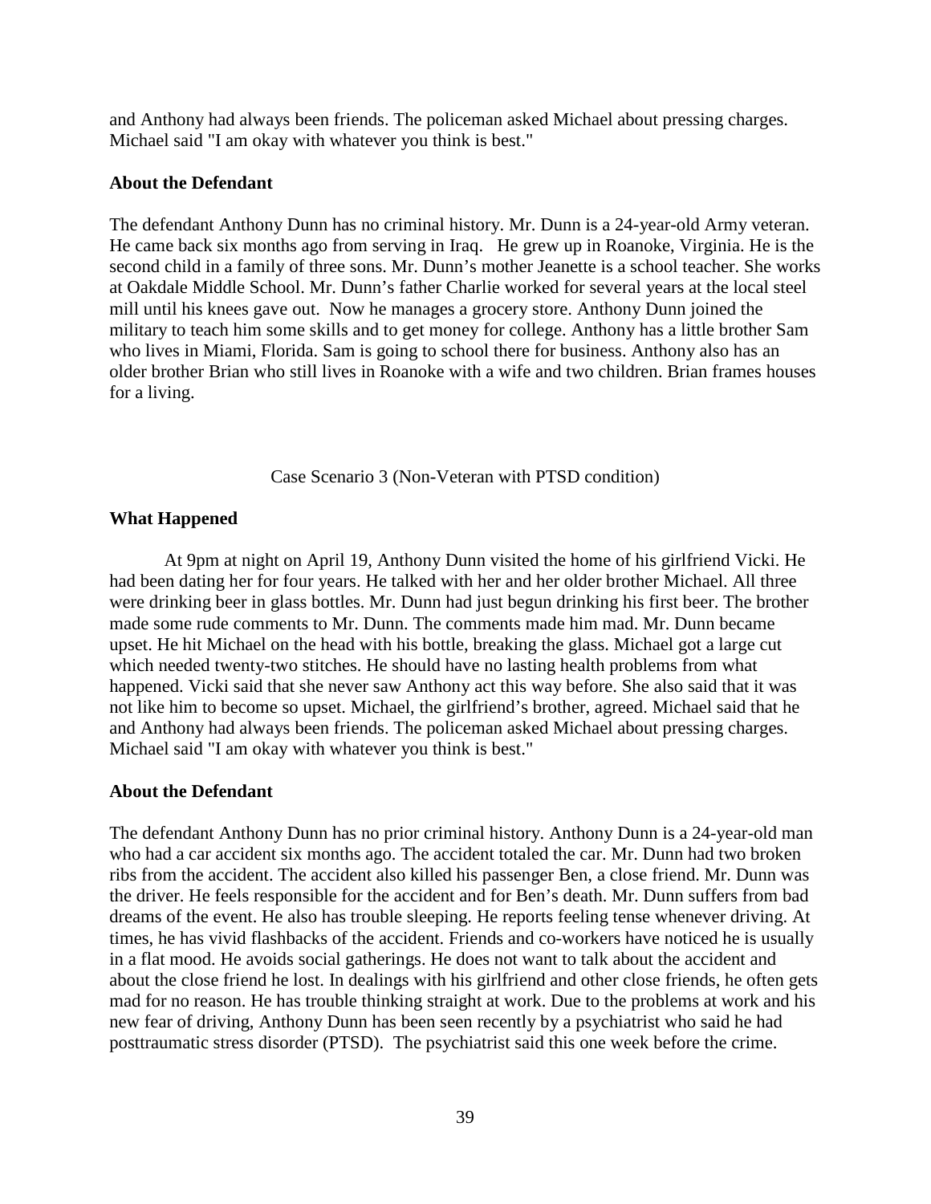and Anthony had always been friends. The policeman asked Michael about pressing charges. Michael said "I am okay with whatever you think is best."

**About the Defendant**

The defendant Anthony Dunn has no criminal history. Mr. Dunn is a 24-year-old Army veteran. He came back six months ago from serving in Iraq. He grew up in Roanoke, Virginia. He is the second child in a family of three sons. Mr. Dunn's mother Jeanette is a school teacher. She works at Oakdale Middle School. Mr. Dunn's father Charlie worked for several years at the local steel mill until his knees gave out. Now he manages a grocery store. Anthony Dunn joined the military to teach him some skills and to get money for college. Anthony has a little brother Sam who lives in Miami, Florida. Sam is going to school there for business. Anthony also has an older brother Brian who still lives in Roanoke with a wife and two children. Brian frames houses for a living.

Case Scenario 3 (Non-Veteran with PTSD condition)

**What Happened**

At 9pm at night on April 19, Anthony Dunn visited the home of his girlfriend Vicki. He had been dating her for four years. He talked with her and her older brother Michael. All three were drinking beer in glass bottles. Mr. Dunn had just begun drinking his first beer. The brother made some rude comments to Mr. Dunn. The comments made him mad. Mr. Dunn became upset. He hit Michael on the head with his bottle, breaking the glass. Michael got a large cut which needed twenty-two stitches. He should have no lasting health problems from what happened. Vicki said that she never saw Anthony act this way before. She also said that it was not like him to become so upset. Michael, the girlfriend's brother, agreed. Michael said that he and Anthony had always been friends. The policeman asked Michael about pressing charges. Michael said "I am okay with whatever you think is best."

**About the Defendant**

The defendant Anthony Dunn has no prior criminal history. Anthony Dunn is a 24-year-old man who had a car accident six months ago. The accident totaled the car. Mr. Dunn had two broken ribs from the accident. The accident also killed his passenger Ben, a close friend. Mr. Dunn was the driver. He feels responsible for the accident and for Ben's death. Mr. Dunn suffers from bad dreams of the event. He also has trouble sleeping. He reports feeling tense whenever driving. At times, he has vivid flashbacks of the accident. Friends and co-workers have noticed he is usually in a flat mood. He avoids social gatherings. He does not want to talk about the accident and about the close friend he lost. In dealings with his girlfriend and other close friends, he often gets mad for no reason. He has trouble thinking straight at work. Due to the problems at work and his new fear of driving, Anthony Dunn has been seen recently by a psychiatrist who said he had posttraumatic stress disorder (PTSD). The psychiatrist said this one week before the crime.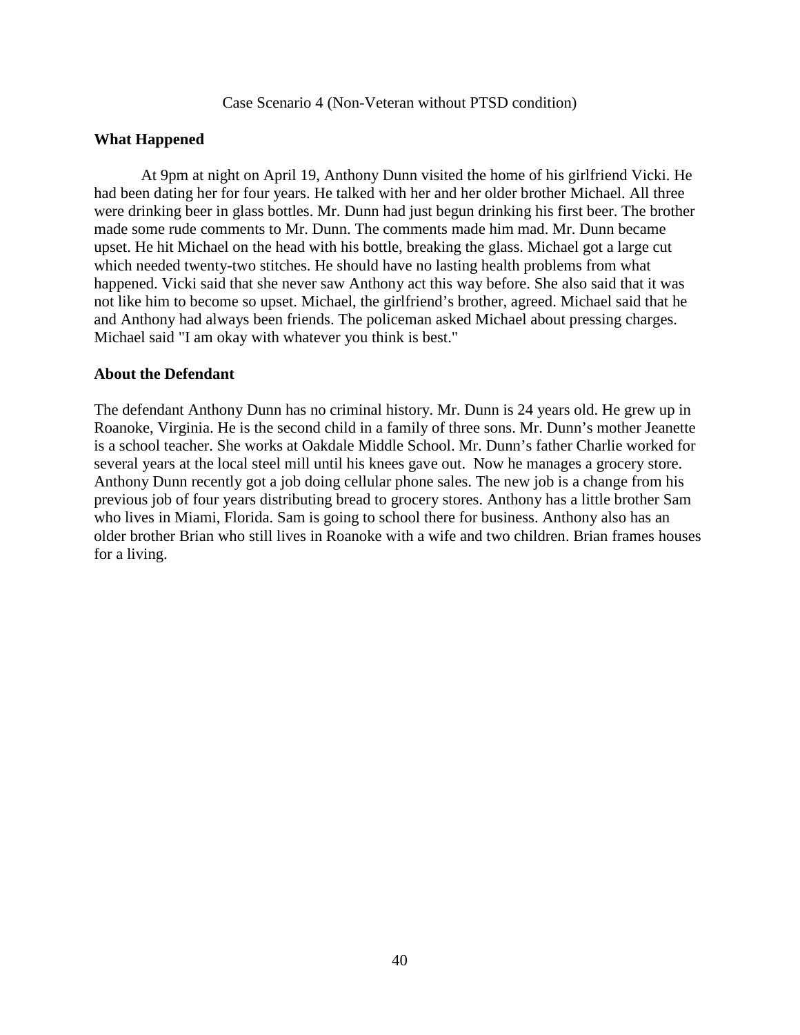Case Scenario 4 (Non-Veteran without PTSD condition)

**What Happened**

At 9pm at night on April 19, Anthony Dunn visited the home of his girlfriend Vicki. He had been dating her for four years. He talked with her and her older brother Michael. All three were drinking beer in glass bottles. Mr. Dunn had just begun drinking his first beer. The brother made some rude comments to Mr. Dunn. The comments made him mad. Mr. Dunn became upset. He hit Michael on the head with his bottle, breaking the glass. Michael got a large cut which needed twenty-two stitches. He should have no lasting health problems from what happened. Vicki said that she never saw Anthony act this way before. She also said that it was not like him to become so upset. Michael, the girlfriend's brother, agreed. Michael said that he and Anthony had always been friends. The policeman asked Michael about pressing charges. Michael said "I am okay with whatever you think is best."

**About the Defendant**

The defendant Anthony Dunn has no criminal history. Mr. Dunn is 24 years old. He grew up in Roanoke, Virginia. He is the second child in a family of three sons. Mr. Dunn's mother Jeanette is a school teacher. She works at Oakdale Middle School. Mr. Dunn's father Charlie worked for several years at the local steel mill until his knees gave out. Now he manages a grocery store. Anthony Dunn recently got a job doing cellular phone sales. The new job is a change from his previous job of four years distributing bread to grocery stores. Anthony has a little brother Sam who lives in Miami, Florida. Sam is going to school there for business. Anthony also has an older brother Brian who still lives in Roanoke with a wife and two children. Brian frames houses for a living.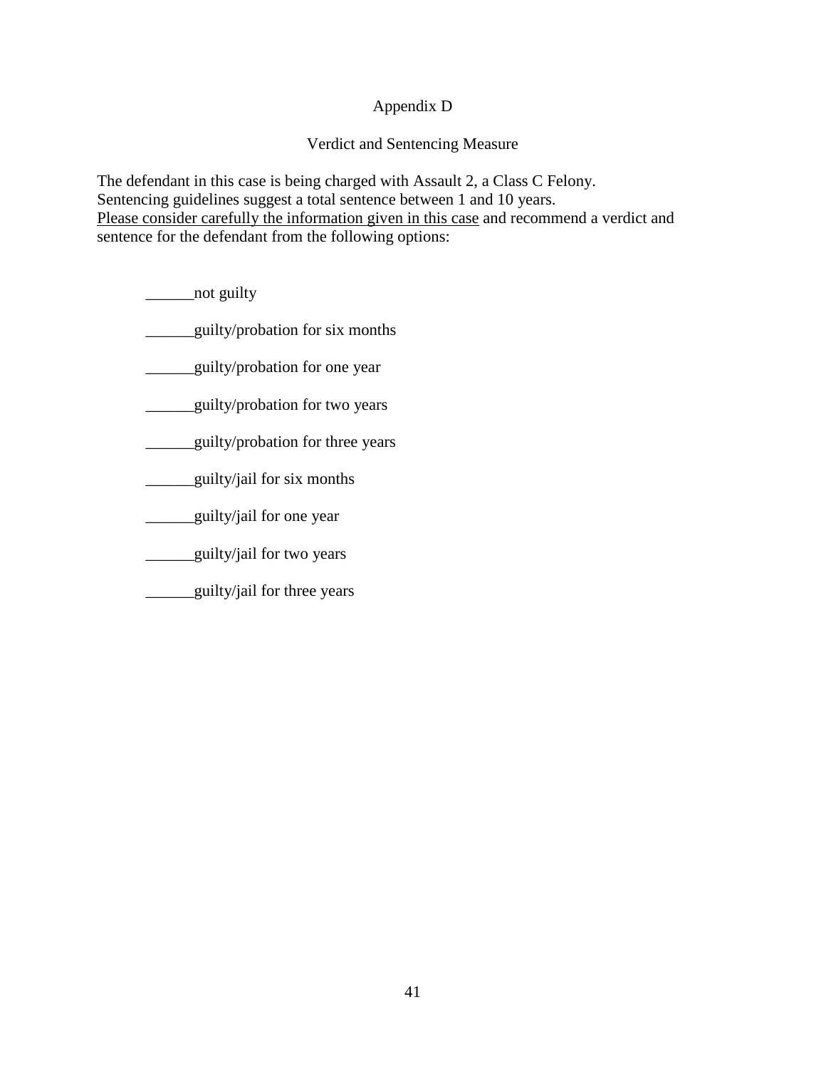# Appendix D

## Verdict and Sentencing Measure

The defendant in this case is being charged with Assault 2, a Class C Felony.
Sentencing guidelines suggest a total sentence between 1 and 10 years.
<u>Please consider carefully the information given in this case</u> and recommend a verdict and sentence for the defendant from the following options:

______not guilty

______guilty/probation for six months

______guilty/probation for one year

______guilty/probation for two years

______guilty/probation for three years

______guilty/jail for six months

______guilty/jail for one year

______guilty/jail for two years

______guilty/jail for three years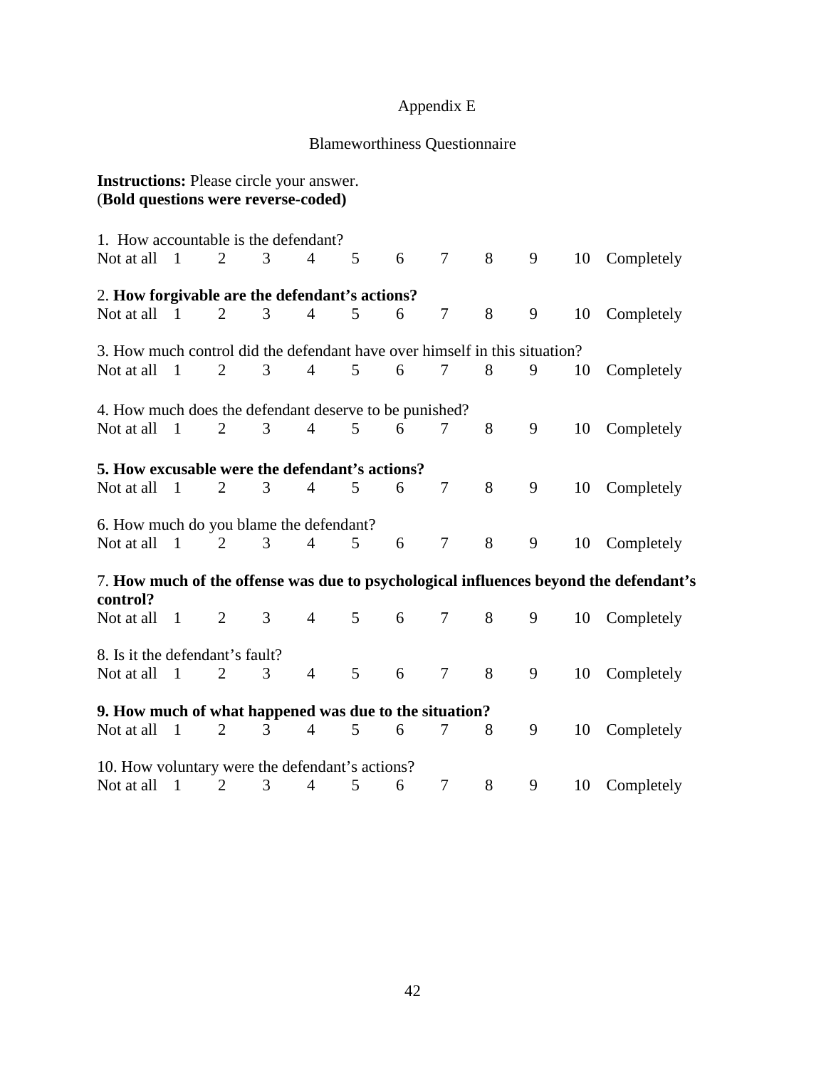# Appendix E

## Blameworthiness Questionnaire

**Instructions:** Please circle your answer.
(**Bold questions were reverse-coded)**

1. How accountable is the defendant?
Not at all 1 2 3 4 5 6 7 8 9 10 Completely

2. **How forgivable are the defendant's actions?**
Not at all 1 2 3 4 5 6 7 8 9 10 Completely

3. How much control did the defendant have over himself in this situation?
Not at all 1 2 3 4 5 6 7 8 9 10 Completely

4. How much does the defendant deserve to be punished?
Not at all 1 2 3 4 5 6 7 8 9 10 Completely

**5. How excusable were the defendant's actions?**
Not at all 1 2 3 4 5 6 7 8 9 10 Completely

6. How much do you blame the defendant?
Not at all 1 2 3 4 5 6 7 8 9 10 Completely

7. **How much of the offense was due to psychological influences beyond the defendant's control?**
Not at all 1 2 3 4 5 6 7 8 9 10 Completely

8. Is it the defendant's fault?
Not at all 1 2 3 4 5 6 7 8 9 10 Completely

**9. How much of what happened was due to the situation?**
Not at all 1 2 3 4 5 6 7 8 9 10 Completely

10. How voluntary were the defendant's actions?
Not at all 1 2 3 4 5 6 7 8 9 10 Completely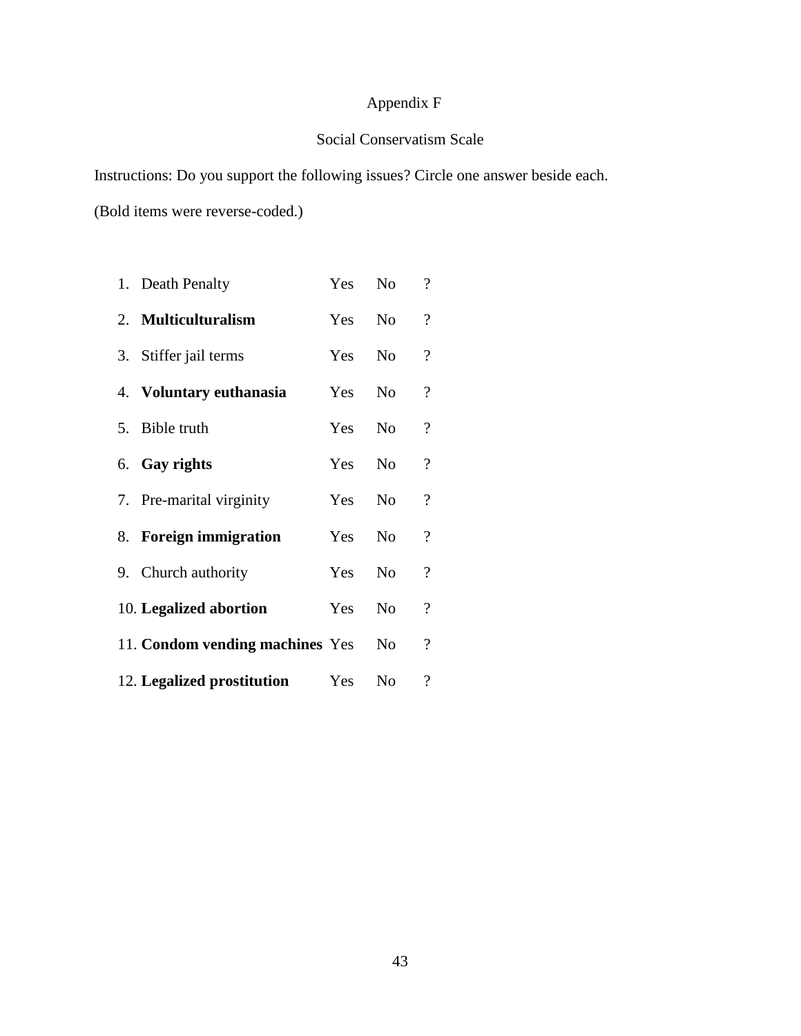# Appendix F

## Social Conservatism Scale

Instructions: Do you support the following issues? Circle one answer beside each.

(Bold items were reverse-coded.)

1. Death Penalty Yes No ?
2. **Multiculturalism** Yes No ?
3. Stiffer jail terms Yes No ?
4. **Voluntary euthanasia** Yes No ?
5. Bible truth Yes No ?
6. **Gay rights** Yes No ?
7. Pre-marital virginity Yes No ?
8. **Foreign immigration** Yes No ?
9. Church authority Yes No ?
10. **Legalized abortion** Yes No ?
11. **Condom vending machines** Yes No ?
12. **Legalized prostitution** Yes No ?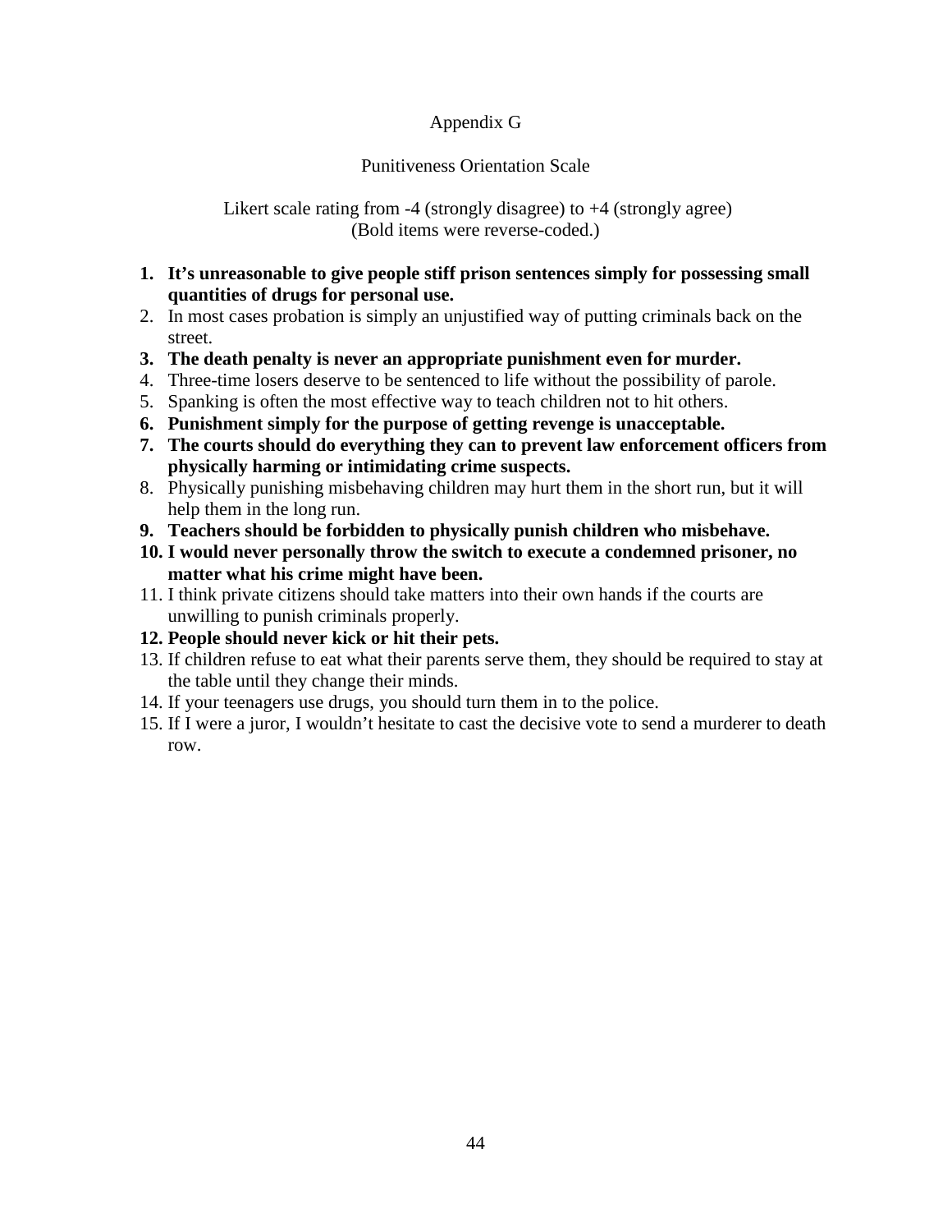# Appendix G

## Punitiveness Orientation Scale

Likert scale rating from -4 (strongly disagree) to +4 (strongly agree)
(Bold items were reverse-coded.)

1. **It's unreasonable to give people stiff prison sentences simply for possessing small quantities of drugs for personal use.**
2. In most cases probation is simply an unjustified way of putting criminals back on the street.
3. **The death penalty is never an appropriate punishment even for murder.**
4. Three-time losers deserve to be sentenced to life without the possibility of parole.
5. Spanking is often the most effective way to teach children not to hit others.
6. **Punishment simply for the purpose of getting revenge is unacceptable.**
7. **The courts should do everything they can to prevent law enforcement officers from physically harming or intimidating crime suspects.**
8. Physically punishing misbehaving children may hurt them in the short run, but it will help them in the long run.
9. **Teachers should be forbidden to physically punish children who misbehave.**
10. **I would never personally throw the switch to execute a condemned prisoner, no matter what his crime might have been.**
11. I think private citizens should take matters into their own hands if the courts are unwilling to punish criminals properly.
12. **People should never kick or hit their pets.**
13. If children refuse to eat what their parents serve them, they should be required to stay at the table until they change their minds.
14. If your teenagers use drugs, you should turn them in to the police.
15. If I were a juror, I wouldn't hesitate to cast the decisive vote to send a murderer to death row.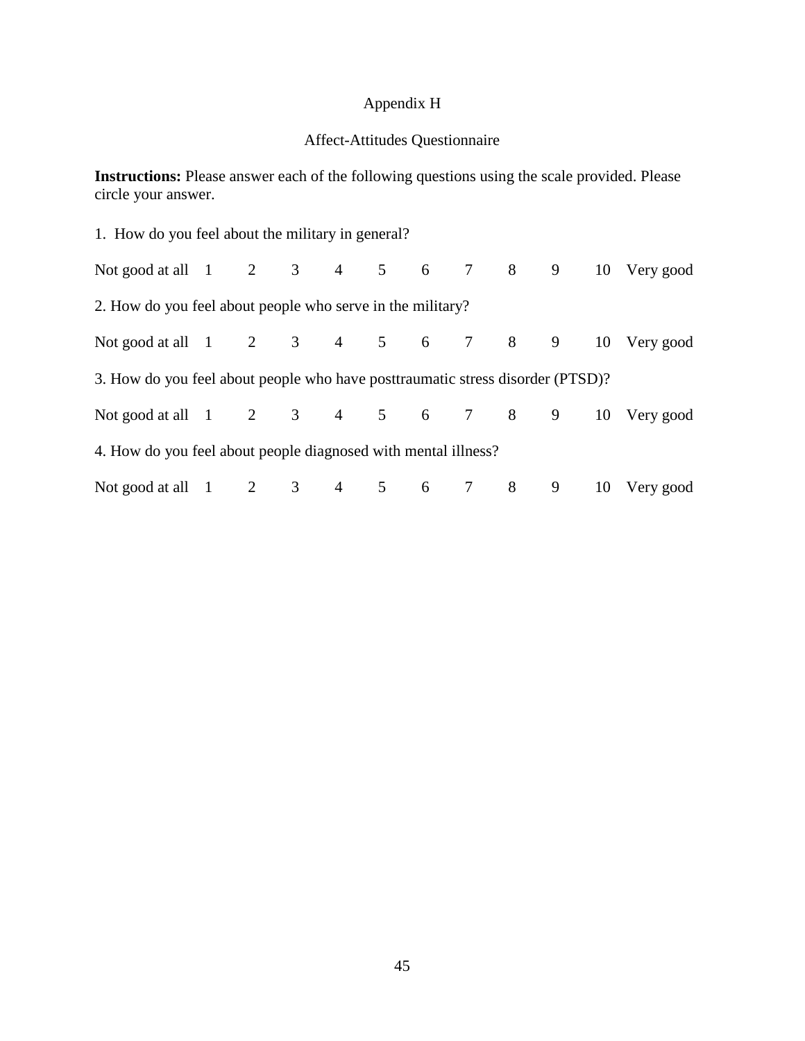# Appendix H

## Affect-Attitudes Questionnaire

**Instructions:** Please answer each of the following questions using the scale provided. Please circle your answer.

1. How do you feel about the military in general?

Not good at all 1 2 3 4 5 6 7 8 9 10 Very good

2. How do you feel about people who serve in the military?

Not good at all 1 2 3 4 5 6 7 8 9 10 Very good

3. How do you feel about people who have posttraumatic stress disorder (PTSD)?

Not good at all 1 2 3 4 5 6 7 8 9 10 Very good

4. How do you feel about people diagnosed with mental illness?

Not good at all 1 2 3 4 5 6 7 8 9 10 Very good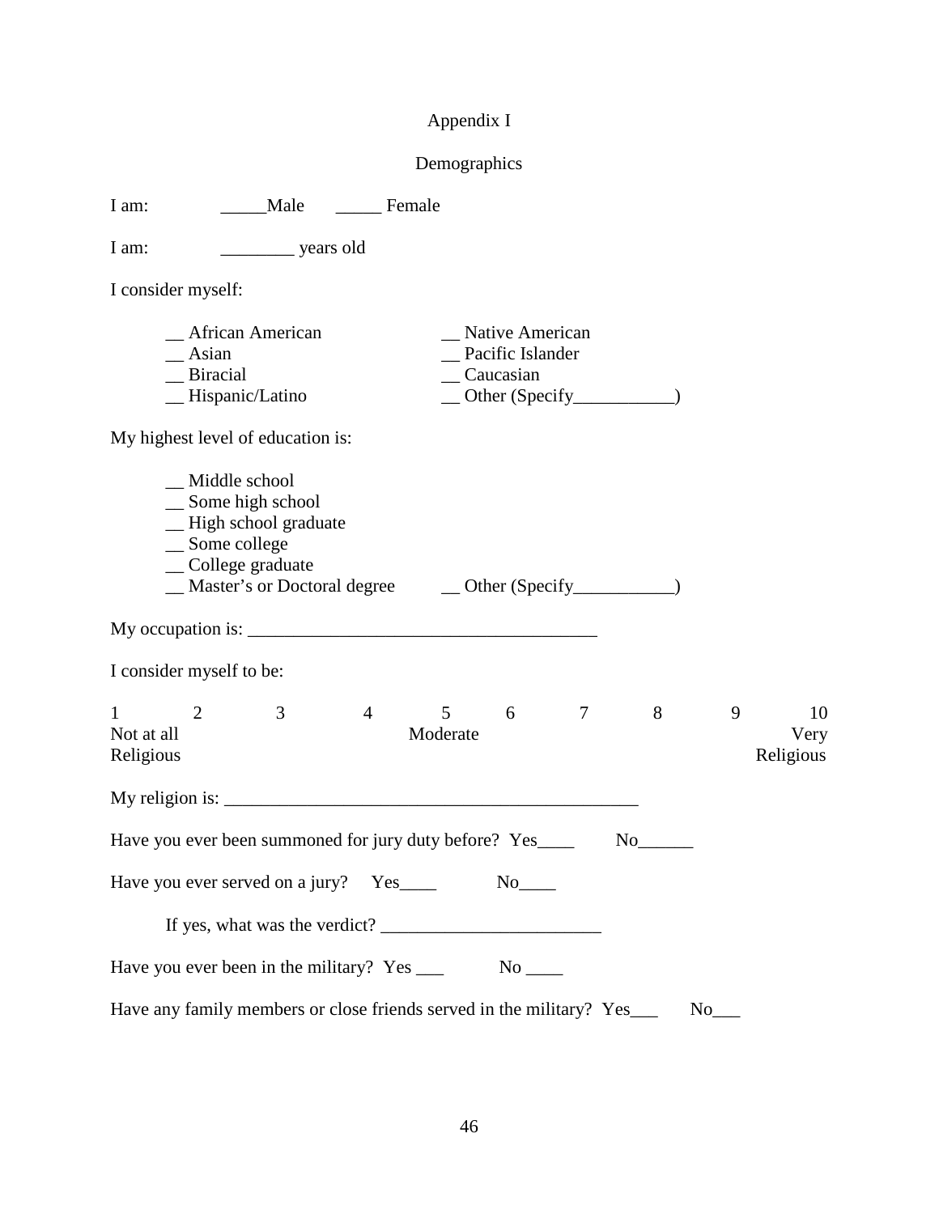# Appendix I

## Demographics

I am: _____Male _____ Female

I am: ________ years old

I consider myself:

__ African American
__ Asian
__ Biracial
__ Hispanic/Latino
__ Native American
__ Pacific Islander
__ Caucasian
__ Other (Specify___________)

My highest level of education is:

__ Middle school
__ Some high school
__ High school graduate
__ Some college
__ College graduate
__ Master's or Doctoral degree
__ Other (Specify___________)

My occupation is: _____________________________________

I consider myself to be:

| 1 | 2 | 3 | 4 | 5 | 6 | 7 | 8 | 9 | 10 |
|---|---|---|---|---|---|---|---|---|---|
| Not at all Religious | | | | Moderate | | | | | Very Religious |

My religion is: ______________________________________________

Have you ever been summoned for jury duty before? Yes____ No______

Have you ever served on a jury? Yes____ No____

If yes, what was the verdict? ________________________

Have you ever been in the military? Yes ___ No ____

Have any family members or close friends served in the military? Yes___ No___